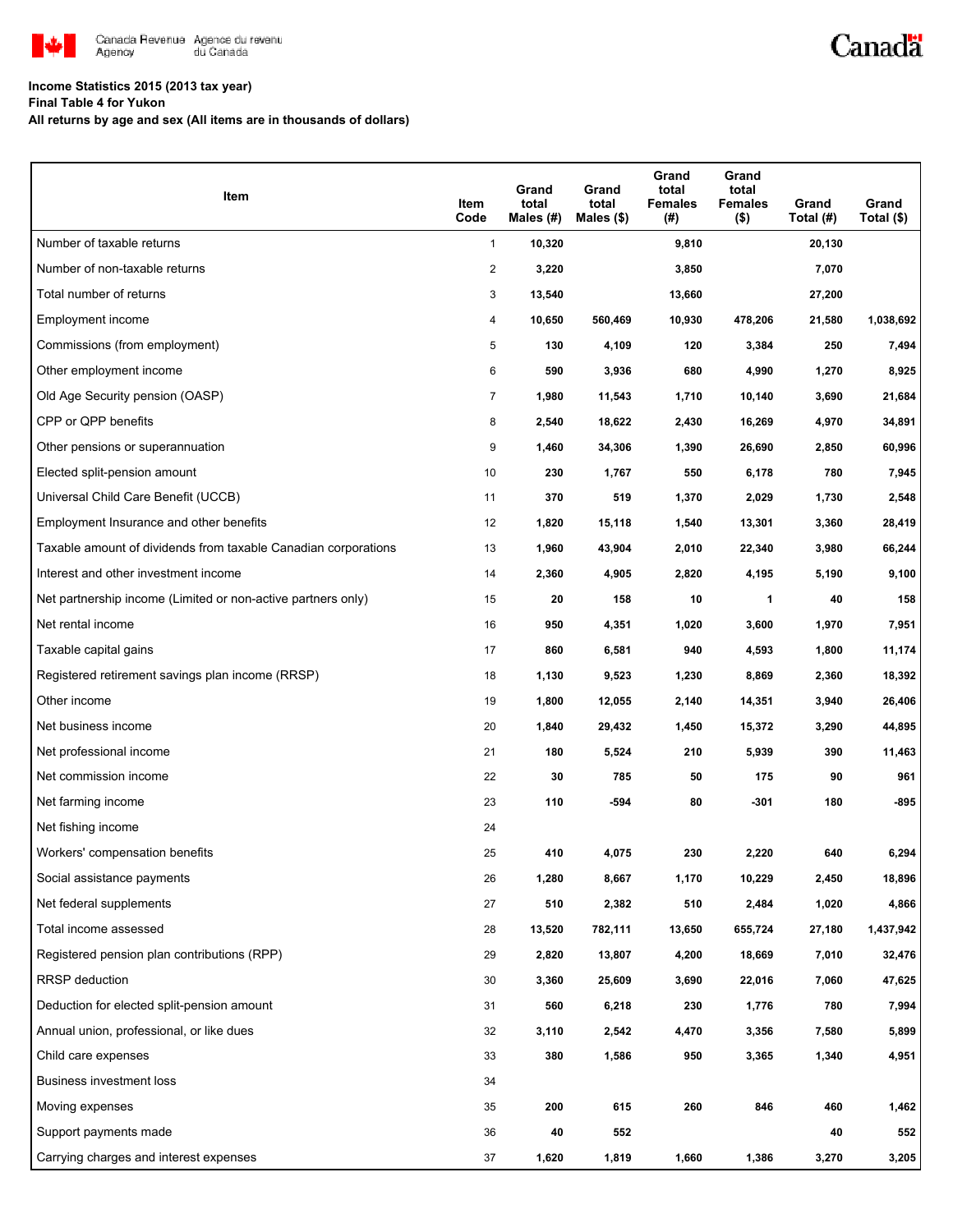Canada Revenue Agency / Agence du revenu du Canada

**Income Statistics 2015 (2013 tax year)**
**Final Table 4 for Yukon**
**All returns by age and sex (All items are in thousands of dollars)**

| Item | Item Code | Grand total Males (#) | Grand total Males ($) | Grand total Females (#) | Grand total Females ($) | Grand Total (#) | Grand Total ($) |
|---|---|---|---|---|---|---|---|
| Number of taxable returns | 1 | 10,320 | | 9,810 | | 20,130 | |
| Number of non-taxable returns | 2 | 3,220 | | 3,850 | | 7,070 | |
| Total number of returns | 3 | 13,540 | | 13,660 | | 27,200 | |
| Employment income | 4 | 10,650 | 560,469 | 10,930 | 478,206 | 21,580 | 1,038,692 |
| Commissions (from employment) | 5 | 130 | 4,109 | 120 | 3,384 | 250 | 7,494 |
| Other employment income | 6 | 590 | 3,936 | 680 | 4,990 | 1,270 | 8,925 |
| Old Age Security pension (OASP) | 7 | 1,980 | 11,543 | 1,710 | 10,140 | 3,690 | 21,684 |
| CPP or QPP benefits | 8 | 2,540 | 18,622 | 2,430 | 16,269 | 4,970 | 34,891 |
| Other pensions or superannuation | 9 | 1,460 | 34,306 | 1,390 | 26,690 | 2,850 | 60,996 |
| Elected split-pension amount | 10 | 230 | 1,767 | 550 | 6,178 | 780 | 7,945 |
| Universal Child Care Benefit (UCCB) | 11 | 370 | 519 | 1,370 | 2,029 | 1,730 | 2,548 |
| Employment Insurance and other benefits | 12 | 1,820 | 15,118 | 1,540 | 13,301 | 3,360 | 28,419 |
| Taxable amount of dividends from taxable Canadian corporations | 13 | 1,960 | 43,904 | 2,010 | 22,340 | 3,980 | 66,244 |
| Interest and other investment income | 14 | 2,360 | 4,905 | 2,820 | 4,195 | 5,190 | 9,100 |
| Net partnership income (Limited or non-active partners only) | 15 | 20 | 158 | 10 | 1 | 40 | 158 |
| Net rental income | 16 | 950 | 4,351 | 1,020 | 3,600 | 1,970 | 7,951 |
| Taxable capital gains | 17 | 860 | 6,581 | 940 | 4,593 | 1,800 | 11,174 |
| Registered retirement savings plan income (RRSP) | 18 | 1,130 | 9,523 | 1,230 | 8,869 | 2,360 | 18,392 |
| Other income | 19 | 1,800 | 12,055 | 2,140 | 14,351 | 3,940 | 26,406 |
| Net business income | 20 | 1,840 | 29,432 | 1,450 | 15,372 | 3,290 | 44,895 |
| Net professional income | 21 | 180 | 5,524 | 210 | 5,939 | 390 | 11,463 |
| Net commission income | 22 | 30 | 785 | 50 | 175 | 90 | 961 |
| Net farming income | 23 | 110 | -594 | 80 | -301 | 180 | -895 |
| Net fishing income | 24 | | | | | | |
| Workers' compensation benefits | 25 | 410 | 4,075 | 230 | 2,220 | 640 | 6,294 |
| Social assistance payments | 26 | 1,280 | 8,667 | 1,170 | 10,229 | 2,450 | 18,896 |
| Net federal supplements | 27 | 510 | 2,382 | 510 | 2,484 | 1,020 | 4,866 |
| Total income assessed | 28 | 13,520 | 782,111 | 13,650 | 655,724 | 27,180 | 1,437,942 |
| Registered pension plan contributions (RPP) | 29 | 2,820 | 13,807 | 4,200 | 18,669 | 7,010 | 32,476 |
| RRSP deduction | 30 | 3,360 | 25,609 | 3,690 | 22,016 | 7,060 | 47,625 |
| Deduction for elected split-pension amount | 31 | 560 | 6,218 | 230 | 1,776 | 780 | 7,994 |
| Annual union, professional, or like dues | 32 | 3,110 | 2,542 | 4,470 | 3,356 | 7,580 | 5,899 |
| Child care expenses | 33 | 380 | 1,586 | 950 | 3,365 | 1,340 | 4,951 |
| Business investment loss | 34 | | | | | | |
| Moving expenses | 35 | 200 | 615 | 260 | 846 | 460 | 1,462 |
| Support payments made | 36 | 40 | 552 | | | 40 | 552 |
| Carrying charges and interest expenses | 37 | 1,620 | 1,819 | 1,660 | 1,386 | 3,270 | 3,205 |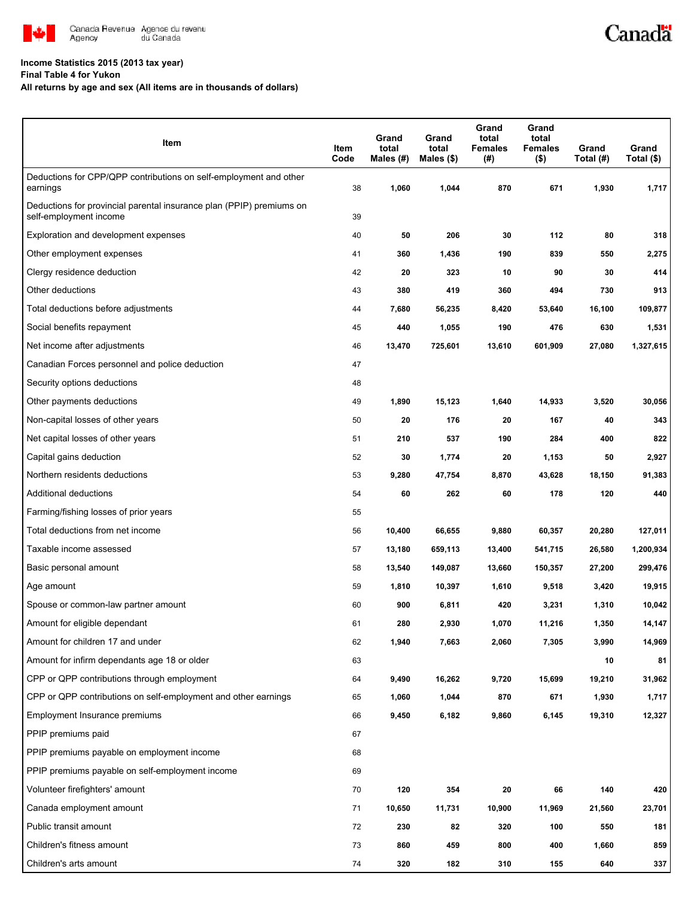**Income Statistics 2015 (2013 tax year)**
**Final Table 4 for Yukon**
**All returns by age and sex (All items are in thousands of dollars)**

| Item | Item Code | Grand total Males (#) | Grand total Males ($) | Grand total Females (#) | Grand total Females ($) | Grand Total (#) | Grand Total ($) |
|---|---|---|---|---|---|---|---|
| Deductions for CPP/QPP contributions on self-employment and other earnings | 38 | 1,060 | 1,044 | 870 | 671 | 1,930 | 1,717 |
| Deductions for provincial parental insurance plan (PPIP) premiums on self-employment income | 39 | | | | | | |
| Exploration and development expenses | 40 | 50 | 206 | 30 | 112 | 80 | 318 |
| Other employment expenses | 41 | 360 | 1,436 | 190 | 839 | 550 | 2,275 |
| Clergy residence deduction | 42 | 20 | 323 | 10 | 90 | 30 | 414 |
| Other deductions | 43 | 380 | 419 | 360 | 494 | 730 | 913 |
| Total deductions before adjustments | 44 | 7,680 | 56,235 | 8,420 | 53,640 | 16,100 | 109,877 |
| Social benefits repayment | 45 | 440 | 1,055 | 190 | 476 | 630 | 1,531 |
| Net income after adjustments | 46 | 13,470 | 725,601 | 13,610 | 601,909 | 27,080 | 1,327,615 |
| Canadian Forces personnel and police deduction | 47 | | | | | | |
| Security options deductions | 48 | | | | | | |
| Other payments deductions | 49 | 1,890 | 15,123 | 1,640 | 14,933 | 3,520 | 30,056 |
| Non-capital losses of other years | 50 | 20 | 176 | 20 | 167 | 40 | 343 |
| Net capital losses of other years | 51 | 210 | 537 | 190 | 284 | 400 | 822 |
| Capital gains deduction | 52 | 30 | 1,774 | 20 | 1,153 | 50 | 2,927 |
| Northern residents deductions | 53 | 9,280 | 47,754 | 8,870 | 43,628 | 18,150 | 91,383 |
| Additional deductions | 54 | 60 | 262 | 60 | 178 | 120 | 440 |
| Farming/fishing losses of prior years | 55 | | | | | | |
| Total deductions from net income | 56 | 10,400 | 66,655 | 9,880 | 60,357 | 20,280 | 127,011 |
| Taxable income assessed | 57 | 13,180 | 659,113 | 13,400 | 541,715 | 26,580 | 1,200,934 |
| Basic personal amount | 58 | 13,540 | 149,087 | 13,660 | 150,357 | 27,200 | 299,476 |
| Age amount | 59 | 1,810 | 10,397 | 1,610 | 9,518 | 3,420 | 19,915 |
| Spouse or common-law partner amount | 60 | 900 | 6,811 | 420 | 3,231 | 1,310 | 10,042 |
| Amount for eligible dependant | 61 | 280 | 2,930 | 1,070 | 11,216 | 1,350 | 14,147 |
| Amount for children 17 and under | 62 | 1,940 | 7,663 | 2,060 | 7,305 | 3,990 | 14,969 |
| Amount for infirm dependants age 18 or older | 63 | | | | | 10 | 81 |
| CPP or QPP contributions through employment | 64 | 9,490 | 16,262 | 9,720 | 15,699 | 19,210 | 31,962 |
| CPP or QPP contributions on self-employment and other earnings | 65 | 1,060 | 1,044 | 870 | 671 | 1,930 | 1,717 |
| Employment Insurance premiums | 66 | 9,450 | 6,182 | 9,860 | 6,145 | 19,310 | 12,327 |
| PPIP premiums paid | 67 | | | | | | |
| PPIP premiums payable on employment income | 68 | | | | | | |
| PPIP premiums payable on self-employment income | 69 | | | | | | |
| Volunteer firefighters' amount | 70 | 120 | 354 | 20 | 66 | 140 | 420 |
| Canada employment amount | 71 | 10,650 | 11,731 | 10,900 | 11,969 | 21,560 | 23,701 |
| Public transit amount | 72 | 230 | 82 | 320 | 100 | 550 | 181 |
| Children's fitness amount | 73 | 860 | 459 | 800 | 400 | 1,660 | 859 |
| Children's arts amount | 74 | 320 | 182 | 310 | 155 | 640 | 337 |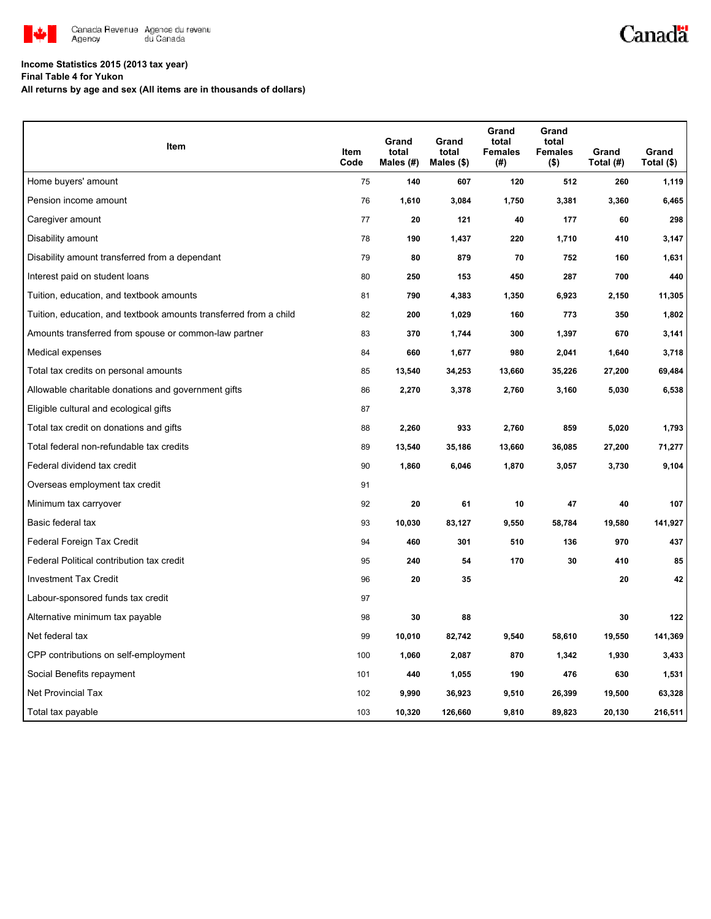**Income Statistics 2015 (2013 tax year)**
**Final Table 4 for Yukon**
**All returns by age and sex (All items are in thousands of dollars)**

| Item | Item Code | Grand total Males (#) | Grand total Males ($) | Grand total Females (#) | Grand total Females ($) | Grand Total (#) | Grand Total ($) |
|---|---|---|---|---|---|---|---|
| Home buyers' amount | 75 | 140 | 607 | 120 | 512 | 260 | 1,119 |
| Pension income amount | 76 | 1,610 | 3,084 | 1,750 | 3,381 | 3,360 | 6,465 |
| Caregiver amount | 77 | 20 | 121 | 40 | 177 | 60 | 298 |
| Disability amount | 78 | 190 | 1,437 | 220 | 1,710 | 410 | 3,147 |
| Disability amount transferred from a dependant | 79 | 80 | 879 | 70 | 752 | 160 | 1,631 |
| Interest paid on student loans | 80 | 250 | 153 | 450 | 287 | 700 | 440 |
| Tuition, education, and textbook amounts | 81 | 790 | 4,383 | 1,350 | 6,923 | 2,150 | 11,305 |
| Tuition, education, and textbook amounts transferred from a child | 82 | 200 | 1,029 | 160 | 773 | 350 | 1,802 |
| Amounts transferred from spouse or common-law partner | 83 | 370 | 1,744 | 300 | 1,397 | 670 | 3,141 |
| Medical expenses | 84 | 660 | 1,677 | 980 | 2,041 | 1,640 | 3,718 |
| Total tax credits on personal amounts | 85 | 13,540 | 34,253 | 13,660 | 35,226 | 27,200 | 69,484 |
| Allowable charitable donations and government gifts | 86 | 2,270 | 3,378 | 2,760 | 3,160 | 5,030 | 6,538 |
| Eligible cultural and ecological gifts | 87 | | | | | | |
| Total tax credit on donations and gifts | 88 | 2,260 | 933 | 2,760 | 859 | 5,020 | 1,793 |
| Total federal non-refundable tax credits | 89 | 13,540 | 35,186 | 13,660 | 36,085 | 27,200 | 71,277 |
| Federal dividend tax credit | 90 | 1,860 | 6,046 | 1,870 | 3,057 | 3,730 | 9,104 |
| Overseas employment tax credit | 91 | | | | | | |
| Minimum tax carryover | 92 | 20 | 61 | 10 | 47 | 40 | 107 |
| Basic federal tax | 93 | 10,030 | 83,127 | 9,550 | 58,784 | 19,580 | 141,927 |
| Federal Foreign Tax Credit | 94 | 460 | 301 | 510 | 136 | 970 | 437 |
| Federal Political contribution tax credit | 95 | 240 | 54 | 170 | 30 | 410 | 85 |
| Investment Tax Credit | 96 | 20 | 35 | | | 20 | 42 |
| Labour-sponsored funds tax credit | 97 | | | | | | |
| Alternative minimum tax payable | 98 | 30 | 88 | | | 30 | 122 |
| Net federal tax | 99 | 10,010 | 82,742 | 9,540 | 58,610 | 19,550 | 141,369 |
| CPP contributions on self-employment | 100 | 1,060 | 2,087 | 870 | 1,342 | 1,930 | 3,433 |
| Social Benefits repayment | 101 | 440 | 1,055 | 190 | 476 | 630 | 1,531 |
| Net Provincial Tax | 102 | 9,990 | 36,923 | 9,510 | 26,399 | 19,500 | 63,328 |
| Total tax payable | 103 | 10,320 | 126,660 | 9,810 | 89,823 | 20,130 | 216,511 |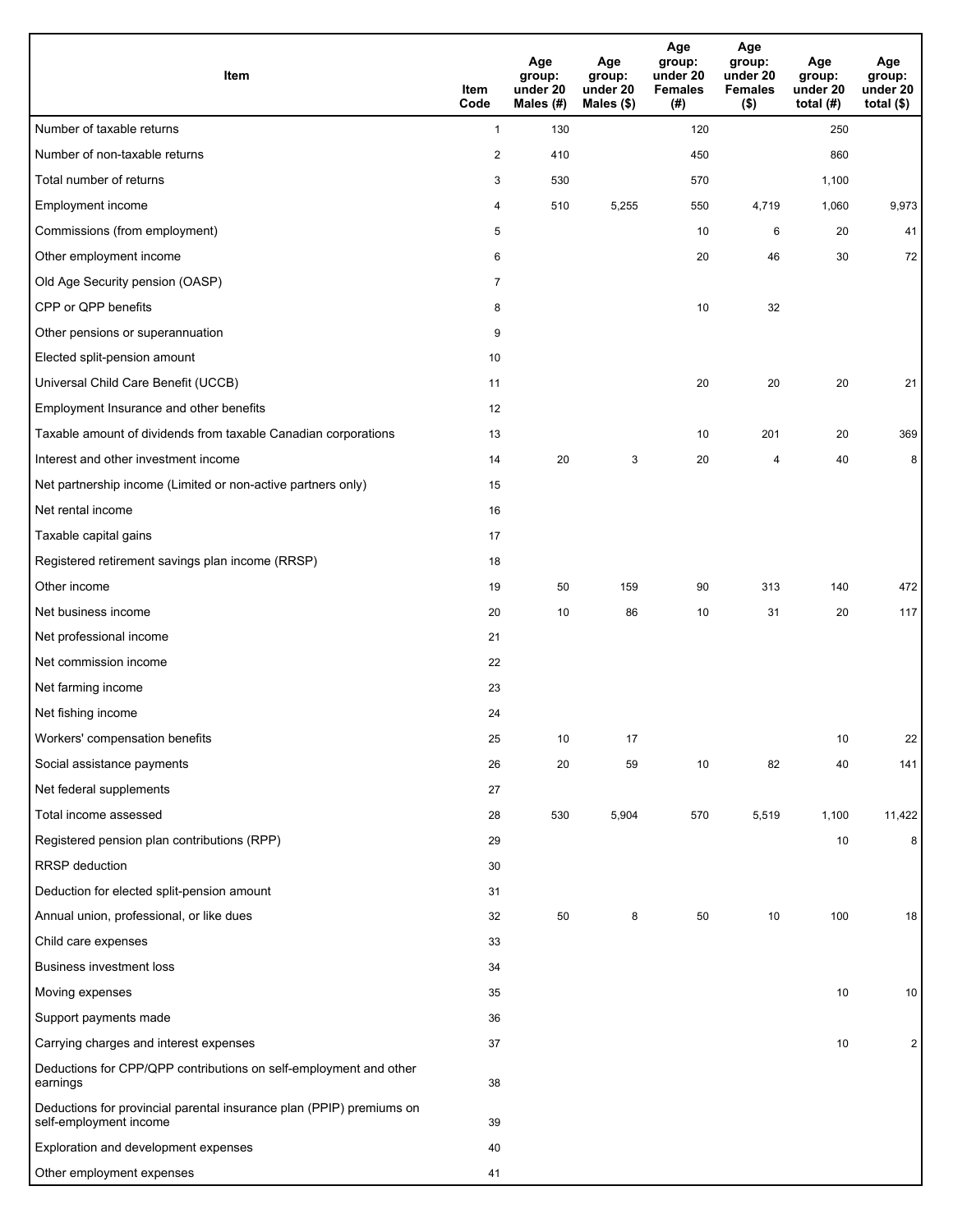| Item | Item Code | Age group: under 20 Males (#) | Age group: under 20 Males ($) | Age group: under 20 Females (#) | Age group: under 20 Females ($) | Age group: under 20 total (#) | Age group: under 20 total ($) |
|---|---|---|---|---|---|---|---|
| Number of taxable returns | 1 | 130 | | 120 | | 250 | |
| Number of non-taxable returns | 2 | 410 | | 450 | | 860 | |
| Total number of returns | 3 | 530 | | 570 | | 1,100 | |
| Employment income | 4 | 510 | 5,255 | 550 | 4,719 | 1,060 | 9,973 |
| Commissions (from employment) | 5 | | | 10 | 6 | 20 | 41 |
| Other employment income | 6 | | | 20 | 46 | 30 | 72 |
| Old Age Security pension (OASP) | 7 | | | | | | |
| CPP or QPP benefits | 8 | | | 10 | 32 | | |
| Other pensions or superannuation | 9 | | | | | | |
| Elected split-pension amount | 10 | | | | | | |
| Universal Child Care Benefit (UCCB) | 11 | | | 20 | 20 | 20 | 21 |
| Employment Insurance and other benefits | 12 | | | | | | |
| Taxable amount of dividends from taxable Canadian corporations | 13 | | | 10 | 201 | 20 | 369 |
| Interest and other investment income | 14 | 20 | 3 | 20 | 4 | 40 | 8 |
| Net partnership income (Limited or non-active partners only) | 15 | | | | | | |
| Net rental income | 16 | | | | | | |
| Taxable capital gains | 17 | | | | | | |
| Registered retirement savings plan income (RRSP) | 18 | | | | | | |
| Other income | 19 | 50 | 159 | 90 | 313 | 140 | 472 |
| Net business income | 20 | 10 | 86 | 10 | 31 | 20 | 117 |
| Net professional income | 21 | | | | | | |
| Net commission income | 22 | | | | | | |
| Net farming income | 23 | | | | | | |
| Net fishing income | 24 | | | | | | |
| Workers' compensation benefits | 25 | 10 | 17 | | | 10 | 22 |
| Social assistance payments | 26 | 20 | 59 | 10 | 82 | 40 | 141 |
| Net federal supplements | 27 | | | | | | |
| Total income assessed | 28 | 530 | 5,904 | 570 | 5,519 | 1,100 | 11,422 |
| Registered pension plan contributions (RPP) | 29 | | | | | 10 | 8 |
| RRSP deduction | 30 | | | | | | |
| Deduction for elected split-pension amount | 31 | | | | | | |
| Annual union, professional, or like dues | 32 | 50 | 8 | 50 | 10 | 100 | 18 |
| Child care expenses | 33 | | | | | | |
| Business investment loss | 34 | | | | | | |
| Moving expenses | 35 | | | | | 10 | 10 |
| Support payments made | 36 | | | | | | |
| Carrying charges and interest expenses | 37 | | | | | 10 | 2 |
| Deductions for CPP/QPP contributions on self-employment and other earnings | 38 | | | | | | |
| Deductions for provincial parental insurance plan (PPIP) premiums on self-employment income | 39 | | | | | | |
| Exploration and development expenses | 40 | | | | | | |
| Other employment expenses | 41 | | | | | | |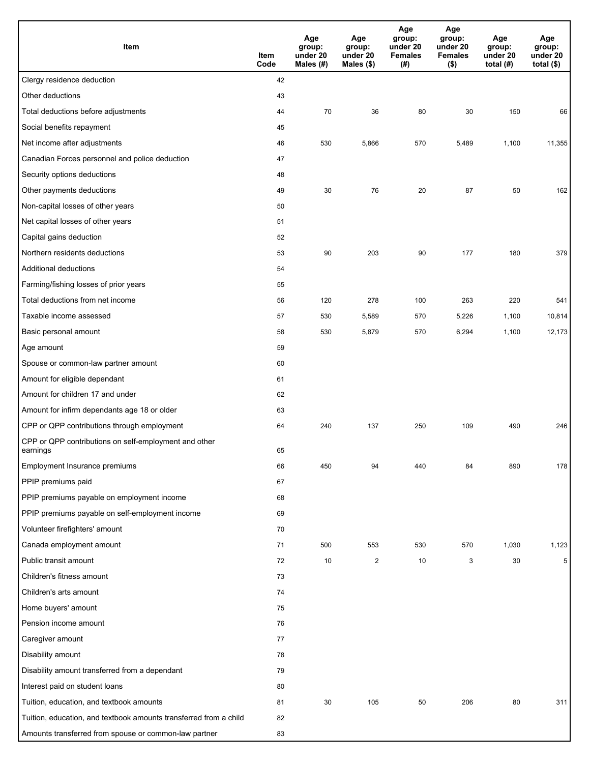| Item | Item Code | Age group: under 20 Males (#) | Age group: under 20 Males ($) | Age group: under 20 Females (#) | Age group: under 20 Females ($) | Age group: under 20 total (#) | Age group: under 20 total ($) |
|---|---|---|---|---|---|---|---|
| Clergy residence deduction | 42 | | | | | | |
| Other deductions | 43 | | | | | | |
| Total deductions before adjustments | 44 | 70 | 36 | 80 | 30 | 150 | 66 |
| Social benefits repayment | 45 | | | | | | |
| Net income after adjustments | 46 | 530 | 5,866 | 570 | 5,489 | 1,100 | 11,355 |
| Canadian Forces personnel and police deduction | 47 | | | | | | |
| Security options deductions | 48 | | | | | | |
| Other payments deductions | 49 | 30 | 76 | 20 | 87 | 50 | 162 |
| Non-capital losses of other years | 50 | | | | | | |
| Net capital losses of other years | 51 | | | | | | |
| Capital gains deduction | 52 | | | | | | |
| Northern residents deductions | 53 | 90 | 203 | 90 | 177 | 180 | 379 |
| Additional deductions | 54 | | | | | | |
| Farming/fishing losses of prior years | 55 | | | | | | |
| Total deductions from net income | 56 | 120 | 278 | 100 | 263 | 220 | 541 |
| Taxable income assessed | 57 | 530 | 5,589 | 570 | 5,226 | 1,100 | 10,814 |
| Basic personal amount | 58 | 530 | 5,879 | 570 | 6,294 | 1,100 | 12,173 |
| Age amount | 59 | | | | | | |
| Spouse or common-law partner amount | 60 | | | | | | |
| Amount for eligible dependant | 61 | | | | | | |
| Amount for children 17 and under | 62 | | | | | | |
| Amount for infirm dependants age 18 or older | 63 | | | | | | |
| CPP or QPP contributions through employment | 64 | 240 | 137 | 250 | 109 | 490 | 246 |
| CPP or QPP contributions on self-employment and other earnings | 65 | | | | | | |
| Employment Insurance premiums | 66 | 450 | 94 | 440 | 84 | 890 | 178 |
| PPIP premiums paid | 67 | | | | | | |
| PPIP premiums payable on employment income | 68 | | | | | | |
| PPIP premiums payable on self-employment income | 69 | | | | | | |
| Volunteer firefighters' amount | 70 | | | | | | |
| Canada employment amount | 71 | 500 | 553 | 530 | 570 | 1,030 | 1,123 |
| Public transit amount | 72 | 10 | 2 | 10 | 3 | 30 | 5 |
| Children's fitness amount | 73 | | | | | | |
| Children's arts amount | 74 | | | | | | |
| Home buyers' amount | 75 | | | | | | |
| Pension income amount | 76 | | | | | | |
| Caregiver amount | 77 | | | | | | |
| Disability amount | 78 | | | | | | |
| Disability amount transferred from a dependant | 79 | | | | | | |
| Interest paid on student loans | 80 | | | | | | |
| Tuition, education, and textbook amounts | 81 | 30 | 105 | 50 | 206 | 80 | 311 |
| Tuition, education, and textbook amounts transferred from a child | 82 | | | | | | |
| Amounts transferred from spouse or common-law partner | 83 | | | | | | |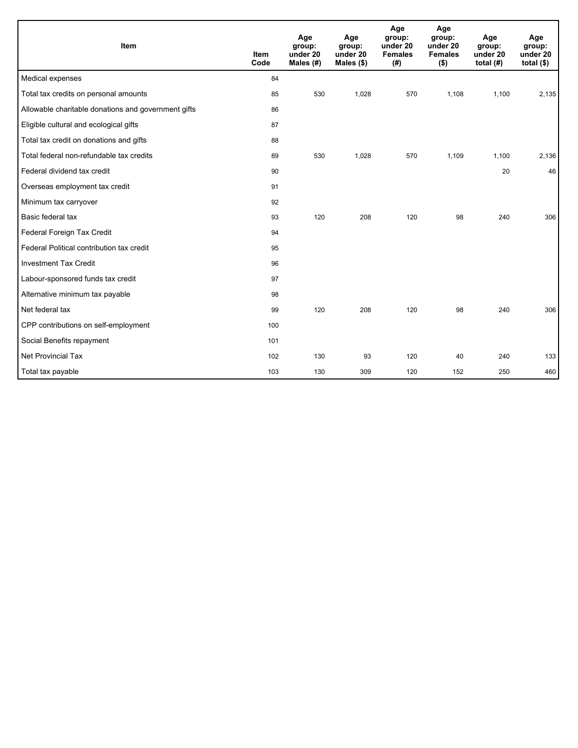| Item | Item Code | Age group: under 20 Males (#) | Age group: under 20 Males ($) | Age group: under 20 Females (#) | Age group: under 20 Females ($) | Age group: under 20 total (#) | Age group: under 20 total ($) |
|---|---|---|---|---|---|---|---|
| Medical expenses | 84 | | | | | | |
| Total tax credits on personal amounts | 85 | 530 | 1,028 | 570 | 1,108 | 1,100 | 2,135 |
| Allowable charitable donations and government gifts | 86 | | | | | | |
| Eligible cultural and ecological gifts | 87 | | | | | | |
| Total tax credit on donations and gifts | 88 | | | | | | |
| Total federal non-refundable tax credits | 89 | 530 | 1,028 | 570 | 1,109 | 1,100 | 2,136 |
| Federal dividend tax credit | 90 | | | | | 20 | 46 |
| Overseas employment tax credit | 91 | | | | | | |
| Minimum tax carryover | 92 | | | | | | |
| Basic federal tax | 93 | 120 | 208 | 120 | 98 | 240 | 306 |
| Federal Foreign Tax Credit | 94 | | | | | | |
| Federal Political contribution tax credit | 95 | | | | | | |
| Investment Tax Credit | 96 | | | | | | |
| Labour-sponsored funds tax credit | 97 | | | | | | |
| Alternative minimum tax payable | 98 | | | | | | |
| Net federal tax | 99 | 120 | 208 | 120 | 98 | 240 | 306 |
| CPP contributions on self-employment | 100 | | | | | | |
| Social Benefits repayment | 101 | | | | | | |
| Net Provincial Tax | 102 | 130 | 93 | 120 | 40 | 240 | 133 |
| Total tax payable | 103 | 130 | 309 | 120 | 152 | 250 | 460 |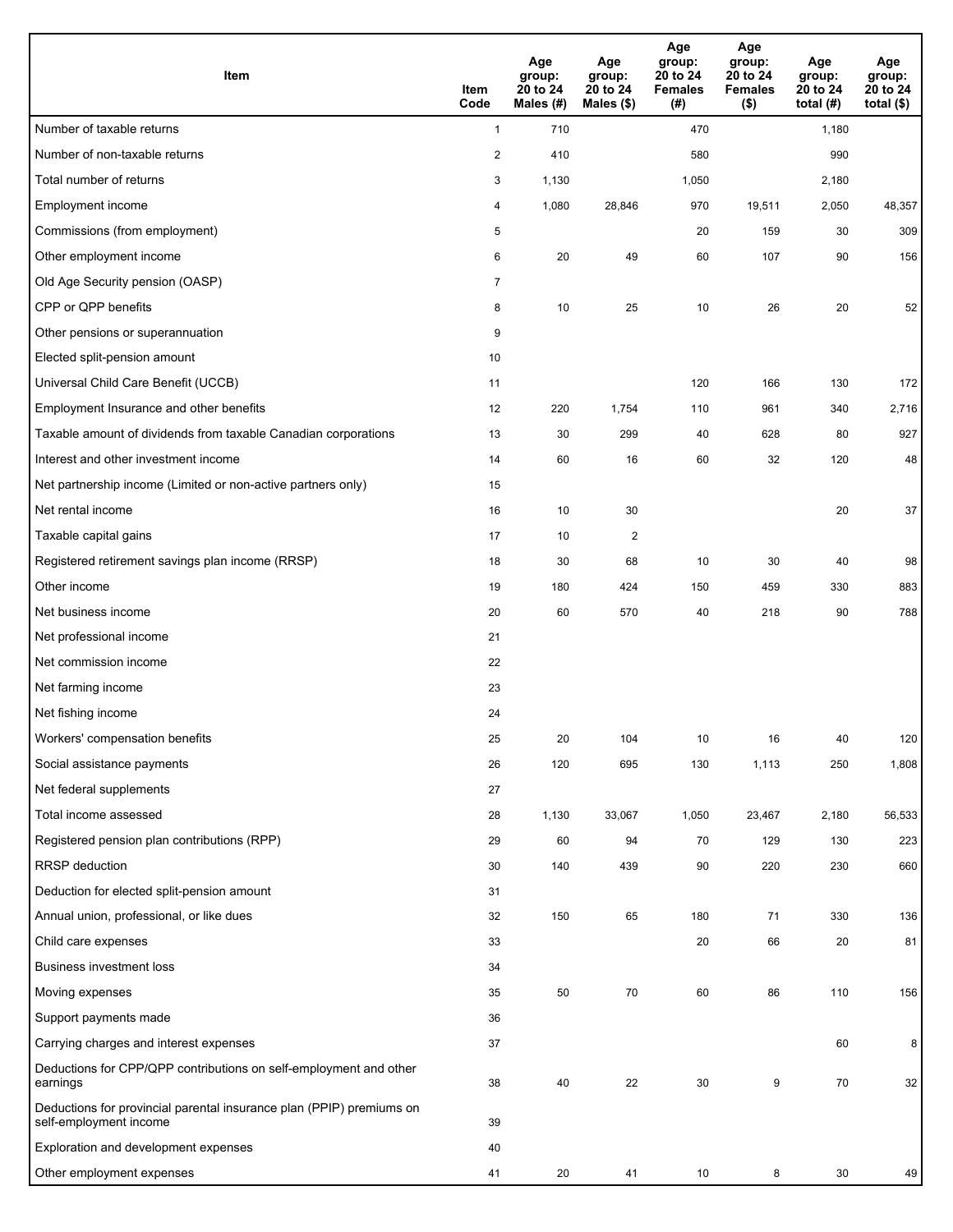| Item | Item Code | Age group: 20 to 24 Males (#) | Age group: 20 to 24 Males ($) | Age group: 20 to 24 Females (#) | Age group: 20 to 24 Females ($) | Age group: 20 to 24 total (#) | Age group: 20 to 24 total ($) |
|---|---|---|---|---|---|---|---|
| Number of taxable returns | 1 | 710 | | 470 | | 1,180 | |
| Number of non-taxable returns | 2 | 410 | | 580 | | 990 | |
| Total number of returns | 3 | 1,130 | | 1,050 | | 2,180 | |
| Employment income | 4 | 1,080 | 28,846 | 970 | 19,511 | 2,050 | 48,357 |
| Commissions (from employment) | 5 | | | 20 | 159 | 30 | 309 |
| Other employment income | 6 | 20 | 49 | 60 | 107 | 90 | 156 |
| Old Age Security pension (OASP) | 7 | | | | | | |
| CPP or QPP benefits | 8 | 10 | 25 | 10 | 26 | 20 | 52 |
| Other pensions or superannuation | 9 | | | | | | |
| Elected split-pension amount | 10 | | | | | | |
| Universal Child Care Benefit (UCCB) | 11 | | | 120 | 166 | 130 | 172 |
| Employment Insurance and other benefits | 12 | 220 | 1,754 | 110 | 961 | 340 | 2,716 |
| Taxable amount of dividends from taxable Canadian corporations | 13 | 30 | 299 | 40 | 628 | 80 | 927 |
| Interest and other investment income | 14 | 60 | 16 | 60 | 32 | 120 | 48 |
| Net partnership income (Limited or non-active partners only) | 15 | | | | | | |
| Net rental income | 16 | 10 | 30 | | | 20 | 37 |
| Taxable capital gains | 17 | 10 | 2 | | | | |
| Registered retirement savings plan income (RRSP) | 18 | 30 | 68 | 10 | 30 | 40 | 98 |
| Other income | 19 | 180 | 424 | 150 | 459 | 330 | 883 |
| Net business income | 20 | 60 | 570 | 40 | 218 | 90 | 788 |
| Net professional income | 21 | | | | | | |
| Net commission income | 22 | | | | | | |
| Net farming income | 23 | | | | | | |
| Net fishing income | 24 | | | | | | |
| Workers' compensation benefits | 25 | 20 | 104 | 10 | 16 | 40 | 120 |
| Social assistance payments | 26 | 120 | 695 | 130 | 1,113 | 250 | 1,808 |
| Net federal supplements | 27 | | | | | | |
| Total income assessed | 28 | 1,130 | 33,067 | 1,050 | 23,467 | 2,180 | 56,533 |
| Registered pension plan contributions (RPP) | 29 | 60 | 94 | 70 | 129 | 130 | 223 |
| RRSP deduction | 30 | 140 | 439 | 90 | 220 | 230 | 660 |
| Deduction for elected split-pension amount | 31 | | | | | | |
| Annual union, professional, or like dues | 32 | 150 | 65 | 180 | 71 | 330 | 136 |
| Child care expenses | 33 | | | 20 | 66 | 20 | 81 |
| Business investment loss | 34 | | | | | | |
| Moving expenses | 35 | 50 | 70 | 60 | 86 | 110 | 156 |
| Support payments made | 36 | | | | | | |
| Carrying charges and interest expenses | 37 | | | | | 60 | 8 |
| Deductions for CPP/QPP contributions on self-employment and other earnings | 38 | 40 | 22 | 30 | 9 | 70 | 32 |
| Deductions for provincial parental insurance plan (PPIP) premiums on self-employment income | 39 | | | | | | |
| Exploration and development expenses | 40 | | | | | | |
| Other employment expenses | 41 | 20 | 41 | 10 | 8 | 30 | 49 |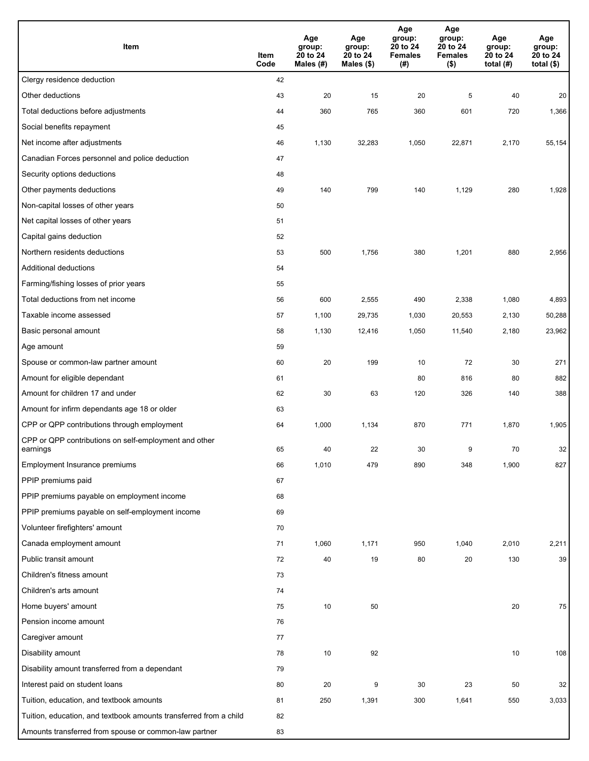| Item | Item Code | Age group: 20 to 24 Males (#) | Age group: 20 to 24 Males ($) | Age group: 20 to 24 Females (#) | Age group: 20 to 24 Females ($) | Age group: 20 to 24 total (#) | Age group: 20 to 24 total ($) |
|---|---|---|---|---|---|---|---|
| Clergy residence deduction | 42 | | | | | | |
| Other deductions | 43 | 20 | 15 | 20 | 5 | 40 | 20 |
| Total deductions before adjustments | 44 | 360 | 765 | 360 | 601 | 720 | 1,366 |
| Social benefits repayment | 45 | | | | | | |
| Net income after adjustments | 46 | 1,130 | 32,283 | 1,050 | 22,871 | 2,170 | 55,154 |
| Canadian Forces personnel and police deduction | 47 | | | | | | |
| Security options deductions | 48 | | | | | | |
| Other payments deductions | 49 | 140 | 799 | 140 | 1,129 | 280 | 1,928 |
| Non-capital losses of other years | 50 | | | | | | |
| Net capital losses of other years | 51 | | | | | | |
| Capital gains deduction | 52 | | | | | | |
| Northern residents deductions | 53 | 500 | 1,756 | 380 | 1,201 | 880 | 2,956 |
| Additional deductions | 54 | | | | | | |
| Farming/fishing losses of prior years | 55 | | | | | | |
| Total deductions from net income | 56 | 600 | 2,555 | 490 | 2,338 | 1,080 | 4,893 |
| Taxable income assessed | 57 | 1,100 | 29,735 | 1,030 | 20,553 | 2,130 | 50,288 |
| Basic personal amount | 58 | 1,130 | 12,416 | 1,050 | 11,540 | 2,180 | 23,962 |
| Age amount | 59 | | | | | | |
| Spouse or common-law partner amount | 60 | 20 | 199 | 10 | 72 | 30 | 271 |
| Amount for eligible dependant | 61 | | | 80 | 816 | 80 | 882 |
| Amount for children 17 and under | 62 | 30 | 63 | 120 | 326 | 140 | 388 |
| Amount for infirm dependants age 18 or older | 63 | | | | | | |
| CPP or QPP contributions through employment | 64 | 1,000 | 1,134 | 870 | 771 | 1,870 | 1,905 |
| CPP or QPP contributions on self-employment and other earnings | 65 | 40 | 22 | 30 | 9 | 70 | 32 |
| Employment Insurance premiums | 66 | 1,010 | 479 | 890 | 348 | 1,900 | 827 |
| PPIP premiums paid | 67 | | | | | | |
| PPIP premiums payable on employment income | 68 | | | | | | |
| PPIP premiums payable on self-employment income | 69 | | | | | | |
| Volunteer firefighters' amount | 70 | | | | | | |
| Canada employment amount | 71 | 1,060 | 1,171 | 950 | 1,040 | 2,010 | 2,211 |
| Public transit amount | 72 | 40 | 19 | 80 | 20 | 130 | 39 |
| Children's fitness amount | 73 | | | | | | |
| Children's arts amount | 74 | | | | | | |
| Home buyers' amount | 75 | 10 | 50 | | | 20 | 75 |
| Pension income amount | 76 | | | | | | |
| Caregiver amount | 77 | | | | | | |
| Disability amount | 78 | 10 | 92 | | | 10 | 108 |
| Disability amount transferred from a dependant | 79 | | | | | | |
| Interest paid on student loans | 80 | 20 | 9 | 30 | 23 | 50 | 32 |
| Tuition, education, and textbook amounts | 81 | 250 | 1,391 | 300 | 1,641 | 550 | 3,033 |
| Tuition, education, and textbook amounts transferred from a child | 82 | | | | | | |
| Amounts transferred from spouse or common-law partner | 83 | | | | | | |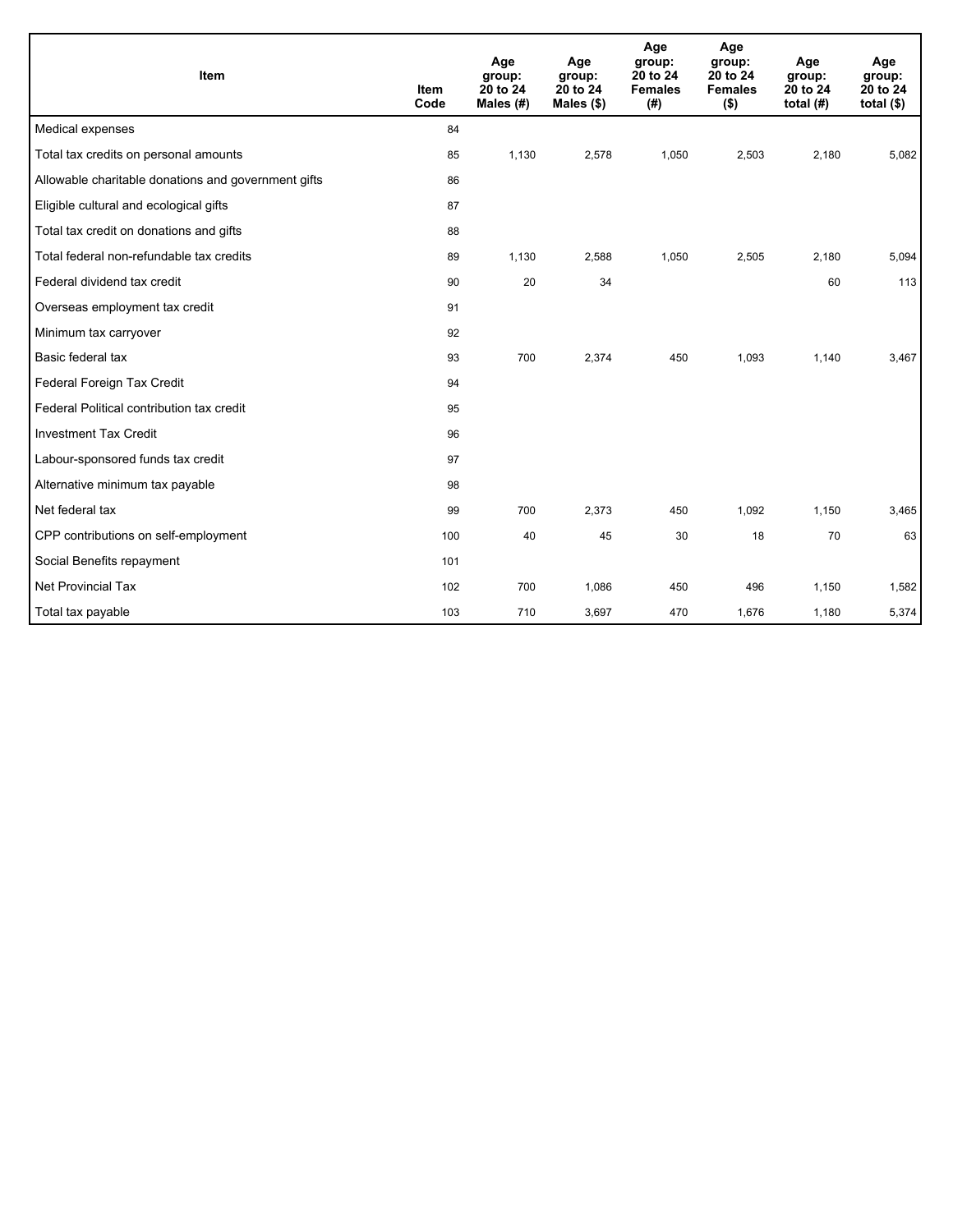| Item | Item Code | Age group: 20 to 24 Males (#) | Age group: 20 to 24 Males ($) | Age group: 20 to 24 Females (#) | Age group: 20 to 24 Females ($) | Age group: 20 to 24 total (#) | Age group: 20 to 24 total ($) |
|---|---|---|---|---|---|---|---|
| Medical expenses | 84 | | | | | | |
| Total tax credits on personal amounts | 85 | 1,130 | 2,578 | 1,050 | 2,503 | 2,180 | 5,082 |
| Allowable charitable donations and government gifts | 86 | | | | | | |
| Eligible cultural and ecological gifts | 87 | | | | | | |
| Total tax credit on donations and gifts | 88 | | | | | | |
| Total federal non-refundable tax credits | 89 | 1,130 | 2,588 | 1,050 | 2,505 | 2,180 | 5,094 |
| Federal dividend tax credit | 90 | 20 | 34 | | | 60 | 113 |
| Overseas employment tax credit | 91 | | | | | | |
| Minimum tax carryover | 92 | | | | | | |
| Basic federal tax | 93 | 700 | 2,374 | 450 | 1,093 | 1,140 | 3,467 |
| Federal Foreign Tax Credit | 94 | | | | | | |
| Federal Political contribution tax credit | 95 | | | | | | |
| Investment Tax Credit | 96 | | | | | | |
| Labour-sponsored funds tax credit | 97 | | | | | | |
| Alternative minimum tax payable | 98 | | | | | | |
| Net federal tax | 99 | 700 | 2,373 | 450 | 1,092 | 1,150 | 3,465 |
| CPP contributions on self-employment | 100 | 40 | 45 | 30 | 18 | 70 | 63 |
| Social Benefits repayment | 101 | | | | | | |
| Net Provincial Tax | 102 | 700 | 1,086 | 450 | 496 | 1,150 | 1,582 |
| Total tax payable | 103 | 710 | 3,697 | 470 | 1,676 | 1,180 | 5,374 |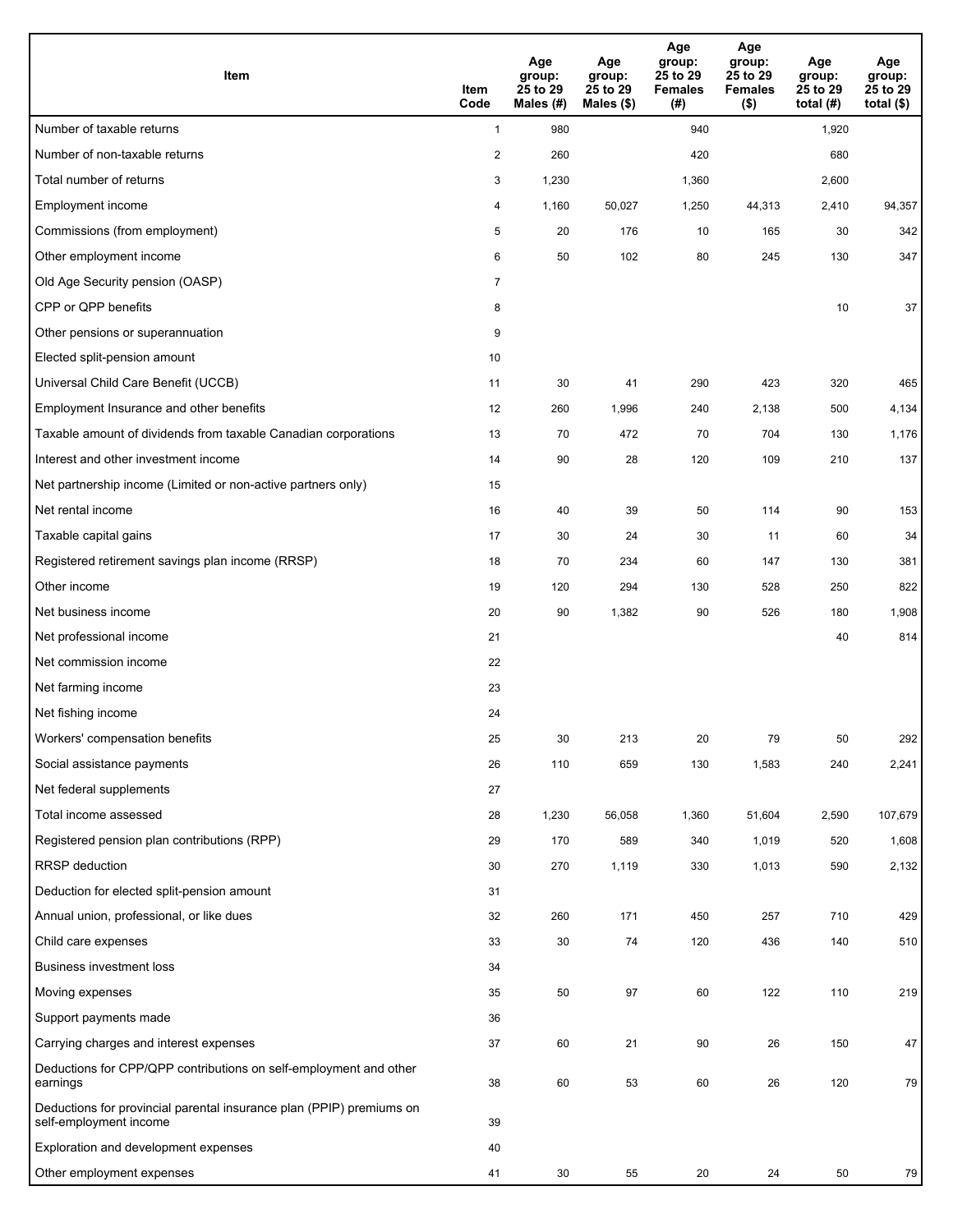| Item | Item Code | Age group: 25 to 29 Males (#) | Age group: 25 to 29 Males ($) | Age group: 25 to 29 Females (#) | Age group: 25 to 29 Females ($) | Age group: 25 to 29 total (#) | Age group: 25 to 29 total ($) |
|---|---|---|---|---|---|---|---|
| Number of taxable returns | 1 | 980 | | 940 | | 1,920 | |
| Number of non-taxable returns | 2 | 260 | | 420 | | 680 | |
| Total number of returns | 3 | 1,230 | | 1,360 | | 2,600 | |
| Employment income | 4 | 1,160 | 50,027 | 1,250 | 44,313 | 2,410 | 94,357 |
| Commissions (from employment) | 5 | 20 | 176 | 10 | 165 | 30 | 342 |
| Other employment income | 6 | 50 | 102 | 80 | 245 | 130 | 347 |
| Old Age Security pension (OASP) | 7 | | | | | | |
| CPP or QPP benefits | 8 | | | | | 10 | 37 |
| Other pensions or superannuation | 9 | | | | | | |
| Elected split-pension amount | 10 | | | | | | |
| Universal Child Care Benefit (UCCB) | 11 | 30 | 41 | 290 | 423 | 320 | 465 |
| Employment Insurance and other benefits | 12 | 260 | 1,996 | 240 | 2,138 | 500 | 4,134 |
| Taxable amount of dividends from taxable Canadian corporations | 13 | 70 | 472 | 70 | 704 | 130 | 1,176 |
| Interest and other investment income | 14 | 90 | 28 | 120 | 109 | 210 | 137 |
| Net partnership income (Limited or non-active partners only) | 15 | | | | | | |
| Net rental income | 16 | 40 | 39 | 50 | 114 | 90 | 153 |
| Taxable capital gains | 17 | 30 | 24 | 30 | 11 | 60 | 34 |
| Registered retirement savings plan income (RRSP) | 18 | 70 | 234 | 60 | 147 | 130 | 381 |
| Other income | 19 | 120 | 294 | 130 | 528 | 250 | 822 |
| Net business income | 20 | 90 | 1,382 | 90 | 526 | 180 | 1,908 |
| Net professional income | 21 | | | | | 40 | 814 |
| Net commission income | 22 | | | | | | |
| Net farming income | 23 | | | | | | |
| Net fishing income | 24 | | | | | | |
| Workers' compensation benefits | 25 | 30 | 213 | 20 | 79 | 50 | 292 |
| Social assistance payments | 26 | 110 | 659 | 130 | 1,583 | 240 | 2,241 |
| Net federal supplements | 27 | | | | | | |
| Total income assessed | 28 | 1,230 | 56,058 | 1,360 | 51,604 | 2,590 | 107,679 |
| Registered pension plan contributions (RPP) | 29 | 170 | 589 | 340 | 1,019 | 520 | 1,608 |
| RRSP deduction | 30 | 270 | 1,119 | 330 | 1,013 | 590 | 2,132 |
| Deduction for elected split-pension amount | 31 | | | | | | |
| Annual union, professional, or like dues | 32 | 260 | 171 | 450 | 257 | 710 | 429 |
| Child care expenses | 33 | 30 | 74 | 120 | 436 | 140 | 510 |
| Business investment loss | 34 | | | | | | |
| Moving expenses | 35 | 50 | 97 | 60 | 122 | 110 | 219 |
| Support payments made | 36 | | | | | | |
| Carrying charges and interest expenses | 37 | 60 | 21 | 90 | 26 | 150 | 47 |
| Deductions for CPP/QPP contributions on self-employment and other earnings | 38 | 60 | 53 | 60 | 26 | 120 | 79 |
| Deductions for provincial parental insurance plan (PPIP) premiums on self-employment income | 39 | | | | | | |
| Exploration and development expenses | 40 | | | | | | |
| Other employment expenses | 41 | 30 | 55 | 20 | 24 | 50 | 79 |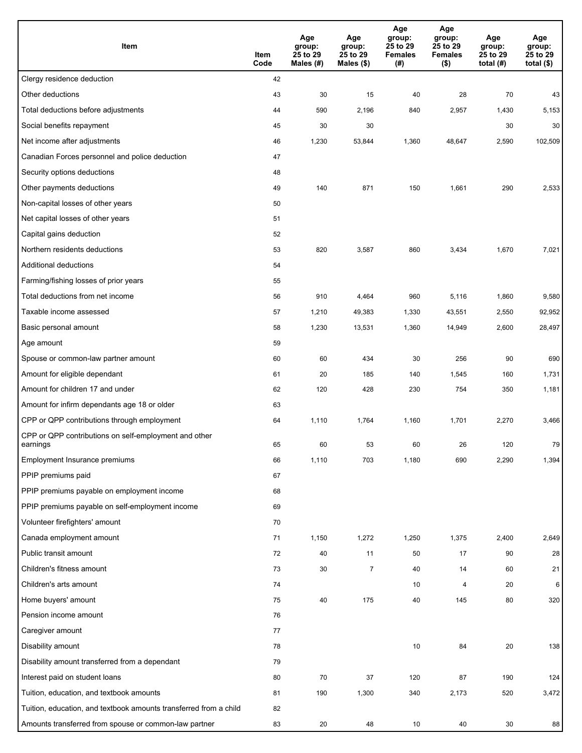| Item | Item Code | Age group: 25 to 29 Males (#) | Age group: 25 to 29 Males ($) | Age group: 25 to 29 Females (#) | Age group: 25 to 29 Females ($) | Age group: 25 to 29 total (#) | Age group: 25 to 29 total ($) |
|---|---|---|---|---|---|---|---|
| Clergy residence deduction | 42 | | | | | | |
| Other deductions | 43 | 30 | 15 | 40 | 28 | 70 | 43 |
| Total deductions before adjustments | 44 | 590 | 2,196 | 840 | 2,957 | 1,430 | 5,153 |
| Social benefits repayment | 45 | 30 | 30 | | | 30 | 30 |
| Net income after adjustments | 46 | 1,230 | 53,844 | 1,360 | 48,647 | 2,590 | 102,509 |
| Canadian Forces personnel and police deduction | 47 | | | | | | |
| Security options deductions | 48 | | | | | | |
| Other payments deductions | 49 | 140 | 871 | 150 | 1,661 | 290 | 2,533 |
| Non-capital losses of other years | 50 | | | | | | |
| Net capital losses of other years | 51 | | | | | | |
| Capital gains deduction | 52 | | | | | | |
| Northern residents deductions | 53 | 820 | 3,587 | 860 | 3,434 | 1,670 | 7,021 |
| Additional deductions | 54 | | | | | | |
| Farming/fishing losses of prior years | 55 | | | | | | |
| Total deductions from net income | 56 | 910 | 4,464 | 960 | 5,116 | 1,860 | 9,580 |
| Taxable income assessed | 57 | 1,210 | 49,383 | 1,330 | 43,551 | 2,550 | 92,952 |
| Basic personal amount | 58 | 1,230 | 13,531 | 1,360 | 14,949 | 2,600 | 28,497 |
| Age amount | 59 | | | | | | |
| Spouse or common-law partner amount | 60 | 60 | 434 | 30 | 256 | 90 | 690 |
| Amount for eligible dependant | 61 | 20 | 185 | 140 | 1,545 | 160 | 1,731 |
| Amount for children 17 and under | 62 | 120 | 428 | 230 | 754 | 350 | 1,181 |
| Amount for infirm dependants age 18 or older | 63 | | | | | | |
| CPP or QPP contributions through employment | 64 | 1,110 | 1,764 | 1,160 | 1,701 | 2,270 | 3,466 |
| CPP or QPP contributions on self-employment and other earnings | 65 | 60 | 53 | 60 | 26 | 120 | 79 |
| Employment Insurance premiums | 66 | 1,110 | 703 | 1,180 | 690 | 2,290 | 1,394 |
| PPIP premiums paid | 67 | | | | | | |
| PPIP premiums payable on employment income | 68 | | | | | | |
| PPIP premiums payable on self-employment income | 69 | | | | | | |
| Volunteer firefighters' amount | 70 | | | | | | |
| Canada employment amount | 71 | 1,150 | 1,272 | 1,250 | 1,375 | 2,400 | 2,649 |
| Public transit amount | 72 | 40 | 11 | 50 | 17 | 90 | 28 |
| Children's fitness amount | 73 | 30 | 7 | 40 | 14 | 60 | 21 |
| Children's arts amount | 74 | | | 10 | 4 | 20 | 6 |
| Home buyers' amount | 75 | 40 | 175 | 40 | 145 | 80 | 320 |
| Pension income amount | 76 | | | | | | |
| Caregiver amount | 77 | | | | | | |
| Disability amount | 78 | | | 10 | 84 | 20 | 138 |
| Disability amount transferred from a dependant | 79 | | | | | | |
| Interest paid on student loans | 80 | 70 | 37 | 120 | 87 | 190 | 124 |
| Tuition, education, and textbook amounts | 81 | 190 | 1,300 | 340 | 2,173 | 520 | 3,472 |
| Tuition, education, and textbook amounts transferred from a child | 82 | | | | | | |
| Amounts transferred from spouse or common-law partner | 83 | 20 | 48 | 10 | 40 | 30 | 88 |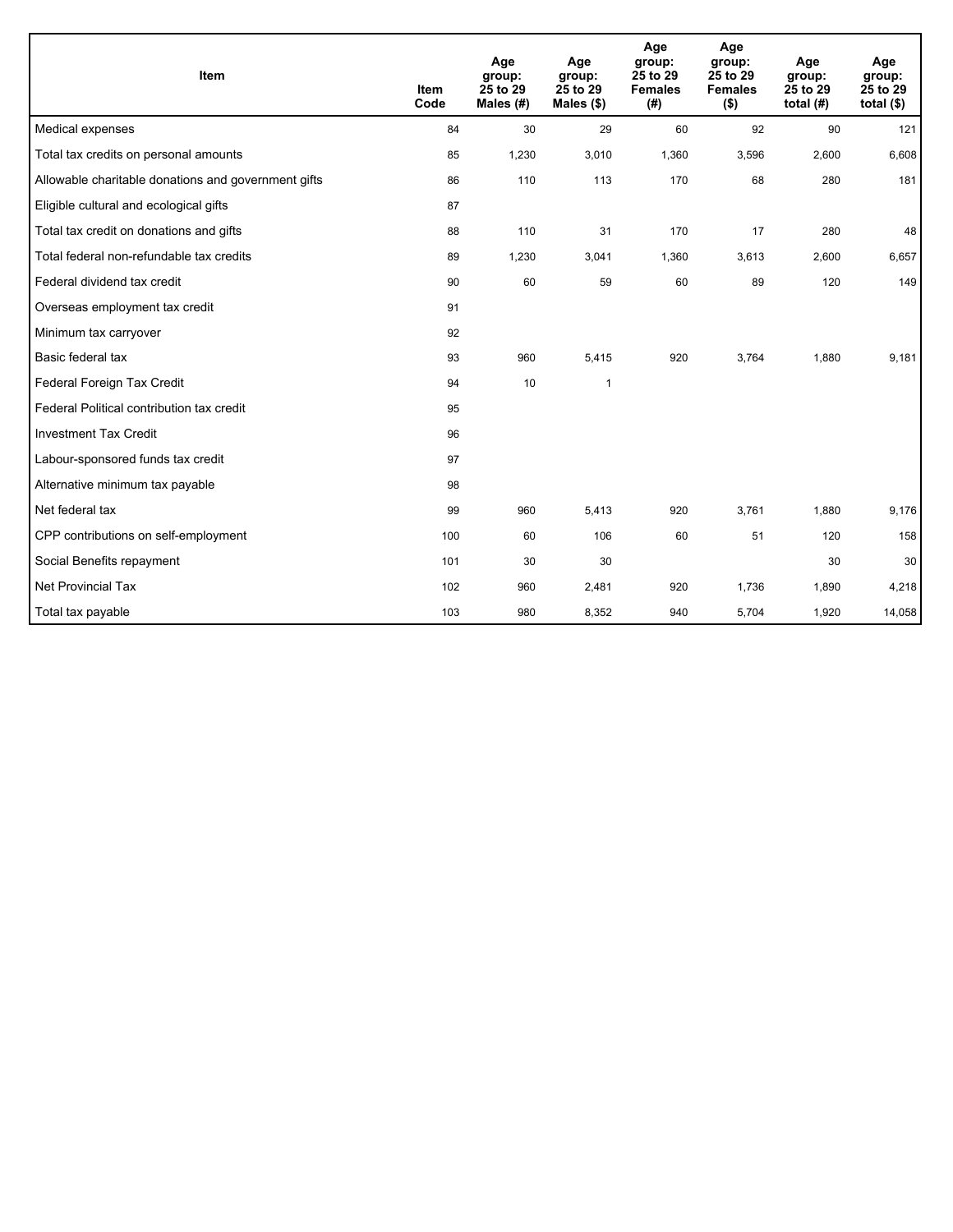| Item | Item Code | Age group: 25 to 29 Males (#) | Age group: 25 to 29 Males ($) | Age group: 25 to 29 Females (#) | Age group: 25 to 29 Females ($) | Age group: 25 to 29 total (#) | Age group: 25 to 29 total ($) |
|---|---|---|---|---|---|---|---|
| Medical expenses | 84 | 30 | 29 | 60 | 92 | 90 | 121 |
| Total tax credits on personal amounts | 85 | 1,230 | 3,010 | 1,360 | 3,596 | 2,600 | 6,608 |
| Allowable charitable donations and government gifts | 86 | 110 | 113 | 170 | 68 | 280 | 181 |
| Eligible cultural and ecological gifts | 87 | | | | | | |
| Total tax credit on donations and gifts | 88 | 110 | 31 | 170 | 17 | 280 | 48 |
| Total federal non-refundable tax credits | 89 | 1,230 | 3,041 | 1,360 | 3,613 | 2,600 | 6,657 |
| Federal dividend tax credit | 90 | 60 | 59 | 60 | 89 | 120 | 149 |
| Overseas employment tax credit | 91 | | | | | | |
| Minimum tax carryover | 92 | | | | | | |
| Basic federal tax | 93 | 960 | 5,415 | 920 | 3,764 | 1,880 | 9,181 |
| Federal Foreign Tax Credit | 94 | 10 | 1 | | | | |
| Federal Political contribution tax credit | 95 | | | | | | |
| Investment Tax Credit | 96 | | | | | | |
| Labour-sponsored funds tax credit | 97 | | | | | | |
| Alternative minimum tax payable | 98 | | | | | | |
| Net federal tax | 99 | 960 | 5,413 | 920 | 3,761 | 1,880 | 9,176 |
| CPP contributions on self-employment | 100 | 60 | 106 | 60 | 51 | 120 | 158 |
| Social Benefits repayment | 101 | 30 | 30 | | | 30 | 30 |
| Net Provincial Tax | 102 | 960 | 2,481 | 920 | 1,736 | 1,890 | 4,218 |
| Total tax payable | 103 | 980 | 8,352 | 940 | 5,704 | 1,920 | 14,058 |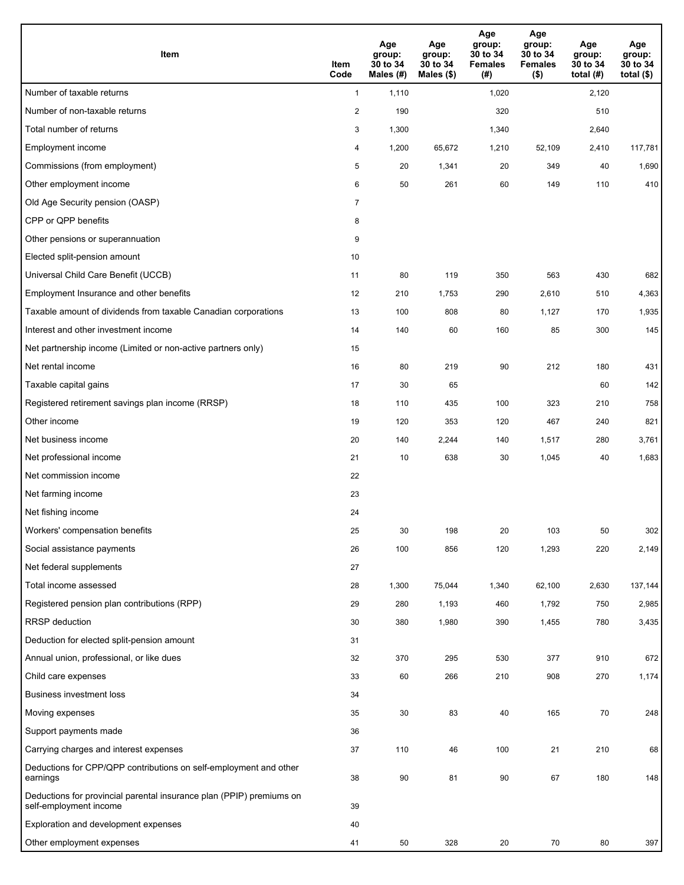| Item | Item Code | Age group: 30 to 34 Males (#) | Age group: 30 to 34 Males ($) | Age group: 30 to 34 Females (#) | Age group: 30 to 34 Females ($) | Age group: 30 to 34 total (#) | Age group: 30 to 34 total ($) |
|---|---|---|---|---|---|---|---|
| Number of taxable returns | 1 | 1,110 | | 1,020 | | 2,120 | |
| Number of non-taxable returns | 2 | 190 | | 320 | | 510 | |
| Total number of returns | 3 | 1,300 | | 1,340 | | 2,640 | |
| Employment income | 4 | 1,200 | 65,672 | 1,210 | 52,109 | 2,410 | 117,781 |
| Commissions (from employment) | 5 | 20 | 1,341 | 20 | 349 | 40 | 1,690 |
| Other employment income | 6 | 50 | 261 | 60 | 149 | 110 | 410 |
| Old Age Security pension (OASP) | 7 | | | | | | |
| CPP or QPP benefits | 8 | | | | | | |
| Other pensions or superannuation | 9 | | | | | | |
| Elected split-pension amount | 10 | | | | | | |
| Universal Child Care Benefit (UCCB) | 11 | 80 | 119 | 350 | 563 | 430 | 682 |
| Employment Insurance and other benefits | 12 | 210 | 1,753 | 290 | 2,610 | 510 | 4,363 |
| Taxable amount of dividends from taxable Canadian corporations | 13 | 100 | 808 | 80 | 1,127 | 170 | 1,935 |
| Interest and other investment income | 14 | 140 | 60 | 160 | 85 | 300 | 145 |
| Net partnership income (Limited or non-active partners only) | 15 | | | | | | |
| Net rental income | 16 | 80 | 219 | 90 | 212 | 180 | 431 |
| Taxable capital gains | 17 | 30 | 65 | | | 60 | 142 |
| Registered retirement savings plan income (RRSP) | 18 | 110 | 435 | 100 | 323 | 210 | 758 |
| Other income | 19 | 120 | 353 | 120 | 467 | 240 | 821 |
| Net business income | 20 | 140 | 2,244 | 140 | 1,517 | 280 | 3,761 |
| Net professional income | 21 | 10 | 638 | 30 | 1,045 | 40 | 1,683 |
| Net commission income | 22 | | | | | | |
| Net farming income | 23 | | | | | | |
| Net fishing income | 24 | | | | | | |
| Workers' compensation benefits | 25 | 30 | 198 | 20 | 103 | 50 | 302 |
| Social assistance payments | 26 | 100 | 856 | 120 | 1,293 | 220 | 2,149 |
| Net federal supplements | 27 | | | | | | |
| Total income assessed | 28 | 1,300 | 75,044 | 1,340 | 62,100 | 2,630 | 137,144 |
| Registered pension plan contributions (RPP) | 29 | 280 | 1,193 | 460 | 1,792 | 750 | 2,985 |
| RRSP deduction | 30 | 380 | 1,980 | 390 | 1,455 | 780 | 3,435 |
| Deduction for elected split-pension amount | 31 | | | | | | |
| Annual union, professional, or like dues | 32 | 370 | 295 | 530 | 377 | 910 | 672 |
| Child care expenses | 33 | 60 | 266 | 210 | 908 | 270 | 1,174 |
| Business investment loss | 34 | | | | | | |
| Moving expenses | 35 | 30 | 83 | 40 | 165 | 70 | 248 |
| Support payments made | 36 | | | | | | |
| Carrying charges and interest expenses | 37 | 110 | 46 | 100 | 21 | 210 | 68 |
| Deductions for CPP/QPP contributions on self-employment and other earnings | 38 | 90 | 81 | 90 | 67 | 180 | 148 |
| Deductions for provincial parental insurance plan (PPIP) premiums on self-employment income | 39 | | | | | | |
| Exploration and development expenses | 40 | | | | | | |
| Other employment expenses | 41 | 50 | 328 | 20 | 70 | 80 | 397 |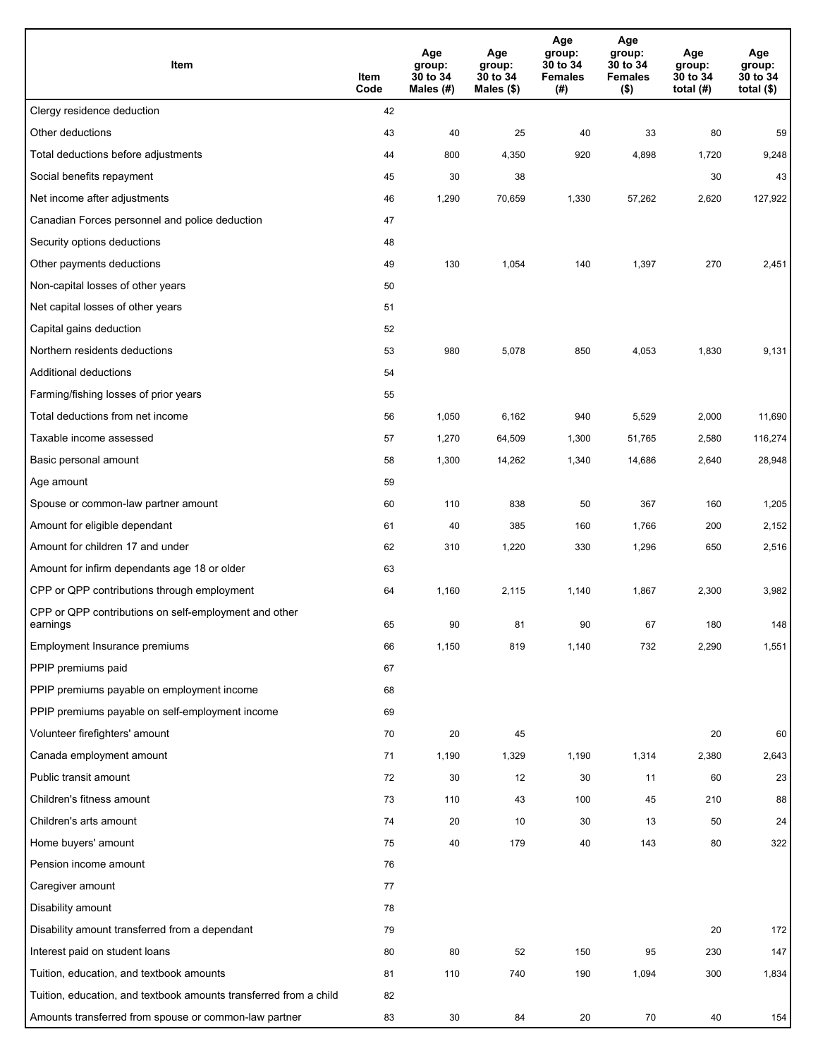| Item | Item Code | Age group: 30 to 34 Males (#) | Age group: 30 to 34 Males ($) | Age group: 30 to 34 Females (#) | Age group: 30 to 34 Females ($) | Age group: 30 to 34 total (#) | Age group: 30 to 34 total ($) |
| --- | --- | --- | --- | --- | --- | --- | --- |
| Clergy residence deduction | 42 | | | | | | |
| Other deductions | 43 | 40 | 25 | 40 | 33 | 80 | 59 |
| Total deductions before adjustments | 44 | 800 | 4,350 | 920 | 4,898 | 1,720 | 9,248 |
| Social benefits repayment | 45 | 30 | 38 | | | 30 | 43 |
| Net income after adjustments | 46 | 1,290 | 70,659 | 1,330 | 57,262 | 2,620 | 127,922 |
| Canadian Forces personnel and police deduction | 47 | | | | | | |
| Security options deductions | 48 | | | | | | |
| Other payments deductions | 49 | 130 | 1,054 | 140 | 1,397 | 270 | 2,451 |
| Non-capital losses of other years | 50 | | | | | | |
| Net capital losses of other years | 51 | | | | | | |
| Capital gains deduction | 52 | | | | | | |
| Northern residents deductions | 53 | 980 | 5,078 | 850 | 4,053 | 1,830 | 9,131 |
| Additional deductions | 54 | | | | | | |
| Farming/fishing losses of prior years | 55 | | | | | | |
| Total deductions from net income | 56 | 1,050 | 6,162 | 940 | 5,529 | 2,000 | 11,690 |
| Taxable income assessed | 57 | 1,270 | 64,509 | 1,300 | 51,765 | 2,580 | 116,274 |
| Basic personal amount | 58 | 1,300 | 14,262 | 1,340 | 14,686 | 2,640 | 28,948 |
| Age amount | 59 | | | | | | |
| Spouse or common-law partner amount | 60 | 110 | 838 | 50 | 367 | 160 | 1,205 |
| Amount for eligible dependant | 61 | 40 | 385 | 160 | 1,766 | 200 | 2,152 |
| Amount for children 17 and under | 62 | 310 | 1,220 | 330 | 1,296 | 650 | 2,516 |
| Amount for infirm dependants age 18 or older | 63 | | | | | | |
| CPP or QPP contributions through employment | 64 | 1,160 | 2,115 | 1,140 | 1,867 | 2,300 | 3,982 |
| CPP or QPP contributions on self-employment and other earnings | 65 | 90 | 81 | 90 | 67 | 180 | 148 |
| Employment Insurance premiums | 66 | 1,150 | 819 | 1,140 | 732 | 2,290 | 1,551 |
| PPIP premiums paid | 67 | | | | | | |
| PPIP premiums payable on employment income | 68 | | | | | | |
| PPIP premiums payable on self-employment income | 69 | | | | | | |
| Volunteer firefighters' amount | 70 | 20 | 45 | | | 20 | 60 |
| Canada employment amount | 71 | 1,190 | 1,329 | 1,190 | 1,314 | 2,380 | 2,643 |
| Public transit amount | 72 | 30 | 12 | 30 | 11 | 60 | 23 |
| Children's fitness amount | 73 | 110 | 43 | 100 | 45 | 210 | 88 |
| Children's arts amount | 74 | 20 | 10 | 30 | 13 | 50 | 24 |
| Home buyers' amount | 75 | 40 | 179 | 40 | 143 | 80 | 322 |
| Pension income amount | 76 | | | | | | |
| Caregiver amount | 77 | | | | | | |
| Disability amount | 78 | | | | | | |
| Disability amount transferred from a dependant | 79 | | | | | 20 | 172 |
| Interest paid on student loans | 80 | 80 | 52 | 150 | 95 | 230 | 147 |
| Tuition, education, and textbook amounts | 81 | 110 | 740 | 190 | 1,094 | 300 | 1,834 |
| Tuition, education, and textbook amounts transferred from a child | 82 | | | | | | |
| Amounts transferred from spouse or common-law partner | 83 | 30 | 84 | 20 | 70 | 40 | 154 |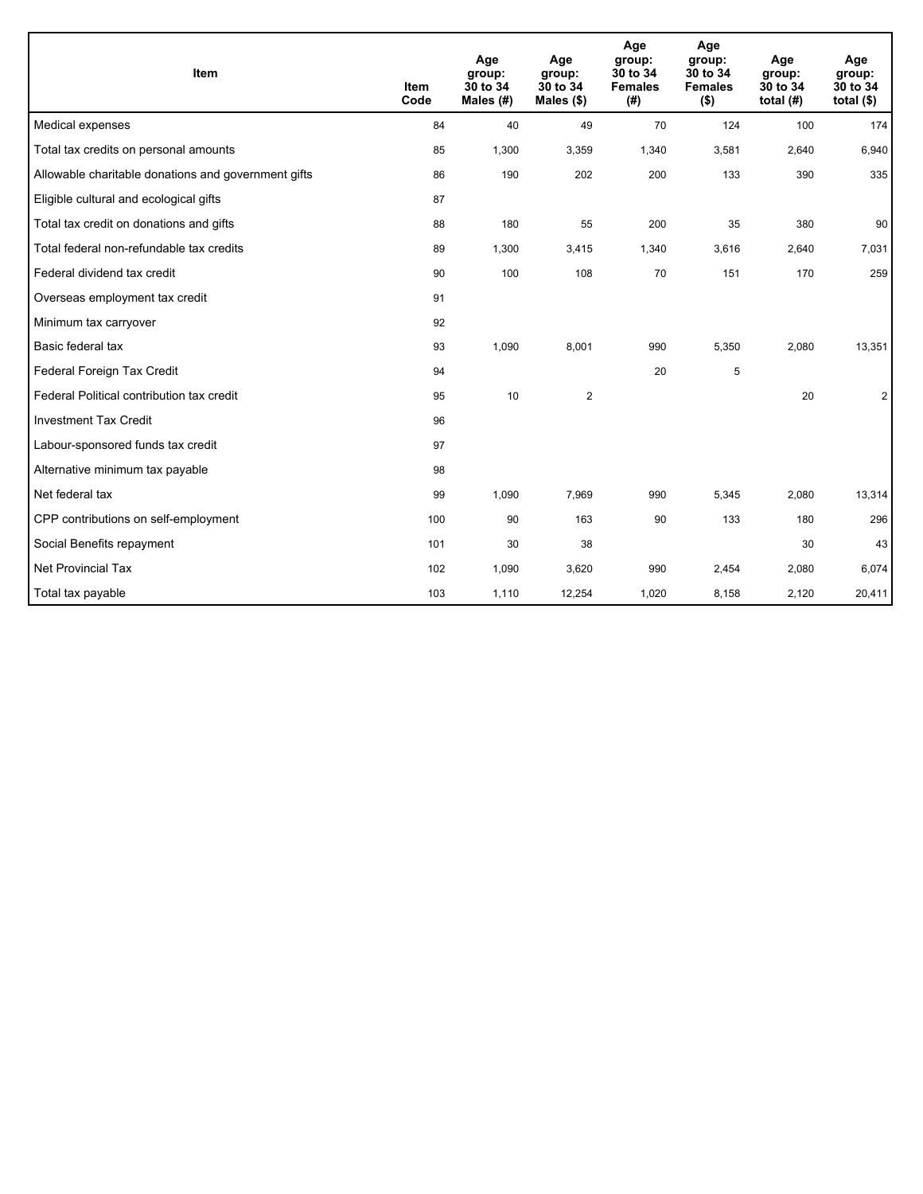| Item | Item Code | Age group: 30 to 34 Males (#) | Age group: 30 to 34 Males ($) | Age group: 30 to 34 Females (#) | Age group: 30 to 34 Females ($) | Age group: 30 to 34 total (#) | Age group: 30 to 34 total ($) |
|---|---|---|---|---|---|---|---|
| Medical expenses | 84 | 40 | 49 | 70 | 124 | 100 | 174 |
| Total tax credits on personal amounts | 85 | 1,300 | 3,359 | 1,340 | 3,581 | 2,640 | 6,940 |
| Allowable charitable donations and government gifts | 86 | 190 | 202 | 200 | 133 | 390 | 335 |
| Eligible cultural and ecological gifts | 87 | | | | | | |
| Total tax credit on donations and gifts | 88 | 180 | 55 | 200 | 35 | 380 | 90 |
| Total federal non-refundable tax credits | 89 | 1,300 | 3,415 | 1,340 | 3,616 | 2,640 | 7,031 |
| Federal dividend tax credit | 90 | 100 | 108 | 70 | 151 | 170 | 259 |
| Overseas employment tax credit | 91 | | | | | | |
| Minimum tax carryover | 92 | | | | | | |
| Basic federal tax | 93 | 1,090 | 8,001 | 990 | 5,350 | 2,080 | 13,351 |
| Federal Foreign Tax Credit | 94 | | | 20 | 5 | | |
| Federal Political contribution tax credit | 95 | 10 | 2 | | | 20 | 2 |
| Investment Tax Credit | 96 | | | | | | |
| Labour-sponsored funds tax credit | 97 | | | | | | |
| Alternative minimum tax payable | 98 | | | | | | |
| Net federal tax | 99 | 1,090 | 7,969 | 990 | 5,345 | 2,080 | 13,314 |
| CPP contributions on self-employment | 100 | 90 | 163 | 90 | 133 | 180 | 296 |
| Social Benefits repayment | 101 | 30 | 38 | | | 30 | 43 |
| Net Provincial Tax | 102 | 1,090 | 3,620 | 990 | 2,454 | 2,080 | 6,074 |
| Total tax payable | 103 | 1,110 | 12,254 | 1,020 | 8,158 | 2,120 | 20,411 |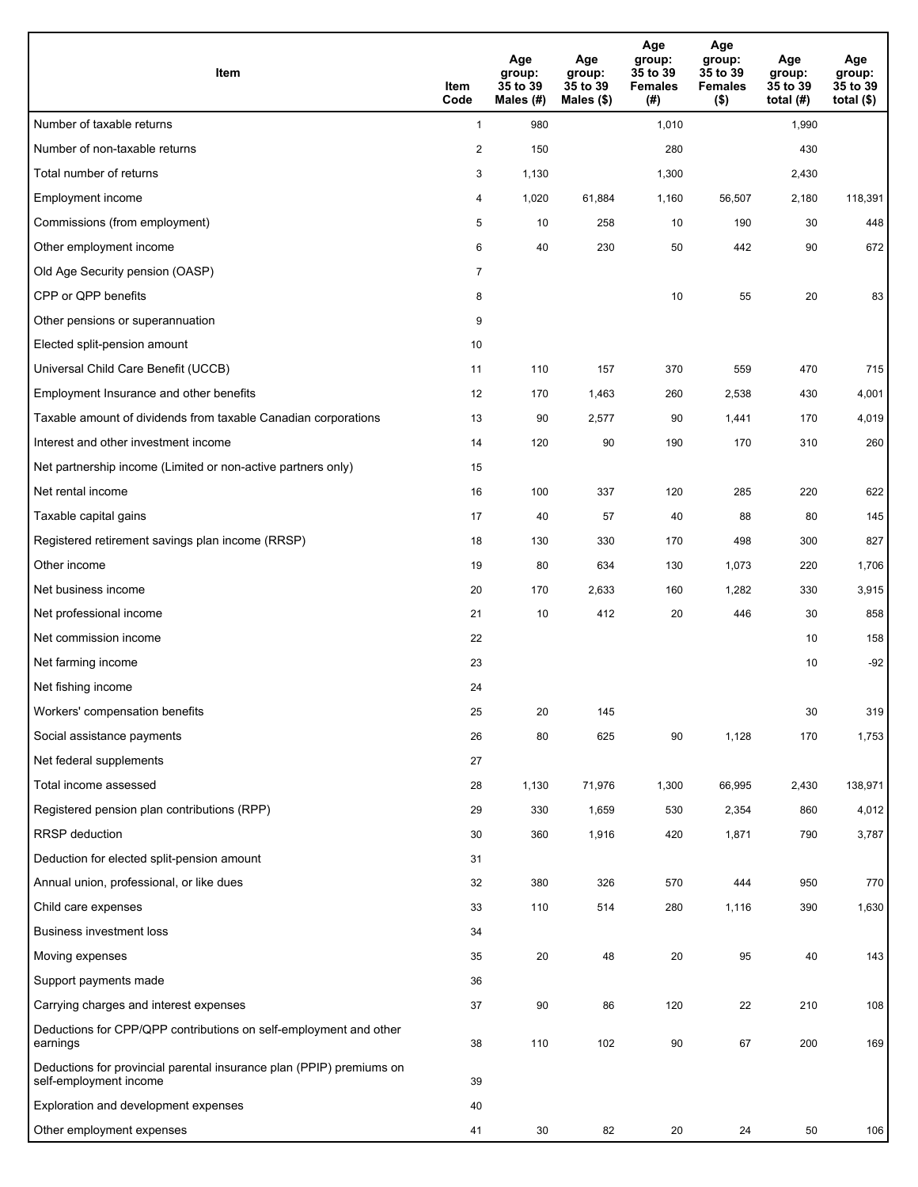| Item | Item Code | Age group: 35 to 39 Males (#) | Age group: 35 to 39 Males ($) | Age group: 35 to 39 Females (#) | Age group: 35 to 39 Females ($) | Age group: 35 to 39 total (#) | Age group: 35 to 39 total ($) |
|---|---|---|---|---|---|---|---|
| Number of taxable returns | 1 | 980 | | 1,010 | | 1,990 | |
| Number of non-taxable returns | 2 | 150 | | 280 | | 430 | |
| Total number of returns | 3 | 1,130 | | 1,300 | | 2,430 | |
| Employment income | 4 | 1,020 | 61,884 | 1,160 | 56,507 | 2,180 | 118,391 |
| Commissions (from employment) | 5 | 10 | 258 | 10 | 190 | 30 | 448 |
| Other employment income | 6 | 40 | 230 | 50 | 442 | 90 | 672 |
| Old Age Security pension (OASP) | 7 | | | | | | |
| CPP or QPP benefits | 8 | | | 10 | 55 | 20 | 83 |
| Other pensions or superannuation | 9 | | | | | | |
| Elected split-pension amount | 10 | | | | | | |
| Universal Child Care Benefit (UCCB) | 11 | 110 | 157 | 370 | 559 | 470 | 715 |
| Employment Insurance and other benefits | 12 | 170 | 1,463 | 260 | 2,538 | 430 | 4,001 |
| Taxable amount of dividends from taxable Canadian corporations | 13 | 90 | 2,577 | 90 | 1,441 | 170 | 4,019 |
| Interest and other investment income | 14 | 120 | 90 | 190 | 170 | 310 | 260 |
| Net partnership income (Limited or non-active partners only) | 15 | | | | | | |
| Net rental income | 16 | 100 | 337 | 120 | 285 | 220 | 622 |
| Taxable capital gains | 17 | 40 | 57 | 40 | 88 | 80 | 145 |
| Registered retirement savings plan income (RRSP) | 18 | 130 | 330 | 170 | 498 | 300 | 827 |
| Other income | 19 | 80 | 634 | 130 | 1,073 | 220 | 1,706 |
| Net business income | 20 | 170 | 2,633 | 160 | 1,282 | 330 | 3,915 |
| Net professional income | 21 | 10 | 412 | 20 | 446 | 30 | 858 |
| Net commission income | 22 | | | | | 10 | 158 |
| Net farming income | 23 | | | | | 10 | -92 |
| Net fishing income | 24 | | | | | | |
| Workers' compensation benefits | 25 | 20 | 145 | | | 30 | 319 |
| Social assistance payments | 26 | 80 | 625 | 90 | 1,128 | 170 | 1,753 |
| Net federal supplements | 27 | | | | | | |
| Total income assessed | 28 | 1,130 | 71,976 | 1,300 | 66,995 | 2,430 | 138,971 |
| Registered pension plan contributions (RPP) | 29 | 330 | 1,659 | 530 | 2,354 | 860 | 4,012 |
| RRSP deduction | 30 | 360 | 1,916 | 420 | 1,871 | 790 | 3,787 |
| Deduction for elected split-pension amount | 31 | | | | | | |
| Annual union, professional, or like dues | 32 | 380 | 326 | 570 | 444 | 950 | 770 |
| Child care expenses | 33 | 110 | 514 | 280 | 1,116 | 390 | 1,630 |
| Business investment loss | 34 | | | | | | |
| Moving expenses | 35 | 20 | 48 | 20 | 95 | 40 | 143 |
| Support payments made | 36 | | | | | | |
| Carrying charges and interest expenses | 37 | 90 | 86 | 120 | 22 | 210 | 108 |
| Deductions for CPP/QPP contributions on self-employment and other earnings | 38 | 110 | 102 | 90 | 67 | 200 | 169 |
| Deductions for provincial parental insurance plan (PPIP) premiums on self-employment income | 39 | | | | | | |
| Exploration and development expenses | 40 | | | | | | |
| Other employment expenses | 41 | 30 | 82 | 20 | 24 | 50 | 106 |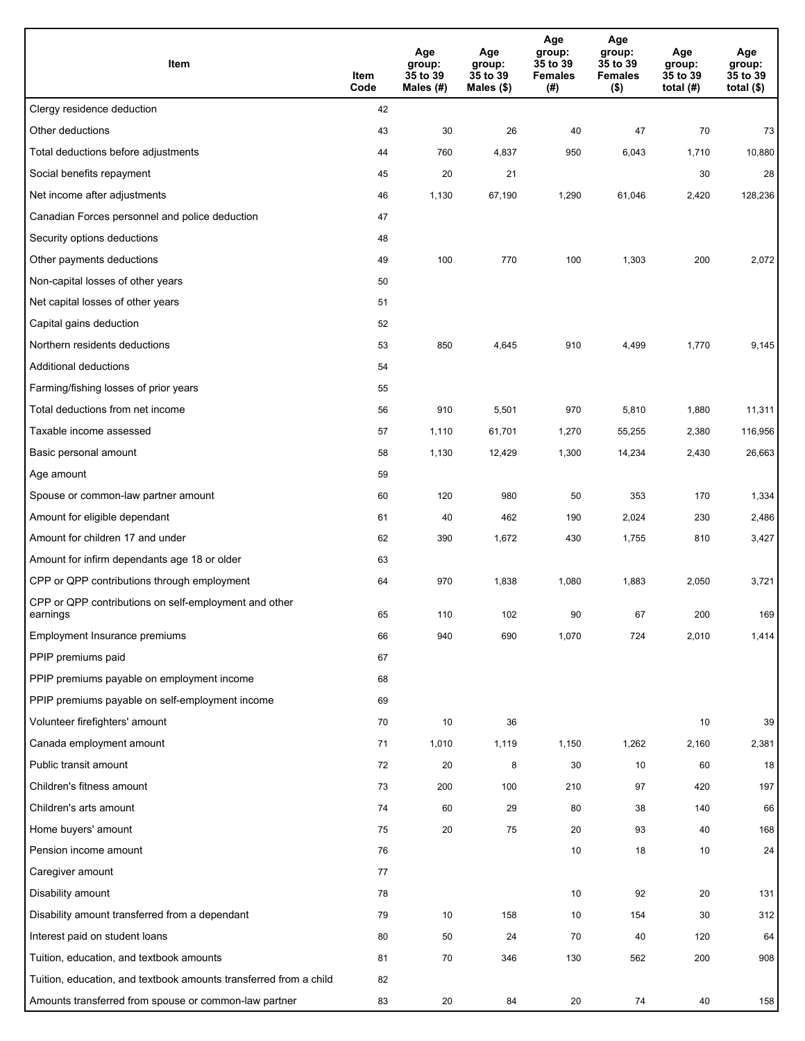| Item | Item Code | Age group: 35 to 39 Males (#) | Age group: 35 to 39 Males ($) | Age group: 35 to 39 Females (#) | Age group: 35 to 39 Females ($) | Age group: 35 to 39 total (#) | Age group: 35 to 39 total ($) |
|---|---|---|---|---|---|---|---|
| Clergy residence deduction | 42 | | | | | | |
| Other deductions | 43 | 30 | 26 | 40 | 47 | 70 | 73 |
| Total deductions before adjustments | 44 | 760 | 4,837 | 950 | 6,043 | 1,710 | 10,880 |
| Social benefits repayment | 45 | 20 | 21 | | | 30 | 28 |
| Net income after adjustments | 46 | 1,130 | 67,190 | 1,290 | 61,046 | 2,420 | 128,236 |
| Canadian Forces personnel and police deduction | 47 | | | | | | |
| Security options deductions | 48 | | | | | | |
| Other payments deductions | 49 | 100 | 770 | 100 | 1,303 | 200 | 2,072 |
| Non-capital losses of other years | 50 | | | | | | |
| Net capital losses of other years | 51 | | | | | | |
| Capital gains deduction | 52 | | | | | | |
| Northern residents deductions | 53 | 850 | 4,645 | 910 | 4,499 | 1,770 | 9,145 |
| Additional deductions | 54 | | | | | | |
| Farming/fishing losses of prior years | 55 | | | | | | |
| Total deductions from net income | 56 | 910 | 5,501 | 970 | 5,810 | 1,880 | 11,311 |
| Taxable income assessed | 57 | 1,110 | 61,701 | 1,270 | 55,255 | 2,380 | 116,956 |
| Basic personal amount | 58 | 1,130 | 12,429 | 1,300 | 14,234 | 2,430 | 26,663 |
| Age amount | 59 | | | | | | |
| Spouse or common-law partner amount | 60 | 120 | 980 | 50 | 353 | 170 | 1,334 |
| Amount for eligible dependant | 61 | 40 | 462 | 190 | 2,024 | 230 | 2,486 |
| Amount for children 17 and under | 62 | 390 | 1,672 | 430 | 1,755 | 810 | 3,427 |
| Amount for infirm dependants age 18 or older | 63 | | | | | | |
| CPP or QPP contributions through employment | 64 | 970 | 1,838 | 1,080 | 1,883 | 2,050 | 3,721 |
| CPP or QPP contributions on self-employment and other earnings | 65 | 110 | 102 | 90 | 67 | 200 | 169 |
| Employment Insurance premiums | 66 | 940 | 690 | 1,070 | 724 | 2,010 | 1,414 |
| PPIP premiums paid | 67 | | | | | | |
| PPIP premiums payable on employment income | 68 | | | | | | |
| PPIP premiums payable on self-employment income | 69 | | | | | | |
| Volunteer firefighters' amount | 70 | 10 | 36 | | | 10 | 39 |
| Canada employment amount | 71 | 1,010 | 1,119 | 1,150 | 1,262 | 2,160 | 2,381 |
| Public transit amount | 72 | 20 | 8 | 30 | 10 | 60 | 18 |
| Children's fitness amount | 73 | 200 | 100 | 210 | 97 | 420 | 197 |
| Children's arts amount | 74 | 60 | 29 | 80 | 38 | 140 | 66 |
| Home buyers' amount | 75 | 20 | 75 | 20 | 93 | 40 | 168 |
| Pension income amount | 76 | | | 10 | 18 | 10 | 24 |
| Caregiver amount | 77 | | | | | | |
| Disability amount | 78 | | | 10 | 92 | 20 | 131 |
| Disability amount transferred from a dependant | 79 | 10 | 158 | 10 | 154 | 30 | 312 |
| Interest paid on student loans | 80 | 50 | 24 | 70 | 40 | 120 | 64 |
| Tuition, education, and textbook amounts | 81 | 70 | 346 | 130 | 562 | 200 | 908 |
| Tuition, education, and textbook amounts transferred from a child | 82 | | | | | | |
| Amounts transferred from spouse or common-law partner | 83 | 20 | 84 | 20 | 74 | 40 | 158 |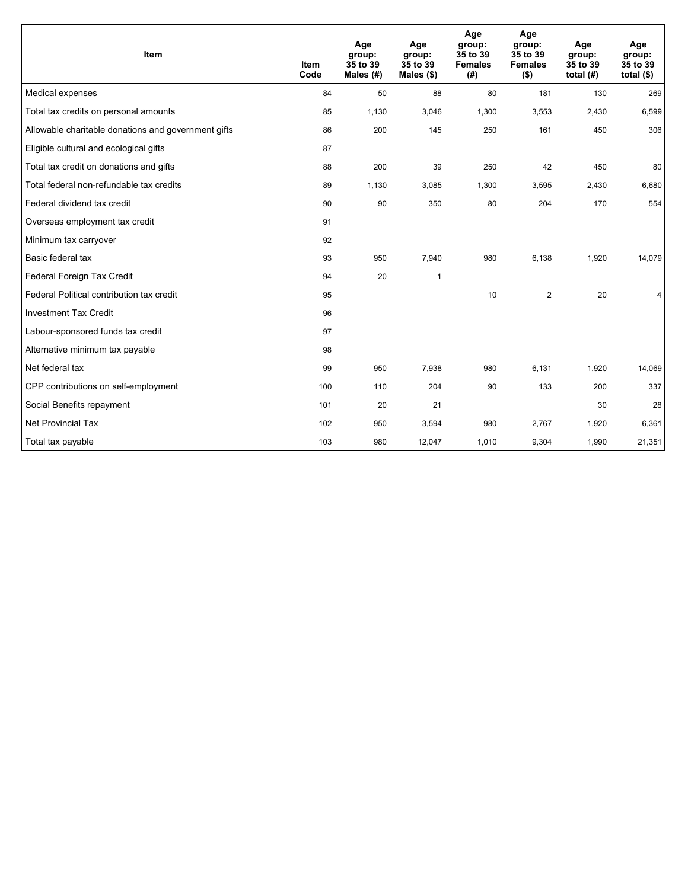| Item | Item Code | Age group: 35 to 39 Males (#) | Age group: 35 to 39 Males ($) | Age group: 35 to 39 Females (#) | Age group: 35 to 39 Females ($) | Age group: 35 to 39 total (#) | Age group: 35 to 39 total ($) |
|---|---|---|---|---|---|---|---|
| Medical expenses | 84 | 50 | 88 | 80 | 181 | 130 | 269 |
| Total tax credits on personal amounts | 85 | 1,130 | 3,046 | 1,300 | 3,553 | 2,430 | 6,599 |
| Allowable charitable donations and government gifts | 86 | 200 | 145 | 250 | 161 | 450 | 306 |
| Eligible cultural and ecological gifts | 87 | | | | | | |
| Total tax credit on donations and gifts | 88 | 200 | 39 | 250 | 42 | 450 | 80 |
| Total federal non-refundable tax credits | 89 | 1,130 | 3,085 | 1,300 | 3,595 | 2,430 | 6,680 |
| Federal dividend tax credit | 90 | 90 | 350 | 80 | 204 | 170 | 554 |
| Overseas employment tax credit | 91 | | | | | | |
| Minimum tax carryover | 92 | | | | | | |
| Basic federal tax | 93 | 950 | 7,940 | 980 | 6,138 | 1,920 | 14,079 |
| Federal Foreign Tax Credit | 94 | 20 | 1 | | | | |
| Federal Political contribution tax credit | 95 | | | 10 | 2 | 20 | 4 |
| Investment Tax Credit | 96 | | | | | | |
| Labour-sponsored funds tax credit | 97 | | | | | | |
| Alternative minimum tax payable | 98 | | | | | | |
| Net federal tax | 99 | 950 | 7,938 | 980 | 6,131 | 1,920 | 14,069 |
| CPP contributions on self-employment | 100 | 110 | 204 | 90 | 133 | 200 | 337 |
| Social Benefits repayment | 101 | 20 | 21 | | | 30 | 28 |
| Net Provincial Tax | 102 | 950 | 3,594 | 980 | 2,767 | 1,920 | 6,361 |
| Total tax payable | 103 | 980 | 12,047 | 1,010 | 9,304 | 1,990 | 21,351 |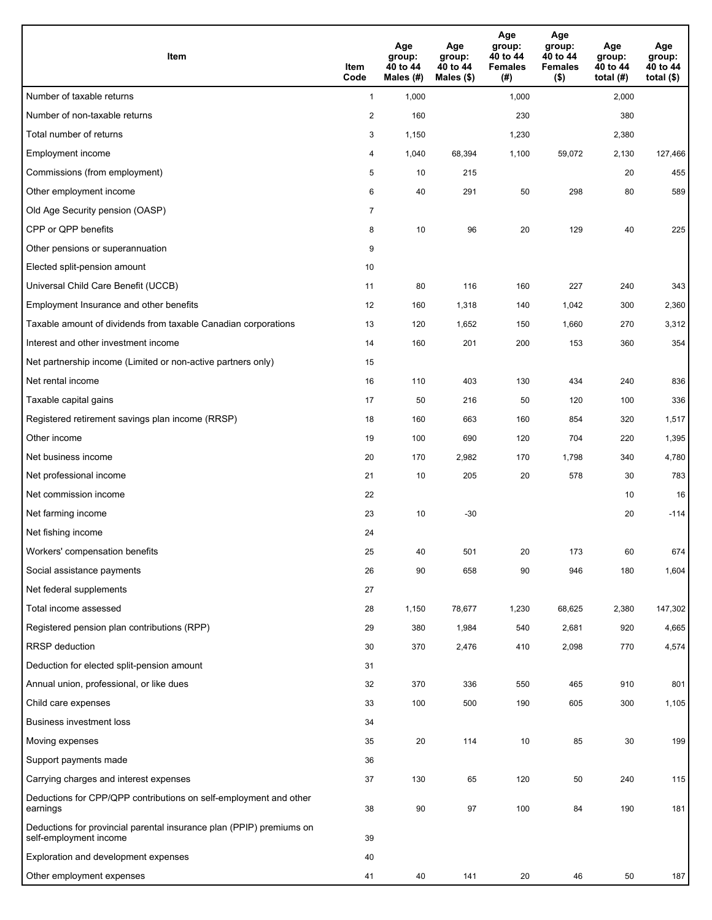| Item | Item Code | Age group: 40 to 44 Males (#) | Age group: 40 to 44 Males ($) | Age group: 40 to 44 Females (#) | Age group: 40 to 44 Females ($) | Age group: 40 to 44 total (#) | Age group: 40 to 44 total ($) |
|---|---|---|---|---|---|---|---|
| Number of taxable returns | 1 | 1,000 | | 1,000 | | 2,000 | |
| Number of non-taxable returns | 2 | 160 | | 230 | | 380 | |
| Total number of returns | 3 | 1,150 | | 1,230 | | 2,380 | |
| Employment income | 4 | 1,040 | 68,394 | 1,100 | 59,072 | 2,130 | 127,466 |
| Commissions (from employment) | 5 | 10 | 215 | | | 20 | 455 |
| Other employment income | 6 | 40 | 291 | 50 | 298 | 80 | 589 |
| Old Age Security pension (OASP) | 7 | | | | | | |
| CPP or QPP benefits | 8 | 10 | 96 | 20 | 129 | 40 | 225 |
| Other pensions or superannuation | 9 | | | | | | |
| Elected split-pension amount | 10 | | | | | | |
| Universal Child Care Benefit (UCCB) | 11 | 80 | 116 | 160 | 227 | 240 | 343 |
| Employment Insurance and other benefits | 12 | 160 | 1,318 | 140 | 1,042 | 300 | 2,360 |
| Taxable amount of dividends from taxable Canadian corporations | 13 | 120 | 1,652 | 150 | 1,660 | 270 | 3,312 |
| Interest and other investment income | 14 | 160 | 201 | 200 | 153 | 360 | 354 |
| Net partnership income (Limited or non-active partners only) | 15 | | | | | | |
| Net rental income | 16 | 110 | 403 | 130 | 434 | 240 | 836 |
| Taxable capital gains | 17 | 50 | 216 | 50 | 120 | 100 | 336 |
| Registered retirement savings plan income (RRSP) | 18 | 160 | 663 | 160 | 854 | 320 | 1,517 |
| Other income | 19 | 100 | 690 | 120 | 704 | 220 | 1,395 |
| Net business income | 20 | 170 | 2,982 | 170 | 1,798 | 340 | 4,780 |
| Net professional income | 21 | 10 | 205 | 20 | 578 | 30 | 783 |
| Net commission income | 22 | | | | | 10 | 16 |
| Net farming income | 23 | 10 | -30 | | | 20 | -114 |
| Net fishing income | 24 | | | | | | |
| Workers' compensation benefits | 25 | 40 | 501 | 20 | 173 | 60 | 674 |
| Social assistance payments | 26 | 90 | 658 | 90 | 946 | 180 | 1,604 |
| Net federal supplements | 27 | | | | | | |
| Total income assessed | 28 | 1,150 | 78,677 | 1,230 | 68,625 | 2,380 | 147,302 |
| Registered pension plan contributions (RPP) | 29 | 380 | 1,984 | 540 | 2,681 | 920 | 4,665 |
| RRSP deduction | 30 | 370 | 2,476 | 410 | 2,098 | 770 | 4,574 |
| Deduction for elected split-pension amount | 31 | | | | | | |
| Annual union, professional, or like dues | 32 | 370 | 336 | 550 | 465 | 910 | 801 |
| Child care expenses | 33 | 100 | 500 | 190 | 605 | 300 | 1,105 |
| Business investment loss | 34 | | | | | | |
| Moving expenses | 35 | 20 | 114 | 10 | 85 | 30 | 199 |
| Support payments made | 36 | | | | | | |
| Carrying charges and interest expenses | 37 | 130 | 65 | 120 | 50 | 240 | 115 |
| Deductions for CPP/QPP contributions on self-employment and other earnings | 38 | 90 | 97 | 100 | 84 | 190 | 181 |
| Deductions for provincial parental insurance plan (PPIP) premiums on self-employment income | 39 | | | | | | |
| Exploration and development expenses | 40 | | | | | | |
| Other employment expenses | 41 | 40 | 141 | 20 | 46 | 50 | 187 |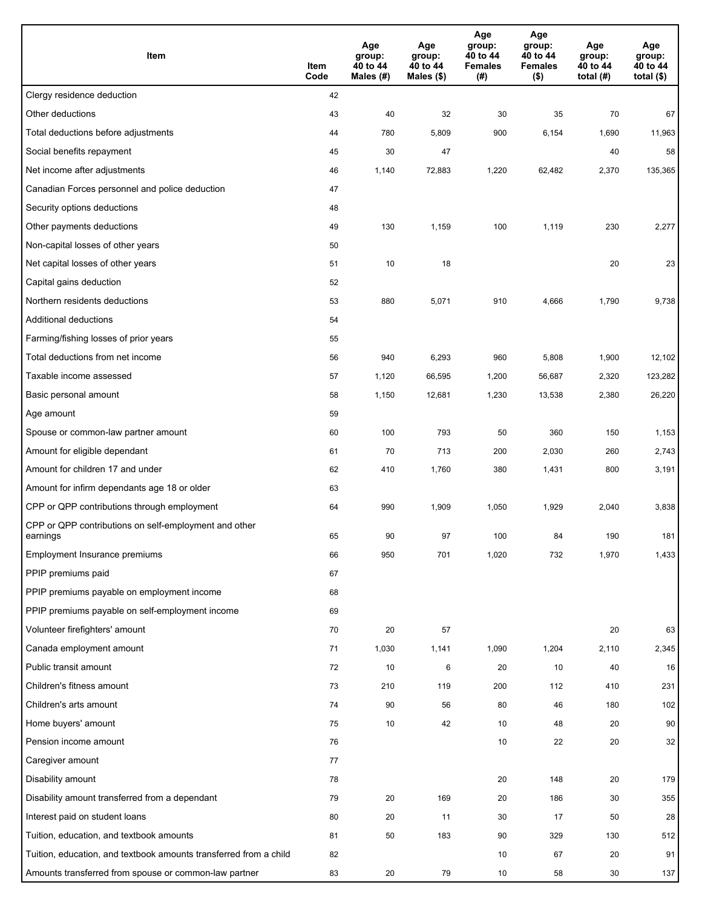| Item | Item Code | Age group: 40 to 44 Males (#) | Age group: 40 to 44 Males ($) | Age group: 40 to 44 Females (#) | Age group: 40 to 44 Females ($) | Age group: 40 to 44 total (#) | Age group: 40 to 44 total ($) |
|---|---|---|---|---|---|---|---|
| Clergy residence deduction | 42 | | | | | | |
| Other deductions | 43 | 40 | 32 | 30 | 35 | 70 | 67 |
| Total deductions before adjustments | 44 | 780 | 5,809 | 900 | 6,154 | 1,690 | 11,963 |
| Social benefits repayment | 45 | 30 | 47 | | | 40 | 58 |
| Net income after adjustments | 46 | 1,140 | 72,883 | 1,220 | 62,482 | 2,370 | 135,365 |
| Canadian Forces personnel and police deduction | 47 | | | | | | |
| Security options deductions | 48 | | | | | | |
| Other payments deductions | 49 | 130 | 1,159 | 100 | 1,119 | 230 | 2,277 |
| Non-capital losses of other years | 50 | | | | | | |
| Net capital losses of other years | 51 | 10 | 18 | | | 20 | 23 |
| Capital gains deduction | 52 | | | | | | |
| Northern residents deductions | 53 | 880 | 5,071 | 910 | 4,666 | 1,790 | 9,738 |
| Additional deductions | 54 | | | | | | |
| Farming/fishing losses of prior years | 55 | | | | | | |
| Total deductions from net income | 56 | 940 | 6,293 | 960 | 5,808 | 1,900 | 12,102 |
| Taxable income assessed | 57 | 1,120 | 66,595 | 1,200 | 56,687 | 2,320 | 123,282 |
| Basic personal amount | 58 | 1,150 | 12,681 | 1,230 | 13,538 | 2,380 | 26,220 |
| Age amount | 59 | | | | | | |
| Spouse or common-law partner amount | 60 | 100 | 793 | 50 | 360 | 150 | 1,153 |
| Amount for eligible dependant | 61 | 70 | 713 | 200 | 2,030 | 260 | 2,743 |
| Amount for children 17 and under | 62 | 410 | 1,760 | 380 | 1,431 | 800 | 3,191 |
| Amount for infirm dependants age 18 or older | 63 | | | | | | |
| CPP or QPP contributions through employment | 64 | 990 | 1,909 | 1,050 | 1,929 | 2,040 | 3,838 |
| CPP or QPP contributions on self-employment and other earnings | 65 | 90 | 97 | 100 | 84 | 190 | 181 |
| Employment Insurance premiums | 66 | 950 | 701 | 1,020 | 732 | 1,970 | 1,433 |
| PPIP premiums paid | 67 | | | | | | |
| PPIP premiums payable on employment income | 68 | | | | | | |
| PPIP premiums payable on self-employment income | 69 | | | | | | |
| Volunteer firefighters' amount | 70 | 20 | 57 | | | 20 | 63 |
| Canada employment amount | 71 | 1,030 | 1,141 | 1,090 | 1,204 | 2,110 | 2,345 |
| Public transit amount | 72 | 10 | 6 | 20 | 10 | 40 | 16 |
| Children's fitness amount | 73 | 210 | 119 | 200 | 112 | 410 | 231 |
| Children's arts amount | 74 | 90 | 56 | 80 | 46 | 180 | 102 |
| Home buyers' amount | 75 | 10 | 42 | 10 | 48 | 20 | 90 |
| Pension income amount | 76 | | | 10 | 22 | 20 | 32 |
| Caregiver amount | 77 | | | | | | |
| Disability amount | 78 | | | 20 | 148 | 20 | 179 |
| Disability amount transferred from a dependant | 79 | 20 | 169 | 20 | 186 | 30 | 355 |
| Interest paid on student loans | 80 | 20 | 11 | 30 | 17 | 50 | 28 |
| Tuition, education, and textbook amounts | 81 | 50 | 183 | 90 | 329 | 130 | 512 |
| Tuition, education, and textbook amounts transferred from a child | 82 | | | 10 | 67 | 20 | 91 |
| Amounts transferred from spouse or common-law partner | 83 | 20 | 79 | 10 | 58 | 30 | 137 |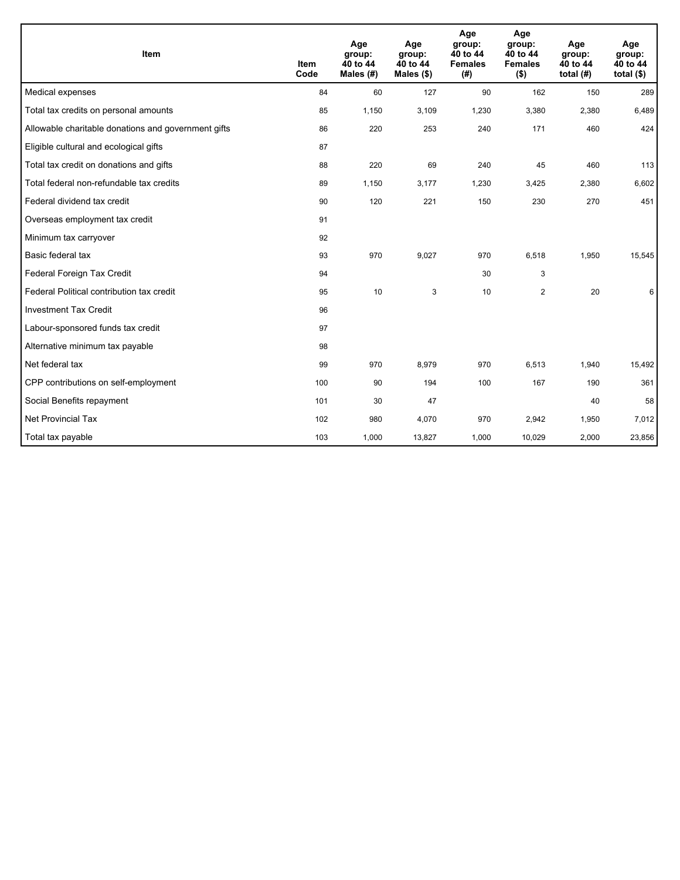| Item | Item Code | Age group: 40 to 44 Males (#) | Age group: 40 to 44 Males ($) | Age group: 40 to 44 Females (#) | Age group: 40 to 44 Females ($) | Age group: 40 to 44 total (#) | Age group: 40 to 44 total ($) |
|---|---|---|---|---|---|---|---|
| Medical expenses | 84 | 60 | 127 | 90 | 162 | 150 | 289 |
| Total tax credits on personal amounts | 85 | 1,150 | 3,109 | 1,230 | 3,380 | 2,380 | 6,489 |
| Allowable charitable donations and government gifts | 86 | 220 | 253 | 240 | 171 | 460 | 424 |
| Eligible cultural and ecological gifts | 87 | | | | | | |
| Total tax credit on donations and gifts | 88 | 220 | 69 | 240 | 45 | 460 | 113 |
| Total federal non-refundable tax credits | 89 | 1,150 | 3,177 | 1,230 | 3,425 | 2,380 | 6,602 |
| Federal dividend tax credit | 90 | 120 | 221 | 150 | 230 | 270 | 451 |
| Overseas employment tax credit | 91 | | | | | | |
| Minimum tax carryover | 92 | | | | | | |
| Basic federal tax | 93 | 970 | 9,027 | 970 | 6,518 | 1,950 | 15,545 |
| Federal Foreign Tax Credit | 94 | | | 30 | 3 | | |
| Federal Political contribution tax credit | 95 | 10 | 3 | 10 | 2 | 20 | 6 |
| Investment Tax Credit | 96 | | | | | | |
| Labour-sponsored funds tax credit | 97 | | | | | | |
| Alternative minimum tax payable | 98 | | | | | | |
| Net federal tax | 99 | 970 | 8,979 | 970 | 6,513 | 1,940 | 15,492 |
| CPP contributions on self-employment | 100 | 90 | 194 | 100 | 167 | 190 | 361 |
| Social Benefits repayment | 101 | 30 | 47 | | | 40 | 58 |
| Net Provincial Tax | 102 | 980 | 4,070 | 970 | 2,942 | 1,950 | 7,012 |
| Total tax payable | 103 | 1,000 | 13,827 | 1,000 | 10,029 | 2,000 | 23,856 |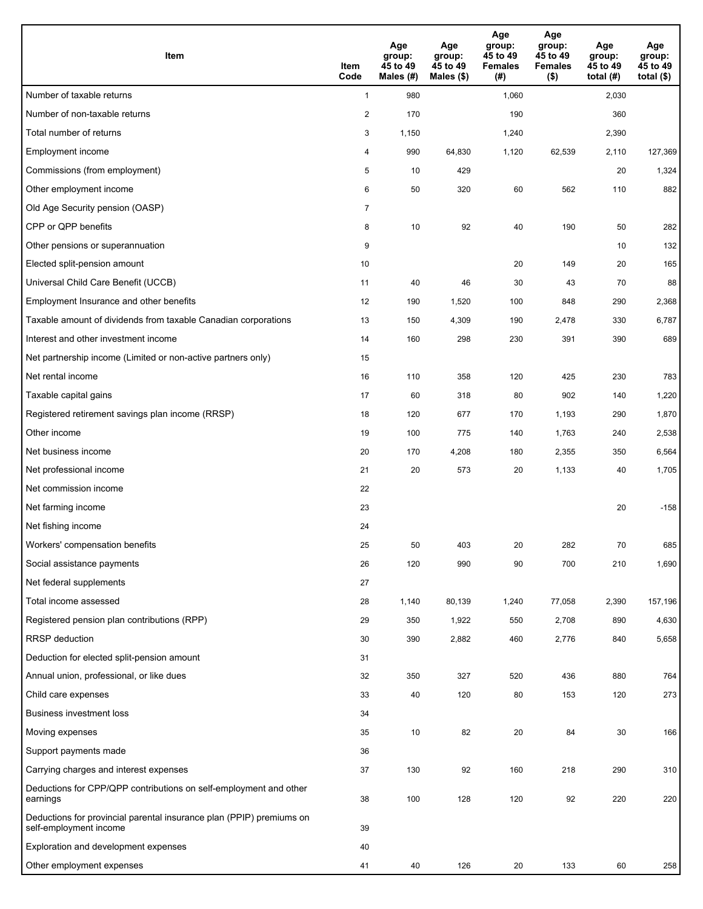| Item | Item Code | Age group: 45 to 49 Males (#) | Age group: 45 to 49 Males ($) | Age group: 45 to 49 Females (#) | Age group: 45 to 49 Females ($) | Age group: 45 to 49 total (#) | Age group: 45 to 49 total ($) |
|---|---|---|---|---|---|---|---|
| Number of taxable returns | 1 | 980 | | 1,060 | | 2,030 | |
| Number of non-taxable returns | 2 | 170 | | 190 | | 360 | |
| Total number of returns | 3 | 1,150 | | 1,240 | | 2,390 | |
| Employment income | 4 | 990 | 64,830 | 1,120 | 62,539 | 2,110 | 127,369 |
| Commissions (from employment) | 5 | 10 | 429 | | | 20 | 1,324 |
| Other employment income | 6 | 50 | 320 | 60 | 562 | 110 | 882 |
| Old Age Security pension (OASP) | 7 | | | | | | |
| CPP or QPP benefits | 8 | 10 | 92 | 40 | 190 | 50 | 282 |
| Other pensions or superannuation | 9 | | | | | 10 | 132 |
| Elected split-pension amount | 10 | | | 20 | 149 | 20 | 165 |
| Universal Child Care Benefit (UCCB) | 11 | 40 | 46 | 30 | 43 | 70 | 88 |
| Employment Insurance and other benefits | 12 | 190 | 1,520 | 100 | 848 | 290 | 2,368 |
| Taxable amount of dividends from taxable Canadian corporations | 13 | 150 | 4,309 | 190 | 2,478 | 330 | 6,787 |
| Interest and other investment income | 14 | 160 | 298 | 230 | 391 | 390 | 689 |
| Net partnership income (Limited or non-active partners only) | 15 | | | | | | |
| Net rental income | 16 | 110 | 358 | 120 | 425 | 230 | 783 |
| Taxable capital gains | 17 | 60 | 318 | 80 | 902 | 140 | 1,220 |
| Registered retirement savings plan income (RRSP) | 18 | 120 | 677 | 170 | 1,193 | 290 | 1,870 |
| Other income | 19 | 100 | 775 | 140 | 1,763 | 240 | 2,538 |
| Net business income | 20 | 170 | 4,208 | 180 | 2,355 | 350 | 6,564 |
| Net professional income | 21 | 20 | 573 | 20 | 1,133 | 40 | 1,705 |
| Net commission income | 22 | | | | | | |
| Net farming income | 23 | | | | | 20 | -158 |
| Net fishing income | 24 | | | | | | |
| Workers' compensation benefits | 25 | 50 | 403 | 20 | 282 | 70 | 685 |
| Social assistance payments | 26 | 120 | 990 | 90 | 700 | 210 | 1,690 |
| Net federal supplements | 27 | | | | | | |
| Total income assessed | 28 | 1,140 | 80,139 | 1,240 | 77,058 | 2,390 | 157,196 |
| Registered pension plan contributions (RPP) | 29 | 350 | 1,922 | 550 | 2,708 | 890 | 4,630 |
| RRSP deduction | 30 | 390 | 2,882 | 460 | 2,776 | 840 | 5,658 |
| Deduction for elected split-pension amount | 31 | | | | | | |
| Annual union, professional, or like dues | 32 | 350 | 327 | 520 | 436 | 880 | 764 |
| Child care expenses | 33 | 40 | 120 | 80 | 153 | 120 | 273 |
| Business investment loss | 34 | | | | | | |
| Moving expenses | 35 | 10 | 82 | 20 | 84 | 30 | 166 |
| Support payments made | 36 | | | | | | |
| Carrying charges and interest expenses | 37 | 130 | 92 | 160 | 218 | 290 | 310 |
| Deductions for CPP/QPP contributions on self-employment and other earnings | 38 | 100 | 128 | 120 | 92 | 220 | 220 |
| Deductions for provincial parental insurance plan (PPIP) premiums on self-employment income | 39 | | | | | | |
| Exploration and development expenses | 40 | | | | | | |
| Other employment expenses | 41 | 40 | 126 | 20 | 133 | 60 | 258 |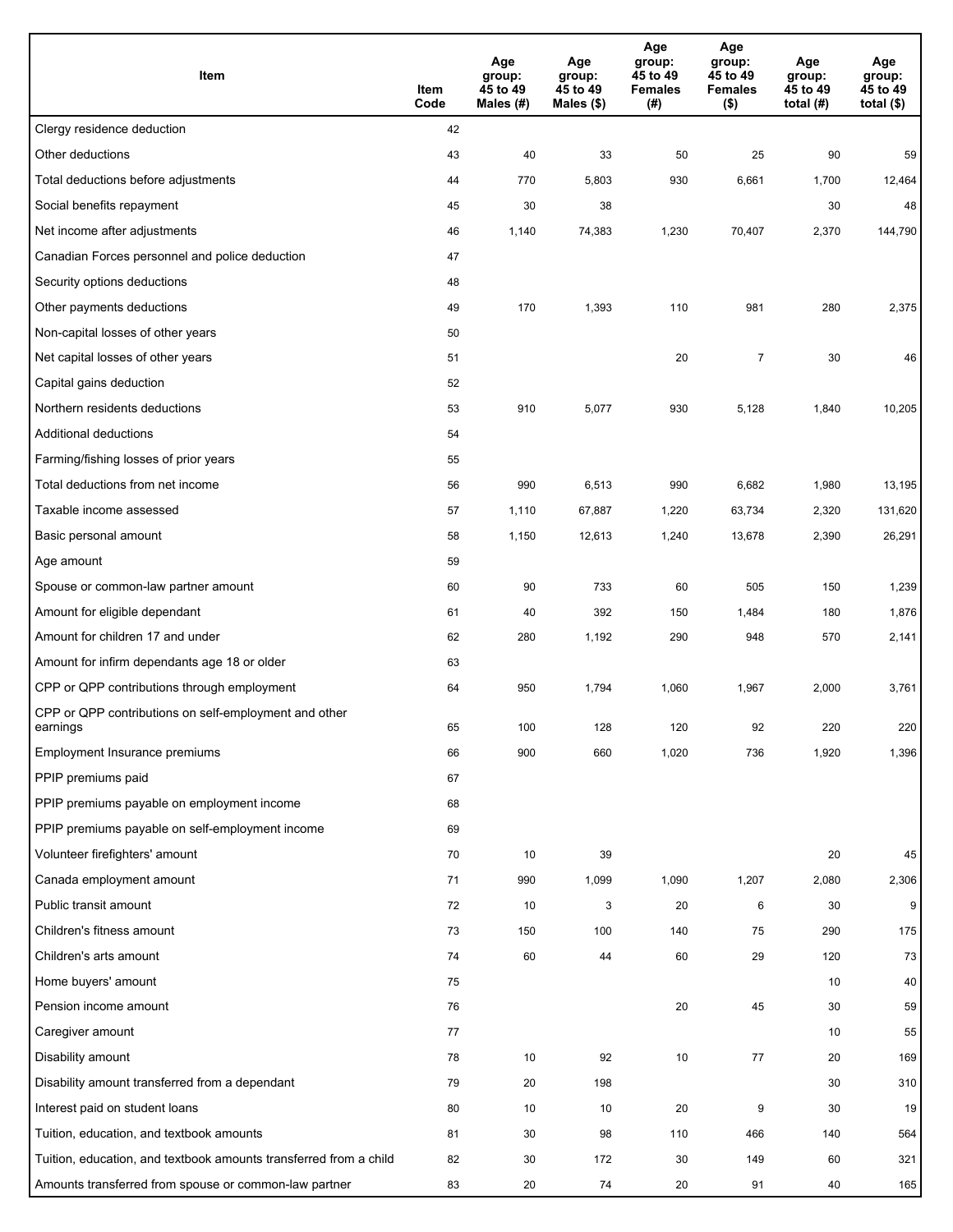| Item | Item Code | Age group: 45 to 49 Males (#) | Age group: 45 to 49 Males ($) | Age group: 45 to 49 Females (#) | Age group: 45 to 49 Females ($) | Age group: 45 to 49 total (#) | Age group: 45 to 49 total ($) |
|---|---|---|---|---|---|---|---|
| Clergy residence deduction | 42 | | | | | | |
| Other deductions | 43 | 40 | 33 | 50 | 25 | 90 | 59 |
| Total deductions before adjustments | 44 | 770 | 5,803 | 930 | 6,661 | 1,700 | 12,464 |
| Social benefits repayment | 45 | 30 | 38 | | | 30 | 48 |
| Net income after adjustments | 46 | 1,140 | 74,383 | 1,230 | 70,407 | 2,370 | 144,790 |
| Canadian Forces personnel and police deduction | 47 | | | | | | |
| Security options deductions | 48 | | | | | | |
| Other payments deductions | 49 | 170 | 1,393 | 110 | 981 | 280 | 2,375 |
| Non-capital losses of other years | 50 | | | | | | |
| Net capital losses of other years | 51 | | | 20 | 7 | 30 | 46 |
| Capital gains deduction | 52 | | | | | | |
| Northern residents deductions | 53 | 910 | 5,077 | 930 | 5,128 | 1,840 | 10,205 |
| Additional deductions | 54 | | | | | | |
| Farming/fishing losses of prior years | 55 | | | | | | |
| Total deductions from net income | 56 | 990 | 6,513 | 990 | 6,682 | 1,980 | 13,195 |
| Taxable income assessed | 57 | 1,110 | 67,887 | 1,220 | 63,734 | 2,320 | 131,620 |
| Basic personal amount | 58 | 1,150 | 12,613 | 1,240 | 13,678 | 2,390 | 26,291 |
| Age amount | 59 | | | | | | |
| Spouse or common-law partner amount | 60 | 90 | 733 | 60 | 505 | 150 | 1,239 |
| Amount for eligible dependant | 61 | 40 | 392 | 150 | 1,484 | 180 | 1,876 |
| Amount for children 17 and under | 62 | 280 | 1,192 | 290 | 948 | 570 | 2,141 |
| Amount for infirm dependants age 18 or older | 63 | | | | | | |
| CPP or QPP contributions through employment | 64 | 950 | 1,794 | 1,060 | 1,967 | 2,000 | 3,761 |
| CPP or QPP contributions on self-employment and other earnings | 65 | 100 | 128 | 120 | 92 | 220 | 220 |
| Employment Insurance premiums | 66 | 900 | 660 | 1,020 | 736 | 1,920 | 1,396 |
| PPIP premiums paid | 67 | | | | | | |
| PPIP premiums payable on employment income | 68 | | | | | | |
| PPIP premiums payable on self-employment income | 69 | | | | | | |
| Volunteer firefighters' amount | 70 | 10 | 39 | | | 20 | 45 |
| Canada employment amount | 71 | 990 | 1,099 | 1,090 | 1,207 | 2,080 | 2,306 |
| Public transit amount | 72 | 10 | 3 | 20 | 6 | 30 | 9 |
| Children's fitness amount | 73 | 150 | 100 | 140 | 75 | 290 | 175 |
| Children's arts amount | 74 | 60 | 44 | 60 | 29 | 120 | 73 |
| Home buyers' amount | 75 | | | | | 10 | 40 |
| Pension income amount | 76 | | | 20 | 45 | 30 | 59 |
| Caregiver amount | 77 | | | | | 10 | 55 |
| Disability amount | 78 | 10 | 92 | 10 | 77 | 20 | 169 |
| Disability amount transferred from a dependant | 79 | 20 | 198 | | | 30 | 310 |
| Interest paid on student loans | 80 | 10 | 10 | 20 | 9 | 30 | 19 |
| Tuition, education, and textbook amounts | 81 | 30 | 98 | 110 | 466 | 140 | 564 |
| Tuition, education, and textbook amounts transferred from a child | 82 | 30 | 172 | 30 | 149 | 60 | 321 |
| Amounts transferred from spouse or common-law partner | 83 | 20 | 74 | 20 | 91 | 40 | 165 |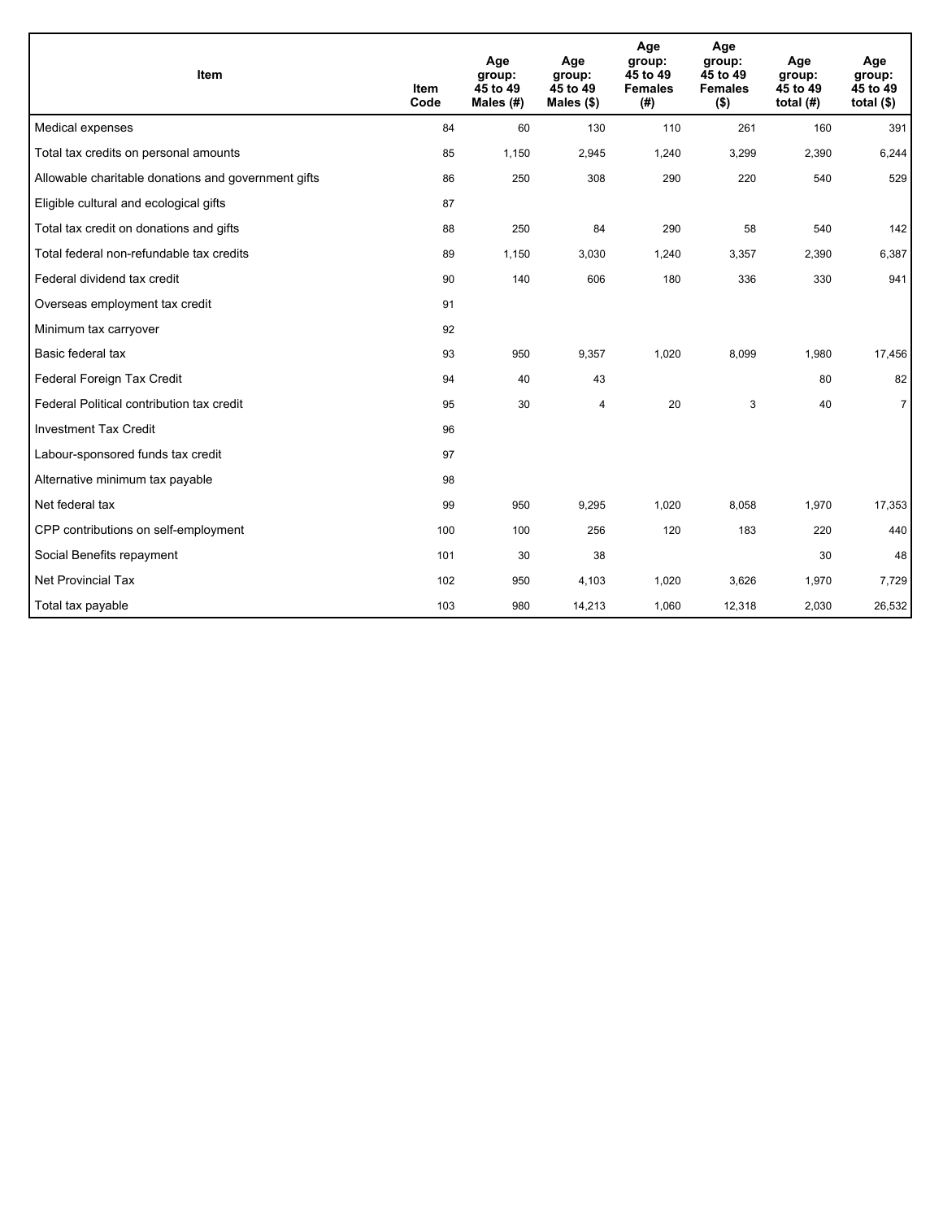| Item | Item Code | Age group: 45 to 49 Males (#) | Age group: 45 to 49 Males ($) | Age group: 45 to 49 Females (#) | Age group: 45 to 49 Females ($) | Age group: 45 to 49 total (#) | Age group: 45 to 49 total ($) |
|---|---|---|---|---|---|---|---|
| Medical expenses | 84 | 60 | 130 | 110 | 261 | 160 | 391 |
| Total tax credits on personal amounts | 85 | 1,150 | 2,945 | 1,240 | 3,299 | 2,390 | 6,244 |
| Allowable charitable donations and government gifts | 86 | 250 | 308 | 290 | 220 | 540 | 529 |
| Eligible cultural and ecological gifts | 87 | | | | | | |
| Total tax credit on donations and gifts | 88 | 250 | 84 | 290 | 58 | 540 | 142 |
| Total federal non-refundable tax credits | 89 | 1,150 | 3,030 | 1,240 | 3,357 | 2,390 | 6,387 |
| Federal dividend tax credit | 90 | 140 | 606 | 180 | 336 | 330 | 941 |
| Overseas employment tax credit | 91 | | | | | | |
| Minimum tax carryover | 92 | | | | | | |
| Basic federal tax | 93 | 950 | 9,357 | 1,020 | 8,099 | 1,980 | 17,456 |
| Federal Foreign Tax Credit | 94 | 40 | 43 | | | 80 | 82 |
| Federal Political contribution tax credit | 95 | 30 | 4 | 20 | 3 | 40 | 7 |
| Investment Tax Credit | 96 | | | | | | |
| Labour-sponsored funds tax credit | 97 | | | | | | |
| Alternative minimum tax payable | 98 | | | | | | |
| Net federal tax | 99 | 950 | 9,295 | 1,020 | 8,058 | 1,970 | 17,353 |
| CPP contributions on self-employment | 100 | 100 | 256 | 120 | 183 | 220 | 440 |
| Social Benefits repayment | 101 | 30 | 38 | | | 30 | 48 |
| Net Provincial Tax | 102 | 950 | 4,103 | 1,020 | 3,626 | 1,970 | 7,729 |
| Total tax payable | 103 | 980 | 14,213 | 1,060 | 12,318 | 2,030 | 26,532 |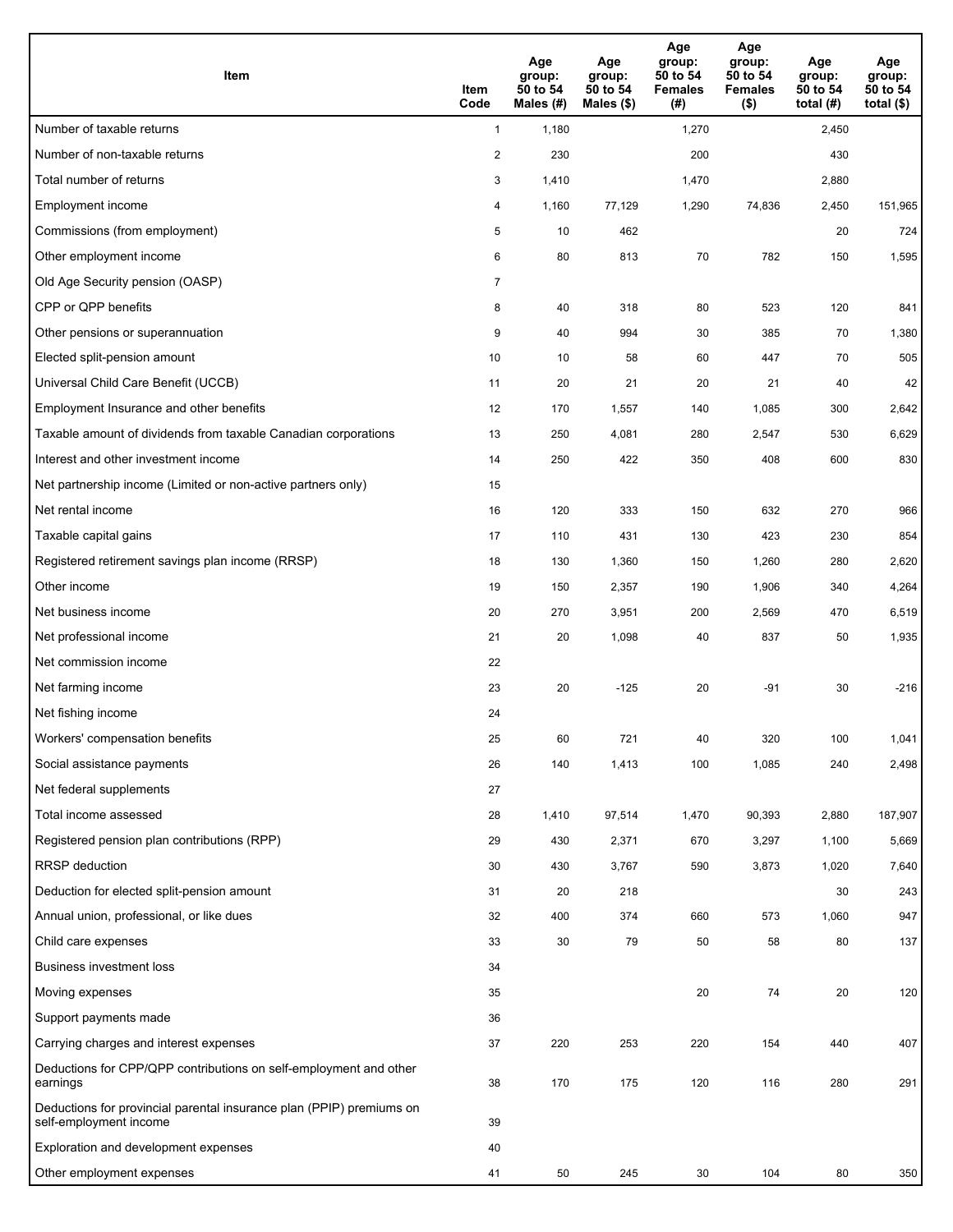| Item | Item Code | Age group: 50 to 54 Males (#) | Age group: 50 to 54 Males ($) | Age group: 50 to 54 Females (#) | Age group: 50 to 54 Females ($) | Age group: 50 to 54 total (#) | Age group: 50 to 54 total ($) |
|---|---|---|---|---|---|---|---|
| Number of taxable returns | 1 | 1,180 | | 1,270 | | 2,450 | |
| Number of non-taxable returns | 2 | 230 | | 200 | | 430 | |
| Total number of returns | 3 | 1,410 | | 1,470 | | 2,880 | |
| Employment income | 4 | 1,160 | 77,129 | 1,290 | 74,836 | 2,450 | 151,965 |
| Commissions (from employment) | 5 | 10 | 462 | | | 20 | 724 |
| Other employment income | 6 | 80 | 813 | 70 | 782 | 150 | 1,595 |
| Old Age Security pension (OASP) | 7 | | | | | | |
| CPP or QPP benefits | 8 | 40 | 318 | 80 | 523 | 120 | 841 |
| Other pensions or superannuation | 9 | 40 | 994 | 30 | 385 | 70 | 1,380 |
| Elected split-pension amount | 10 | 10 | 58 | 60 | 447 | 70 | 505 |
| Universal Child Care Benefit (UCCB) | 11 | 20 | 21 | 20 | 21 | 40 | 42 |
| Employment Insurance and other benefits | 12 | 170 | 1,557 | 140 | 1,085 | 300 | 2,642 |
| Taxable amount of dividends from taxable Canadian corporations | 13 | 250 | 4,081 | 280 | 2,547 | 530 | 6,629 |
| Interest and other investment income | 14 | 250 | 422 | 350 | 408 | 600 | 830 |
| Net partnership income (Limited or non-active partners only) | 15 | | | | | | |
| Net rental income | 16 | 120 | 333 | 150 | 632 | 270 | 966 |
| Taxable capital gains | 17 | 110 | 431 | 130 | 423 | 230 | 854 |
| Registered retirement savings plan income (RRSP) | 18 | 130 | 1,360 | 150 | 1,260 | 280 | 2,620 |
| Other income | 19 | 150 | 2,357 | 190 | 1,906 | 340 | 4,264 |
| Net business income | 20 | 270 | 3,951 | 200 | 2,569 | 470 | 6,519 |
| Net professional income | 21 | 20 | 1,098 | 40 | 837 | 50 | 1,935 |
| Net commission income | 22 | | | | | | |
| Net farming income | 23 | 20 | -125 | 20 | -91 | 30 | -216 |
| Net fishing income | 24 | | | | | | |
| Workers' compensation benefits | 25 | 60 | 721 | 40 | 320 | 100 | 1,041 |
| Social assistance payments | 26 | 140 | 1,413 | 100 | 1,085 | 240 | 2,498 |
| Net federal supplements | 27 | | | | | | |
| Total income assessed | 28 | 1,410 | 97,514 | 1,470 | 90,393 | 2,880 | 187,907 |
| Registered pension plan contributions (RPP) | 29 | 430 | 2,371 | 670 | 3,297 | 1,100 | 5,669 |
| RRSP deduction | 30 | 430 | 3,767 | 590 | 3,873 | 1,020 | 7,640 |
| Deduction for elected split-pension amount | 31 | 20 | 218 | | | 30 | 243 |
| Annual union, professional, or like dues | 32 | 400 | 374 | 660 | 573 | 1,060 | 947 |
| Child care expenses | 33 | 30 | 79 | 50 | 58 | 80 | 137 |
| Business investment loss | 34 | | | | | | |
| Moving expenses | 35 | | | 20 | 74 | 20 | 120 |
| Support payments made | 36 | | | | | | |
| Carrying charges and interest expenses | 37 | 220 | 253 | 220 | 154 | 440 | 407 |
| Deductions for CPP/QPP contributions on self-employment and other earnings | 38 | 170 | 175 | 120 | 116 | 280 | 291 |
| Deductions for provincial parental insurance plan (PPIP) premiums on self-employment income | 39 | | | | | | |
| Exploration and development expenses | 40 | | | | | | |
| Other employment expenses | 41 | 50 | 245 | 30 | 104 | 80 | 350 |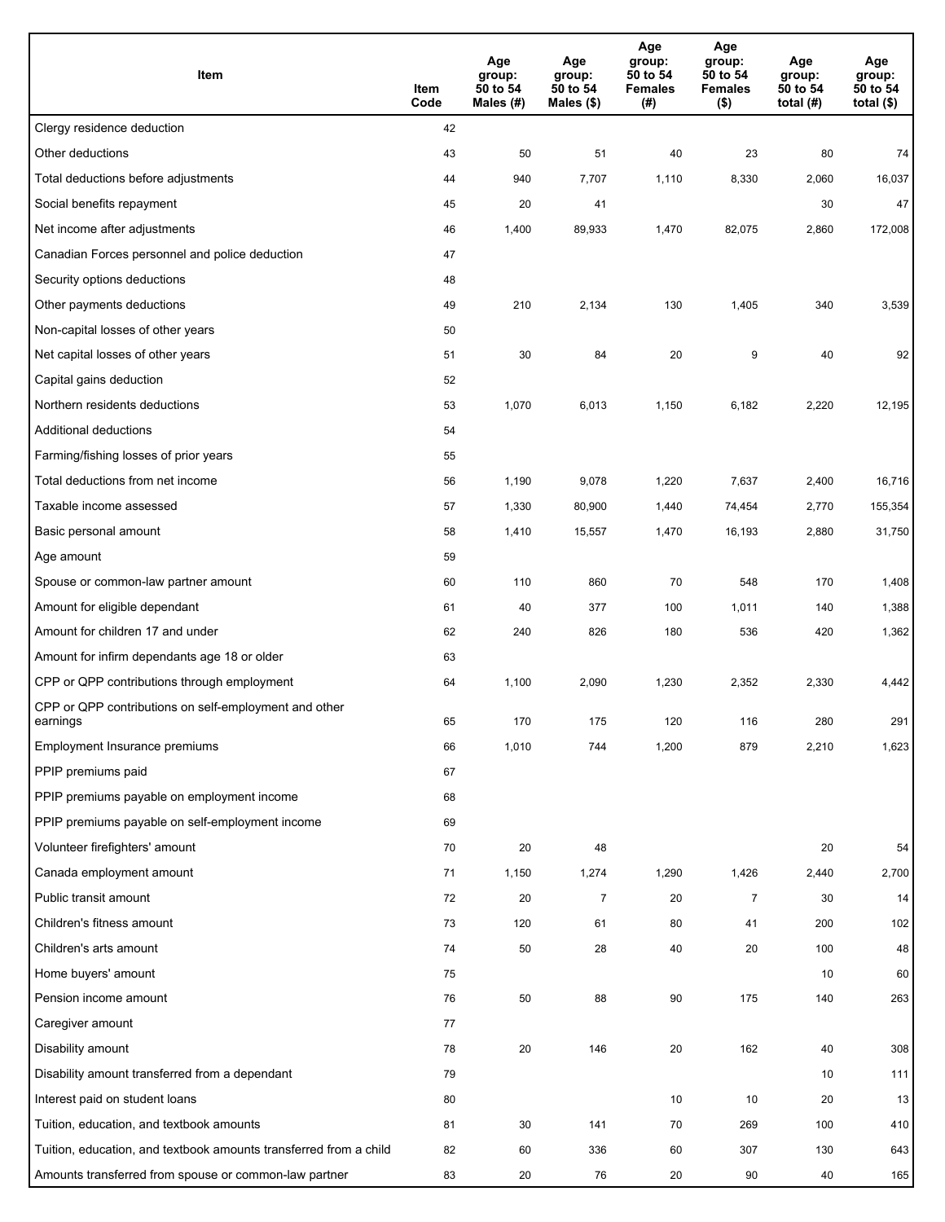| Item | Item Code | Age group: 50 to 54 Males (#) | Age group: 50 to 54 Males ($) | Age group: 50 to 54 Females (#) | Age group: 50 to 54 Females ($) | Age group: 50 to 54 total (#) | Age group: 50 to 54 total ($) |
|---|---|---|---|---|---|---|---|
| Clergy residence deduction | 42 | | | | | | |
| Other deductions | 43 | 50 | 51 | 40 | 23 | 80 | 74 |
| Total deductions before adjustments | 44 | 940 | 7,707 | 1,110 | 8,330 | 2,060 | 16,037 |
| Social benefits repayment | 45 | 20 | 41 | | | 30 | 47 |
| Net income after adjustments | 46 | 1,400 | 89,933 | 1,470 | 82,075 | 2,860 | 172,008 |
| Canadian Forces personnel and police deduction | 47 | | | | | | |
| Security options deductions | 48 | | | | | | |
| Other payments deductions | 49 | 210 | 2,134 | 130 | 1,405 | 340 | 3,539 |
| Non-capital losses of other years | 50 | | | | | | |
| Net capital losses of other years | 51 | 30 | 84 | 20 | 9 | 40 | 92 |
| Capital gains deduction | 52 | | | | | | |
| Northern residents deductions | 53 | 1,070 | 6,013 | 1,150 | 6,182 | 2,220 | 12,195 |
| Additional deductions | 54 | | | | | | |
| Farming/fishing losses of prior years | 55 | | | | | | |
| Total deductions from net income | 56 | 1,190 | 9,078 | 1,220 | 7,637 | 2,400 | 16,716 |
| Taxable income assessed | 57 | 1,330 | 80,900 | 1,440 | 74,454 | 2,770 | 155,354 |
| Basic personal amount | 58 | 1,410 | 15,557 | 1,470 | 16,193 | 2,880 | 31,750 |
| Age amount | 59 | | | | | | |
| Spouse or common-law partner amount | 60 | 110 | 860 | 70 | 548 | 170 | 1,408 |
| Amount for eligible dependant | 61 | 40 | 377 | 100 | 1,011 | 140 | 1,388 |
| Amount for children 17 and under | 62 | 240 | 826 | 180 | 536 | 420 | 1,362 |
| Amount for infirm dependants age 18 or older | 63 | | | | | | |
| CPP or QPP contributions through employment | 64 | 1,100 | 2,090 | 1,230 | 2,352 | 2,330 | 4,442 |
| CPP or QPP contributions on self-employment and other earnings | 65 | 170 | 175 | 120 | 116 | 280 | 291 |
| Employment Insurance premiums | 66 | 1,010 | 744 | 1,200 | 879 | 2,210 | 1,623 |
| PPIP premiums paid | 67 | | | | | | |
| PPIP premiums payable on employment income | 68 | | | | | | |
| PPIP premiums payable on self-employment income | 69 | | | | | | |
| Volunteer firefighters' amount | 70 | 20 | 48 | | | 20 | 54 |
| Canada employment amount | 71 | 1,150 | 1,274 | 1,290 | 1,426 | 2,440 | 2,700 |
| Public transit amount | 72 | 20 | 7 | 20 | 7 | 30 | 14 |
| Children's fitness amount | 73 | 120 | 61 | 80 | 41 | 200 | 102 |
| Children's arts amount | 74 | 50 | 28 | 40 | 20 | 100 | 48 |
| Home buyers' amount | 75 | | | | | 10 | 60 |
| Pension income amount | 76 | 50 | 88 | 90 | 175 | 140 | 263 |
| Caregiver amount | 77 | | | | | | |
| Disability amount | 78 | 20 | 146 | 20 | 162 | 40 | 308 |
| Disability amount transferred from a dependant | 79 | | | | | 10 | 111 |
| Interest paid on student loans | 80 | | | 10 | 10 | 20 | 13 |
| Tuition, education, and textbook amounts | 81 | 30 | 141 | 70 | 269 | 100 | 410 |
| Tuition, education, and textbook amounts transferred from a child | 82 | 60 | 336 | 60 | 307 | 130 | 643 |
| Amounts transferred from spouse or common-law partner | 83 | 20 | 76 | 20 | 90 | 40 | 165 |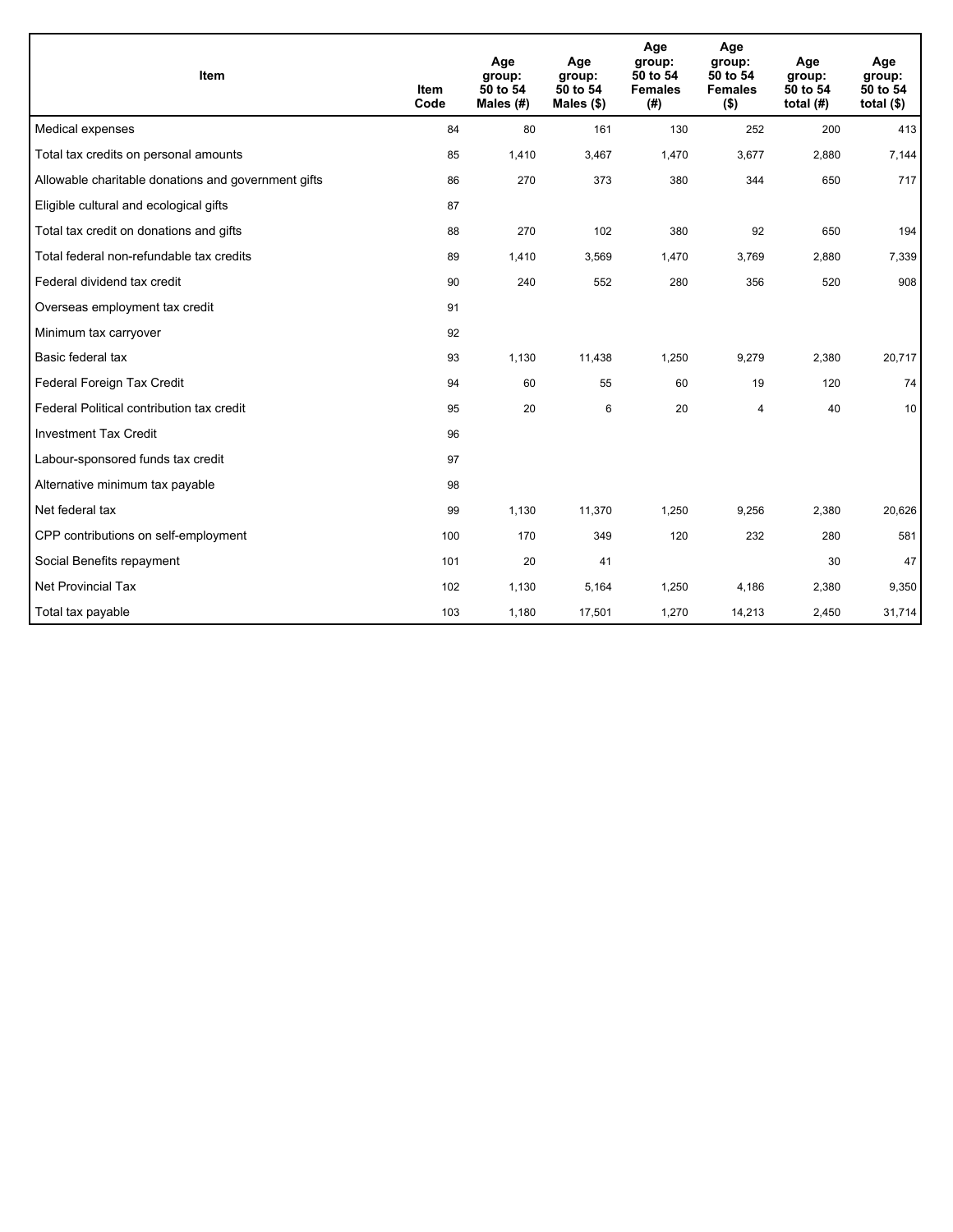| Item | Item Code | Age group: 50 to 54 Males (#) | Age group: 50 to 54 Males ($) | Age group: 50 to 54 Females (#) | Age group: 50 to 54 Females ($) | Age group: 50 to 54 total (#) | Age group: 50 to 54 total ($) |
|---|---|---|---|---|---|---|---|
| Medical expenses | 84 | 80 | 161 | 130 | 252 | 200 | 413 |
| Total tax credits on personal amounts | 85 | 1,410 | 3,467 | 1,470 | 3,677 | 2,880 | 7,144 |
| Allowable charitable donations and government gifts | 86 | 270 | 373 | 380 | 344 | 650 | 717 |
| Eligible cultural and ecological gifts | 87 | | | | | | |
| Total tax credit on donations and gifts | 88 | 270 | 102 | 380 | 92 | 650 | 194 |
| Total federal non-refundable tax credits | 89 | 1,410 | 3,569 | 1,470 | 3,769 | 2,880 | 7,339 |
| Federal dividend tax credit | 90 | 240 | 552 | 280 | 356 | 520 | 908 |
| Overseas employment tax credit | 91 | | | | | | |
| Minimum tax carryover | 92 | | | | | | |
| Basic federal tax | 93 | 1,130 | 11,438 | 1,250 | 9,279 | 2,380 | 20,717 |
| Federal Foreign Tax Credit | 94 | 60 | 55 | 60 | 19 | 120 | 74 |
| Federal Political contribution tax credit | 95 | 20 | 6 | 20 | 4 | 40 | 10 |
| Investment Tax Credit | 96 | | | | | | |
| Labour-sponsored funds tax credit | 97 | | | | | | |
| Alternative minimum tax payable | 98 | | | | | | |
| Net federal tax | 99 | 1,130 | 11,370 | 1,250 | 9,256 | 2,380 | 20,626 |
| CPP contributions on self-employment | 100 | 170 | 349 | 120 | 232 | 280 | 581 |
| Social Benefits repayment | 101 | 20 | 41 | | | 30 | 47 |
| Net Provincial Tax | 102 | 1,130 | 5,164 | 1,250 | 4,186 | 2,380 | 9,350 |
| Total tax payable | 103 | 1,180 | 17,501 | 1,270 | 14,213 | 2,450 | 31,714 |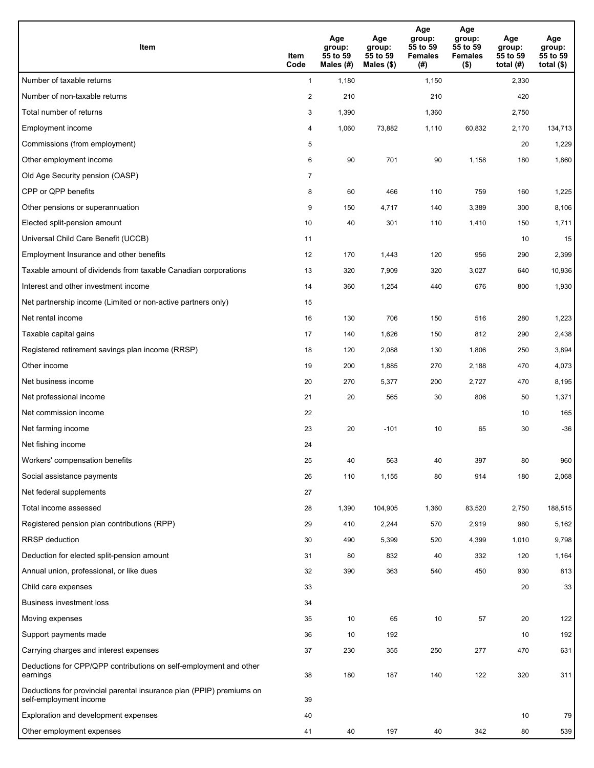| Item | Item Code | Age group: 55 to 59 Males (#) | Age group: 55 to 59 Males ($) | Age group: 55 to 59 Females (#) | Age group: 55 to 59 Females ($) | Age group: 55 to 59 total (#) | Age group: 55 to 59 total ($) |
|---|---|---|---|---|---|---|---|
| Number of taxable returns | 1 | 1,180 | | 1,150 | | 2,330 | |
| Number of non-taxable returns | 2 | 210 | | 210 | | 420 | |
| Total number of returns | 3 | 1,390 | | 1,360 | | 2,750 | |
| Employment income | 4 | 1,060 | 73,882 | 1,110 | 60,832 | 2,170 | 134,713 |
| Commissions (from employment) | 5 | | | | | 20 | 1,229 |
| Other employment income | 6 | 90 | 701 | 90 | 1,158 | 180 | 1,860 |
| Old Age Security pension (OASP) | 7 | | | | | | |
| CPP or QPP benefits | 8 | 60 | 466 | 110 | 759 | 160 | 1,225 |
| Other pensions or superannuation | 9 | 150 | 4,717 | 140 | 3,389 | 300 | 8,106 |
| Elected split-pension amount | 10 | 40 | 301 | 110 | 1,410 | 150 | 1,711 |
| Universal Child Care Benefit (UCCB) | 11 | | | | | 10 | 15 |
| Employment Insurance and other benefits | 12 | 170 | 1,443 | 120 | 956 | 290 | 2,399 |
| Taxable amount of dividends from taxable Canadian corporations | 13 | 320 | 7,909 | 320 | 3,027 | 640 | 10,936 |
| Interest and other investment income | 14 | 360 | 1,254 | 440 | 676 | 800 | 1,930 |
| Net partnership income (Limited or non-active partners only) | 15 | | | | | | |
| Net rental income | 16 | 130 | 706 | 150 | 516 | 280 | 1,223 |
| Taxable capital gains | 17 | 140 | 1,626 | 150 | 812 | 290 | 2,438 |
| Registered retirement savings plan income (RRSP) | 18 | 120 | 2,088 | 130 | 1,806 | 250 | 3,894 |
| Other income | 19 | 200 | 1,885 | 270 | 2,188 | 470 | 4,073 |
| Net business income | 20 | 270 | 5,377 | 200 | 2,727 | 470 | 8,195 |
| Net professional income | 21 | 20 | 565 | 30 | 806 | 50 | 1,371 |
| Net commission income | 22 | | | | | 10 | 165 |
| Net farming income | 23 | 20 | -101 | 10 | 65 | 30 | -36 |
| Net fishing income | 24 | | | | | | |
| Workers' compensation benefits | 25 | 40 | 563 | 40 | 397 | 80 | 960 |
| Social assistance payments | 26 | 110 | 1,155 | 80 | 914 | 180 | 2,068 |
| Net federal supplements | 27 | | | | | | |
| Total income assessed | 28 | 1,390 | 104,905 | 1,360 | 83,520 | 2,750 | 188,515 |
| Registered pension plan contributions (RPP) | 29 | 410 | 2,244 | 570 | 2,919 | 980 | 5,162 |
| RRSP deduction | 30 | 490 | 5,399 | 520 | 4,399 | 1,010 | 9,798 |
| Deduction for elected split-pension amount | 31 | 80 | 832 | 40 | 332 | 120 | 1,164 |
| Annual union, professional, or like dues | 32 | 390 | 363 | 540 | 450 | 930 | 813 |
| Child care expenses | 33 | | | | | 20 | 33 |
| Business investment loss | 34 | | | | | | |
| Moving expenses | 35 | 10 | 65 | 10 | 57 | 20 | 122 |
| Support payments made | 36 | 10 | 192 | | | 10 | 192 |
| Carrying charges and interest expenses | 37 | 230 | 355 | 250 | 277 | 470 | 631 |
| Deductions for CPP/QPP contributions on self-employment and other earnings | 38 | 180 | 187 | 140 | 122 | 320 | 311 |
| Deductions for provincial parental insurance plan (PPIP) premiums on self-employment income | 39 | | | | | | |
| Exploration and development expenses | 40 | | | | | 10 | 79 |
| Other employment expenses | 41 | 40 | 197 | 40 | 342 | 80 | 539 |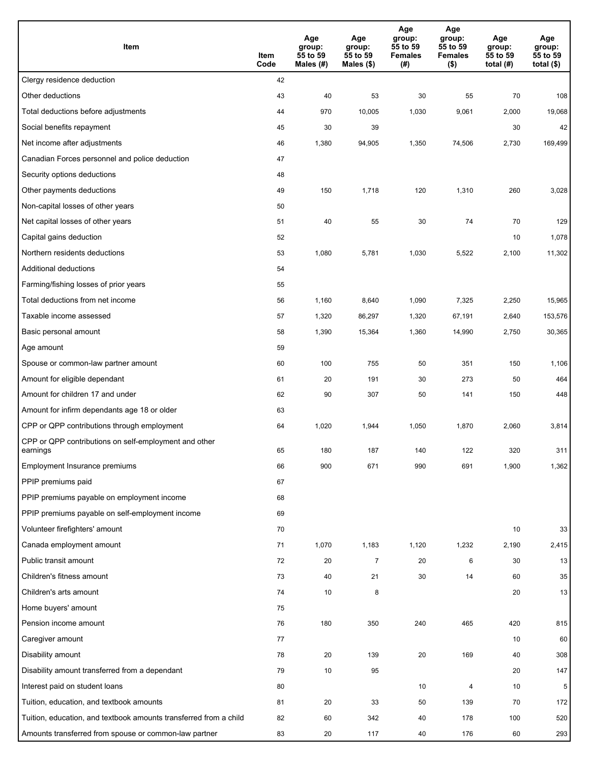| Item | Item Code | Age group: 55 to 59 Males (#) | Age group: 55 to 59 Males ($) | Age group: 55 to 59 Females (#) | Age group: 55 to 59 Females ($) | Age group: 55 to 59 total (#) | Age group: 55 to 59 total ($) |
|---|---|---|---|---|---|---|---|
| Clergy residence deduction | 42 | | | | | | |
| Other deductions | 43 | 40 | 53 | 30 | 55 | 70 | 108 |
| Total deductions before adjustments | 44 | 970 | 10,005 | 1,030 | 9,061 | 2,000 | 19,068 |
| Social benefits repayment | 45 | 30 | 39 | | | 30 | 42 |
| Net income after adjustments | 46 | 1,380 | 94,905 | 1,350 | 74,506 | 2,730 | 169,499 |
| Canadian Forces personnel and police deduction | 47 | | | | | | |
| Security options deductions | 48 | | | | | | |
| Other payments deductions | 49 | 150 | 1,718 | 120 | 1,310 | 260 | 3,028 |
| Non-capital losses of other years | 50 | | | | | | |
| Net capital losses of other years | 51 | 40 | 55 | 30 | 74 | 70 | 129 |
| Capital gains deduction | 52 | | | | | 10 | 1,078 |
| Northern residents deductions | 53 | 1,080 | 5,781 | 1,030 | 5,522 | 2,100 | 11,302 |
| Additional deductions | 54 | | | | | | |
| Farming/fishing losses of prior years | 55 | | | | | | |
| Total deductions from net income | 56 | 1,160 | 8,640 | 1,090 | 7,325 | 2,250 | 15,965 |
| Taxable income assessed | 57 | 1,320 | 86,297 | 1,320 | 67,191 | 2,640 | 153,576 |
| Basic personal amount | 58 | 1,390 | 15,364 | 1,360 | 14,990 | 2,750 | 30,365 |
| Age amount | 59 | | | | | | |
| Spouse or common-law partner amount | 60 | 100 | 755 | 50 | 351 | 150 | 1,106 |
| Amount for eligible dependant | 61 | 20 | 191 | 30 | 273 | 50 | 464 |
| Amount for children 17 and under | 62 | 90 | 307 | 50 | 141 | 150 | 448 |
| Amount for infirm dependants age 18 or older | 63 | | | | | | |
| CPP or QPP contributions through employment | 64 | 1,020 | 1,944 | 1,050 | 1,870 | 2,060 | 3,814 |
| CPP or QPP contributions on self-employment and other earnings | 65 | 180 | 187 | 140 | 122 | 320 | 311 |
| Employment Insurance premiums | 66 | 900 | 671 | 990 | 691 | 1,900 | 1,362 |
| PPIP premiums paid | 67 | | | | | | |
| PPIP premiums payable on employment income | 68 | | | | | | |
| PPIP premiums payable on self-employment income | 69 | | | | | | |
| Volunteer firefighters' amount | 70 | | | | | 10 | 33 |
| Canada employment amount | 71 | 1,070 | 1,183 | 1,120 | 1,232 | 2,190 | 2,415 |
| Public transit amount | 72 | 20 | 7 | 20 | 6 | 30 | 13 |
| Children's fitness amount | 73 | 40 | 21 | 30 | 14 | 60 | 35 |
| Children's arts amount | 74 | 10 | 8 | | | 20 | 13 |
| Home buyers' amount | 75 | | | | | | |
| Pension income amount | 76 | 180 | 350 | 240 | 465 | 420 | 815 |
| Caregiver amount | 77 | | | | | 10 | 60 |
| Disability amount | 78 | 20 | 139 | 20 | 169 | 40 | 308 |
| Disability amount transferred from a dependant | 79 | 10 | 95 | | | 20 | 147 |
| Interest paid on student loans | 80 | | | 10 | 4 | 10 | 5 |
| Tuition, education, and textbook amounts | 81 | 20 | 33 | 50 | 139 | 70 | 172 |
| Tuition, education, and textbook amounts transferred from a child | 82 | 60 | 342 | 40 | 178 | 100 | 520 |
| Amounts transferred from spouse or common-law partner | 83 | 20 | 117 | 40 | 176 | 60 | 293 |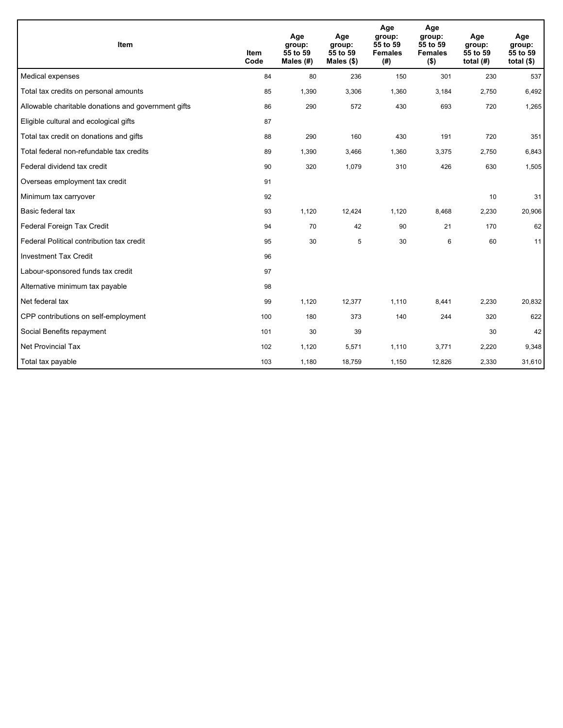| Item | Item Code | Age group: 55 to 59 Males (#) | Age group: 55 to 59 Males ($) | Age group: 55 to 59 Females (#) | Age group: 55 to 59 Females ($) | Age group: 55 to 59 total (#) | Age group: 55 to 59 total ($) |
|---|---|---|---|---|---|---|---|
| Medical expenses | 84 | 80 | 236 | 150 | 301 | 230 | 537 |
| Total tax credits on personal amounts | 85 | 1,390 | 3,306 | 1,360 | 3,184 | 2,750 | 6,492 |
| Allowable charitable donations and government gifts | 86 | 290 | 572 | 430 | 693 | 720 | 1,265 |
| Eligible cultural and ecological gifts | 87 | | | | | | |
| Total tax credit on donations and gifts | 88 | 290 | 160 | 430 | 191 | 720 | 351 |
| Total federal non-refundable tax credits | 89 | 1,390 | 3,466 | 1,360 | 3,375 | 2,750 | 6,843 |
| Federal dividend tax credit | 90 | 320 | 1,079 | 310 | 426 | 630 | 1,505 |
| Overseas employment tax credit | 91 | | | | | | |
| Minimum tax carryover | 92 | | | | | 10 | 31 |
| Basic federal tax | 93 | 1,120 | 12,424 | 1,120 | 8,468 | 2,230 | 20,906 |
| Federal Foreign Tax Credit | 94 | 70 | 42 | 90 | 21 | 170 | 62 |
| Federal Political contribution tax credit | 95 | 30 | 5 | 30 | 6 | 60 | 11 |
| Investment Tax Credit | 96 | | | | | | |
| Labour-sponsored funds tax credit | 97 | | | | | | |
| Alternative minimum tax payable | 98 | | | | | | |
| Net federal tax | 99 | 1,120 | 12,377 | 1,110 | 8,441 | 2,230 | 20,832 |
| CPP contributions on self-employment | 100 | 180 | 373 | 140 | 244 | 320 | 622 |
| Social Benefits repayment | 101 | 30 | 39 | | | 30 | 42 |
| Net Provincial Tax | 102 | 1,120 | 5,571 | 1,110 | 3,771 | 2,220 | 9,348 |
| Total tax payable | 103 | 1,180 | 18,759 | 1,150 | 12,826 | 2,330 | 31,610 |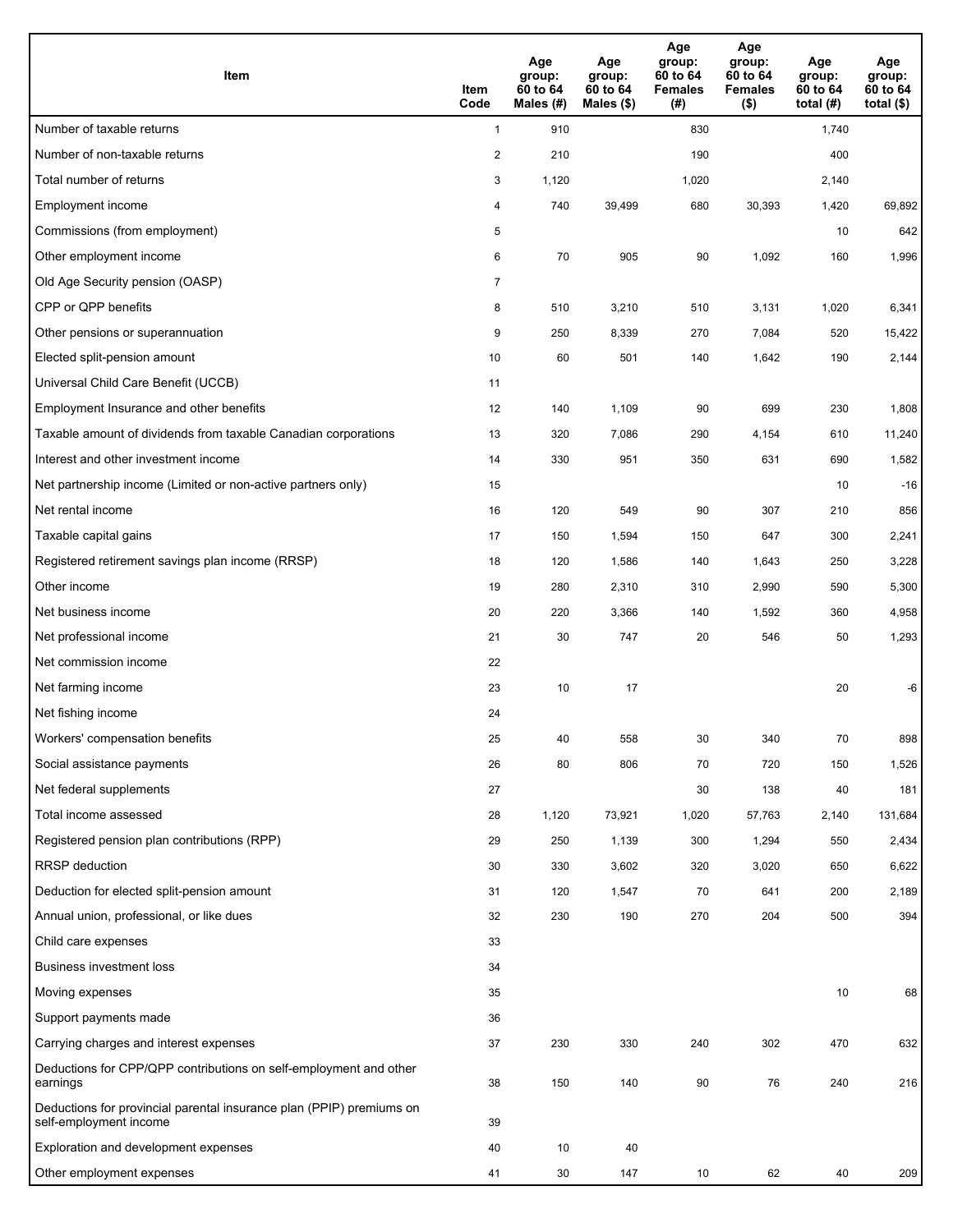| Item | Item Code | Age group: 60 to 64 Males (#) | Age group: 60 to 64 Males ($) | Age group: 60 to 64 Females (#) | Age group: 60 to 64 Females ($) | Age group: 60 to 64 total (#) | Age group: 60 to 64 total ($) |
|---|---|---|---|---|---|---|---|
| Number of taxable returns | 1 | 910 | | 830 | | 1,740 | |
| Number of non-taxable returns | 2 | 210 | | 190 | | 400 | |
| Total number of returns | 3 | 1,120 | | 1,020 | | 2,140 | |
| Employment income | 4 | 740 | 39,499 | 680 | 30,393 | 1,420 | 69,892 |
| Commissions (from employment) | 5 | | | | | 10 | 642 |
| Other employment income | 6 | 70 | 905 | 90 | 1,092 | 160 | 1,996 |
| Old Age Security pension (OASP) | 7 | | | | | | |
| CPP or QPP benefits | 8 | 510 | 3,210 | 510 | 3,131 | 1,020 | 6,341 |
| Other pensions or superannuation | 9 | 250 | 8,339 | 270 | 7,084 | 520 | 15,422 |
| Elected split-pension amount | 10 | 60 | 501 | 140 | 1,642 | 190 | 2,144 |
| Universal Child Care Benefit (UCCB) | 11 | | | | | | |
| Employment Insurance and other benefits | 12 | 140 | 1,109 | 90 | 699 | 230 | 1,808 |
| Taxable amount of dividends from taxable Canadian corporations | 13 | 320 | 7,086 | 290 | 4,154 | 610 | 11,240 |
| Interest and other investment income | 14 | 330 | 951 | 350 | 631 | 690 | 1,582 |
| Net partnership income (Limited or non-active partners only) | 15 | | | | | 10 | -16 |
| Net rental income | 16 | 120 | 549 | 90 | 307 | 210 | 856 |
| Taxable capital gains | 17 | 150 | 1,594 | 150 | 647 | 300 | 2,241 |
| Registered retirement savings plan income (RRSP) | 18 | 120 | 1,586 | 140 | 1,643 | 250 | 3,228 |
| Other income | 19 | 280 | 2,310 | 310 | 2,990 | 590 | 5,300 |
| Net business income | 20 | 220 | 3,366 | 140 | 1,592 | 360 | 4,958 |
| Net professional income | 21 | 30 | 747 | 20 | 546 | 50 | 1,293 |
| Net commission income | 22 | | | | | | |
| Net farming income | 23 | 10 | 17 | | | 20 | -6 |
| Net fishing income | 24 | | | | | | |
| Workers' compensation benefits | 25 | 40 | 558 | 30 | 340 | 70 | 898 |
| Social assistance payments | 26 | 80 | 806 | 70 | 720 | 150 | 1,526 |
| Net federal supplements | 27 | | | 30 | 138 | 40 | 181 |
| Total income assessed | 28 | 1,120 | 73,921 | 1,020 | 57,763 | 2,140 | 131,684 |
| Registered pension plan contributions (RPP) | 29 | 250 | 1,139 | 300 | 1,294 | 550 | 2,434 |
| RRSP deduction | 30 | 330 | 3,602 | 320 | 3,020 | 650 | 6,622 |
| Deduction for elected split-pension amount | 31 | 120 | 1,547 | 70 | 641 | 200 | 2,189 |
| Annual union, professional, or like dues | 32 | 230 | 190 | 270 | 204 | 500 | 394 |
| Child care expenses | 33 | | | | | | |
| Business investment loss | 34 | | | | | | |
| Moving expenses | 35 | | | | | 10 | 68 |
| Support payments made | 36 | | | | | | |
| Carrying charges and interest expenses | 37 | 230 | 330 | 240 | 302 | 470 | 632 |
| Deductions for CPP/QPP contributions on self-employment and other earnings | 38 | 150 | 140 | 90 | 76 | 240 | 216 |
| Deductions for provincial parental insurance plan (PPIP) premiums on self-employment income | 39 | | | | | | |
| Exploration and development expenses | 40 | 10 | 40 | | | | |
| Other employment expenses | 41 | 30 | 147 | 10 | 62 | 40 | 209 |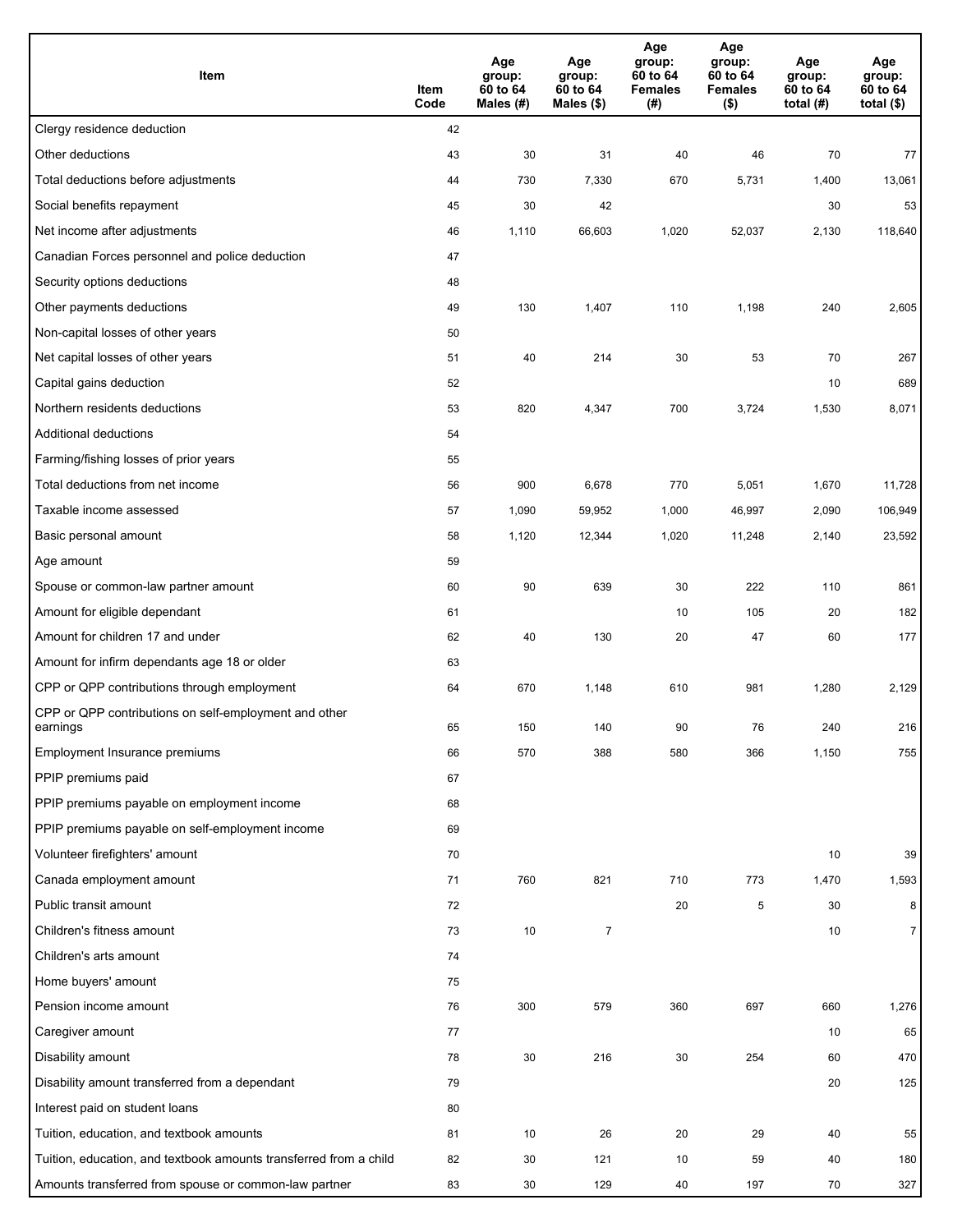| Item | Item Code | Age group: 60 to 64 Males (#) | Age group: 60 to 64 Males ($) | Age group: 60 to 64 Females (#) | Age group: 60 to 64 Females ($) | Age group: 60 to 64 total (#) | Age group: 60 to 64 total ($) |
|---|---|---|---|---|---|---|---|
| Clergy residence deduction | 42 | | | | | | |
| Other deductions | 43 | 30 | 31 | 40 | 46 | 70 | 77 |
| Total deductions before adjustments | 44 | 730 | 7,330 | 670 | 5,731 | 1,400 | 13,061 |
| Social benefits repayment | 45 | 30 | 42 | | | 30 | 53 |
| Net income after adjustments | 46 | 1,110 | 66,603 | 1,020 | 52,037 | 2,130 | 118,640 |
| Canadian Forces personnel and police deduction | 47 | | | | | | |
| Security options deductions | 48 | | | | | | |
| Other payments deductions | 49 | 130 | 1,407 | 110 | 1,198 | 240 | 2,605 |
| Non-capital losses of other years | 50 | | | | | | |
| Net capital losses of other years | 51 | 40 | 214 | 30 | 53 | 70 | 267 |
| Capital gains deduction | 52 | | | | | 10 | 689 |
| Northern residents deductions | 53 | 820 | 4,347 | 700 | 3,724 | 1,530 | 8,071 |
| Additional deductions | 54 | | | | | | |
| Farming/fishing losses of prior years | 55 | | | | | | |
| Total deductions from net income | 56 | 900 | 6,678 | 770 | 5,051 | 1,670 | 11,728 |
| Taxable income assessed | 57 | 1,090 | 59,952 | 1,000 | 46,997 | 2,090 | 106,949 |
| Basic personal amount | 58 | 1,120 | 12,344 | 1,020 | 11,248 | 2,140 | 23,592 |
| Age amount | 59 | | | | | | |
| Spouse or common-law partner amount | 60 | 90 | 639 | 30 | 222 | 110 | 861 |
| Amount for eligible dependant | 61 | | | 10 | 105 | 20 | 182 |
| Amount for children 17 and under | 62 | 40 | 130 | 20 | 47 | 60 | 177 |
| Amount for infirm dependants age 18 or older | 63 | | | | | | |
| CPP or QPP contributions through employment | 64 | 670 | 1,148 | 610 | 981 | 1,280 | 2,129 |
| CPP or QPP contributions on self-employment and other earnings | 65 | 150 | 140 | 90 | 76 | 240 | 216 |
| Employment Insurance premiums | 66 | 570 | 388 | 580 | 366 | 1,150 | 755 |
| PPIP premiums paid | 67 | | | | | | |
| PPIP premiums payable on employment income | 68 | | | | | | |
| PPIP premiums payable on self-employment income | 69 | | | | | | |
| Volunteer firefighters' amount | 70 | | | | | 10 | 39 |
| Canada employment amount | 71 | 760 | 821 | 710 | 773 | 1,470 | 1,593 |
| Public transit amount | 72 | | | 20 | 5 | 30 | 8 |
| Children's fitness amount | 73 | 10 | 7 | | | 10 | 7 |
| Children's arts amount | 74 | | | | | | |
| Home buyers' amount | 75 | | | | | | |
| Pension income amount | 76 | 300 | 579 | 360 | 697 | 660 | 1,276 |
| Caregiver amount | 77 | | | | | 10 | 65 |
| Disability amount | 78 | 30 | 216 | 30 | 254 | 60 | 470 |
| Disability amount transferred from a dependant | 79 | | | | | 20 | 125 |
| Interest paid on student loans | 80 | | | | | | |
| Tuition, education, and textbook amounts | 81 | 10 | 26 | 20 | 29 | 40 | 55 |
| Tuition, education, and textbook amounts transferred from a child | 82 | 30 | 121 | 10 | 59 | 40 | 180 |
| Amounts transferred from spouse or common-law partner | 83 | 30 | 129 | 40 | 197 | 70 | 327 |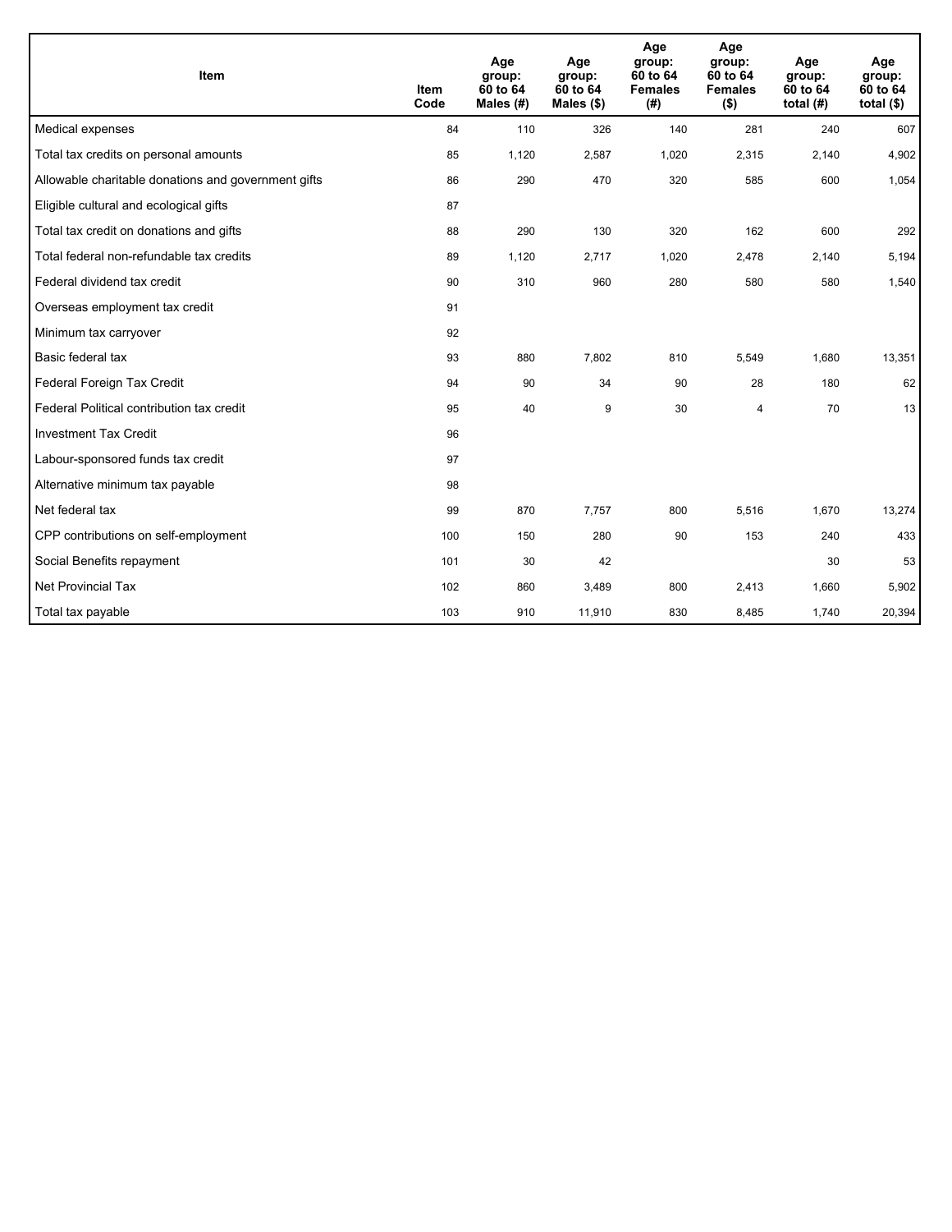| Item | Item Code | Age group: 60 to 64 Males (#) | Age group: 60 to 64 Males ($) | Age group: 60 to 64 Females (#) | Age group: 60 to 64 Females ($) | Age group: 60 to 64 total (#) | Age group: 60 to 64 total ($) |
|---|---|---|---|---|---|---|---|
| Medical expenses | 84 | 110 | 326 | 140 | 281 | 240 | 607 |
| Total tax credits on personal amounts | 85 | 1,120 | 2,587 | 1,020 | 2,315 | 2,140 | 4,902 |
| Allowable charitable donations and government gifts | 86 | 290 | 470 | 320 | 585 | 600 | 1,054 |
| Eligible cultural and ecological gifts | 87 | | | | | | |
| Total tax credit on donations and gifts | 88 | 290 | 130 | 320 | 162 | 600 | 292 |
| Total federal non-refundable tax credits | 89 | 1,120 | 2,717 | 1,020 | 2,478 | 2,140 | 5,194 |
| Federal dividend tax credit | 90 | 310 | 960 | 280 | 580 | 580 | 1,540 |
| Overseas employment tax credit | 91 | | | | | | |
| Minimum tax carryover | 92 | | | | | | |
| Basic federal tax | 93 | 880 | 7,802 | 810 | 5,549 | 1,680 | 13,351 |
| Federal Foreign Tax Credit | 94 | 90 | 34 | 90 | 28 | 180 | 62 |
| Federal Political contribution tax credit | 95 | 40 | 9 | 30 | 4 | 70 | 13 |
| Investment Tax Credit | 96 | | | | | | |
| Labour-sponsored funds tax credit | 97 | | | | | | |
| Alternative minimum tax payable | 98 | | | | | | |
| Net federal tax | 99 | 870 | 7,757 | 800 | 5,516 | 1,670 | 13,274 |
| CPP contributions on self-employment | 100 | 150 | 280 | 90 | 153 | 240 | 433 |
| Social Benefits repayment | 101 | 30 | 42 | | | 30 | 53 |
| Net Provincial Tax | 102 | 860 | 3,489 | 800 | 2,413 | 1,660 | 5,902 |
| Total tax payable | 103 | 910 | 11,910 | 830 | 8,485 | 1,740 | 20,394 |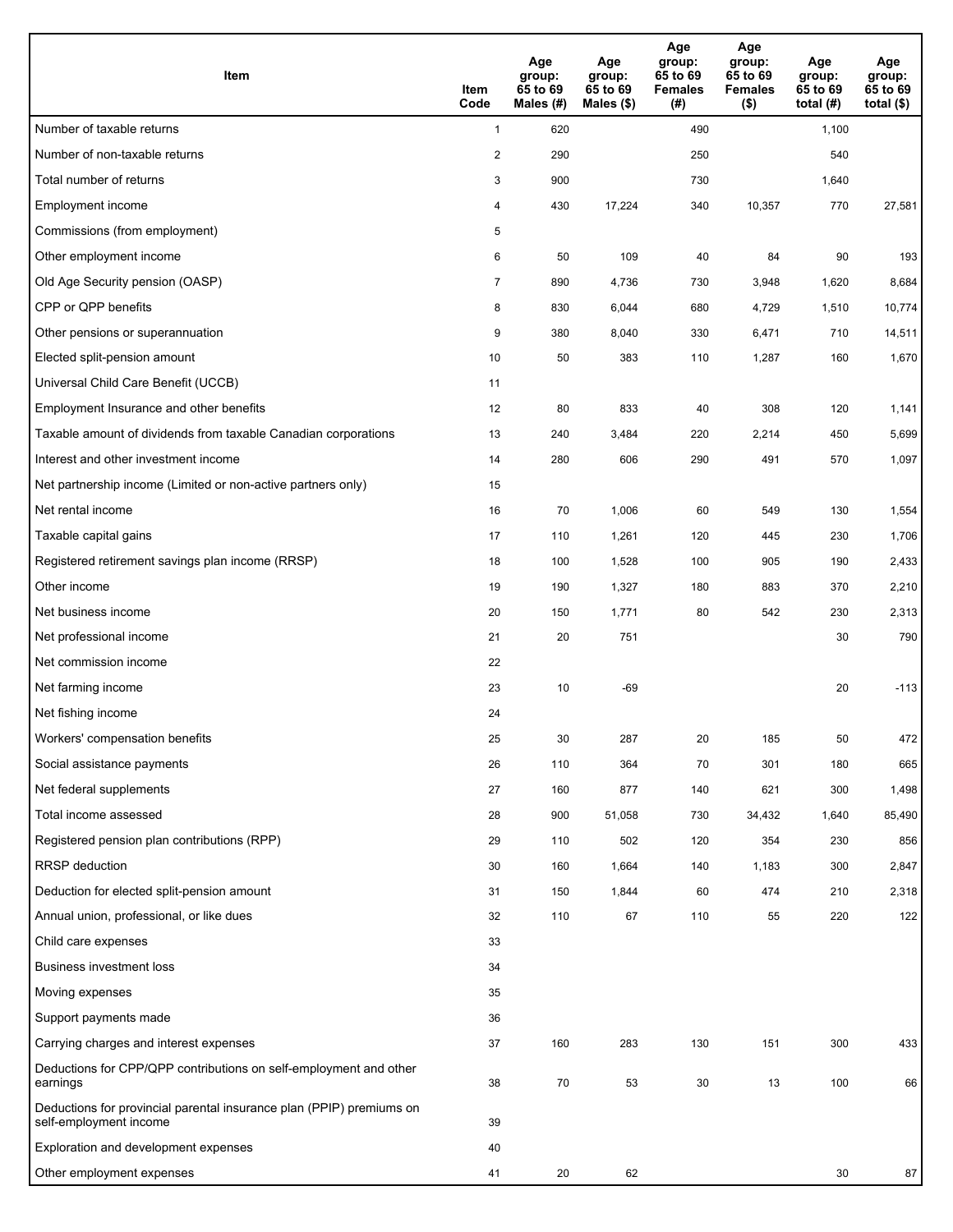| Item | Item Code | Age group: 65 to 69 Males (#) | Age group: 65 to 69 Males ($) | Age group: 65 to 69 Females (#) | Age group: 65 to 69 Females ($) | Age group: 65 to 69 total (#) | Age group: 65 to 69 total ($) |
|---|---|---|---|---|---|---|---|
| Number of taxable returns | 1 | 620 | | 490 | | 1,100 | |
| Number of non-taxable returns | 2 | 290 | | 250 | | 540 | |
| Total number of returns | 3 | 900 | | 730 | | 1,640 | |
| Employment income | 4 | 430 | 17,224 | 340 | 10,357 | 770 | 27,581 |
| Commissions (from employment) | 5 | | | | | | |
| Other employment income | 6 | 50 | 109 | 40 | 84 | 90 | 193 |
| Old Age Security pension (OASP) | 7 | 890 | 4,736 | 730 | 3,948 | 1,620 | 8,684 |
| CPP or QPP benefits | 8 | 830 | 6,044 | 680 | 4,729 | 1,510 | 10,774 |
| Other pensions or superannuation | 9 | 380 | 8,040 | 330 | 6,471 | 710 | 14,511 |
| Elected split-pension amount | 10 | 50 | 383 | 110 | 1,287 | 160 | 1,670 |
| Universal Child Care Benefit (UCCB) | 11 | | | | | | |
| Employment Insurance and other benefits | 12 | 80 | 833 | 40 | 308 | 120 | 1,141 |
| Taxable amount of dividends from taxable Canadian corporations | 13 | 240 | 3,484 | 220 | 2,214 | 450 | 5,699 |
| Interest and other investment income | 14 | 280 | 606 | 290 | 491 | 570 | 1,097 |
| Net partnership income (Limited or non-active partners only) | 15 | | | | | | |
| Net rental income | 16 | 70 | 1,006 | 60 | 549 | 130 | 1,554 |
| Taxable capital gains | 17 | 110 | 1,261 | 120 | 445 | 230 | 1,706 |
| Registered retirement savings plan income (RRSP) | 18 | 100 | 1,528 | 100 | 905 | 190 | 2,433 |
| Other income | 19 | 190 | 1,327 | 180 | 883 | 370 | 2,210 |
| Net business income | 20 | 150 | 1,771 | 80 | 542 | 230 | 2,313 |
| Net professional income | 21 | 20 | 751 | | | 30 | 790 |
| Net commission income | 22 | | | | | | |
| Net farming income | 23 | 10 | -69 | | | 20 | -113 |
| Net fishing income | 24 | | | | | | |
| Workers' compensation benefits | 25 | 30 | 287 | 20 | 185 | 50 | 472 |
| Social assistance payments | 26 | 110 | 364 | 70 | 301 | 180 | 665 |
| Net federal supplements | 27 | 160 | 877 | 140 | 621 | 300 | 1,498 |
| Total income assessed | 28 | 900 | 51,058 | 730 | 34,432 | 1,640 | 85,490 |
| Registered pension plan contributions (RPP) | 29 | 110 | 502 | 120 | 354 | 230 | 856 |
| RRSP deduction | 30 | 160 | 1,664 | 140 | 1,183 | 300 | 2,847 |
| Deduction for elected split-pension amount | 31 | 150 | 1,844 | 60 | 474 | 210 | 2,318 |
| Annual union, professional, or like dues | 32 | 110 | 67 | 110 | 55 | 220 | 122 |
| Child care expenses | 33 | | | | | | |
| Business investment loss | 34 | | | | | | |
| Moving expenses | 35 | | | | | | |
| Support payments made | 36 | | | | | | |
| Carrying charges and interest expenses | 37 | 160 | 283 | 130 | 151 | 300 | 433 |
| Deductions for CPP/QPP contributions on self-employment and other earnings | 38 | 70 | 53 | 30 | 13 | 100 | 66 |
| Deductions for provincial parental insurance plan (PPIP) premiums on self-employment income | 39 | | | | | | |
| Exploration and development expenses | 40 | | | | | | |
| Other employment expenses | 41 | 20 | 62 | | | 30 | 87 |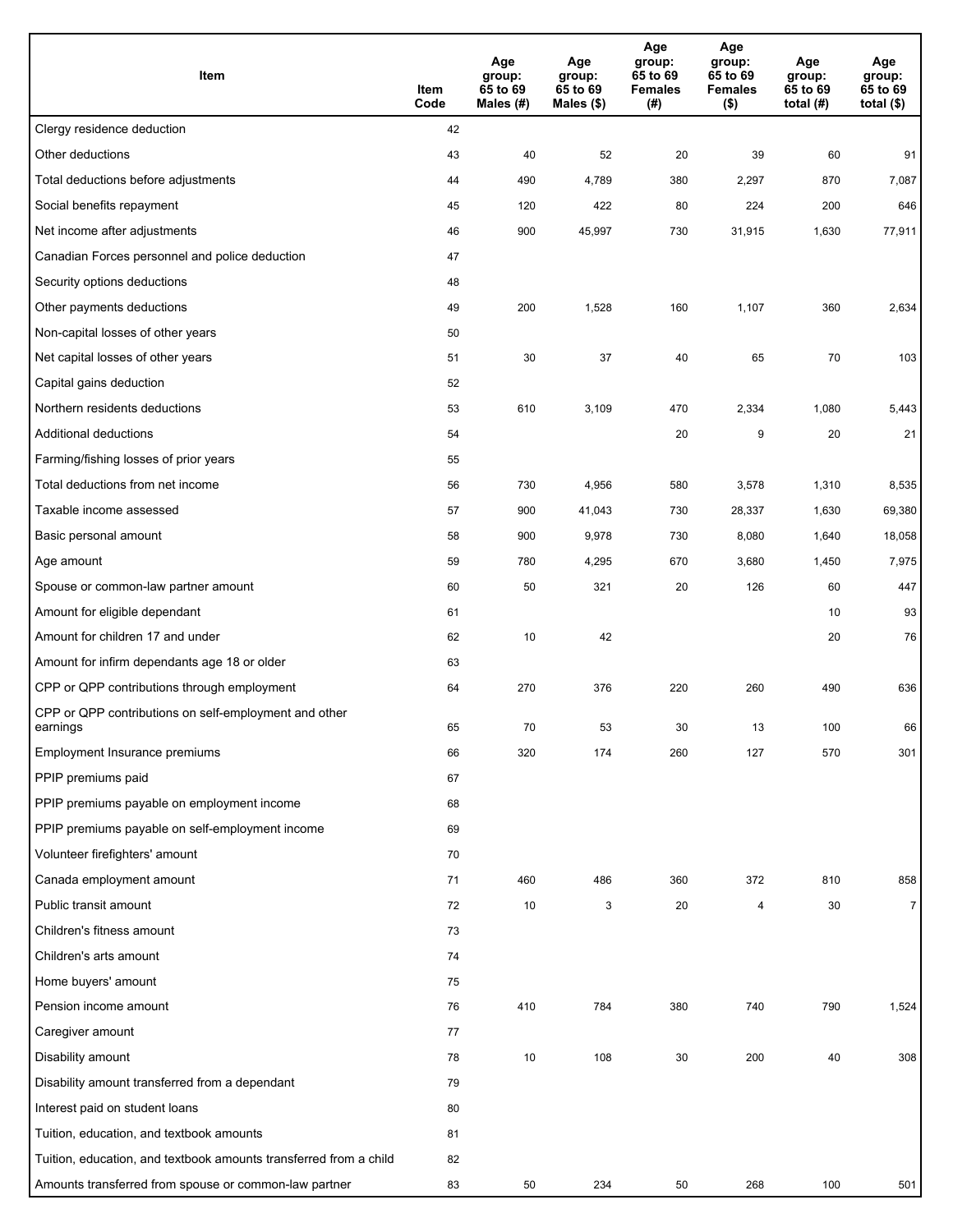| Item | Item Code | Age group: 65 to 69 Males (#) | Age group: 65 to 69 Males ($) | Age group: 65 to 69 Females (#) | Age group: 65 to 69 Females ($) | Age group: 65 to 69 total (#) | Age group: 65 to 69 total ($) |
|---|---|---|---|---|---|---|---|
| Clergy residence deduction | 42 | | | | | | |
| Other deductions | 43 | 40 | 52 | 20 | 39 | 60 | 91 |
| Total deductions before adjustments | 44 | 490 | 4,789 | 380 | 2,297 | 870 | 7,087 |
| Social benefits repayment | 45 | 120 | 422 | 80 | 224 | 200 | 646 |
| Net income after adjustments | 46 | 900 | 45,997 | 730 | 31,915 | 1,630 | 77,911 |
| Canadian Forces personnel and police deduction | 47 | | | | | | |
| Security options deductions | 48 | | | | | | |
| Other payments deductions | 49 | 200 | 1,528 | 160 | 1,107 | 360 | 2,634 |
| Non-capital losses of other years | 50 | | | | | | |
| Net capital losses of other years | 51 | 30 | 37 | 40 | 65 | 70 | 103 |
| Capital gains deduction | 52 | | | | | | |
| Northern residents deductions | 53 | 610 | 3,109 | 470 | 2,334 | 1,080 | 5,443 |
| Additional deductions | 54 | | | 20 | 9 | 20 | 21 |
| Farming/fishing losses of prior years | 55 | | | | | | |
| Total deductions from net income | 56 | 730 | 4,956 | 580 | 3,578 | 1,310 | 8,535 |
| Taxable income assessed | 57 | 900 | 41,043 | 730 | 28,337 | 1,630 | 69,380 |
| Basic personal amount | 58 | 900 | 9,978 | 730 | 8,080 | 1,640 | 18,058 |
| Age amount | 59 | 780 | 4,295 | 670 | 3,680 | 1,450 | 7,975 |
| Spouse or common-law partner amount | 60 | 50 | 321 | 20 | 126 | 60 | 447 |
| Amount for eligible dependant | 61 | | | | | 10 | 93 |
| Amount for children 17 and under | 62 | 10 | 42 | | | 20 | 76 |
| Amount for infirm dependants age 18 or older | 63 | | | | | | |
| CPP or QPP contributions through employment | 64 | 270 | 376 | 220 | 260 | 490 | 636 |
| CPP or QPP contributions on self-employment and other earnings | 65 | 70 | 53 | 30 | 13 | 100 | 66 |
| Employment Insurance premiums | 66 | 320 | 174 | 260 | 127 | 570 | 301 |
| PPIP premiums paid | 67 | | | | | | |
| PPIP premiums payable on employment income | 68 | | | | | | |
| PPIP premiums payable on self-employment income | 69 | | | | | | |
| Volunteer firefighters' amount | 70 | | | | | | |
| Canada employment amount | 71 | 460 | 486 | 360 | 372 | 810 | 858 |
| Public transit amount | 72 | 10 | 3 | 20 | 4 | 30 | 7 |
| Children's fitness amount | 73 | | | | | | |
| Children's arts amount | 74 | | | | | | |
| Home buyers' amount | 75 | | | | | | |
| Pension income amount | 76 | 410 | 784 | 380 | 740 | 790 | 1,524 |
| Caregiver amount | 77 | | | | | | |
| Disability amount | 78 | 10 | 108 | 30 | 200 | 40 | 308 |
| Disability amount transferred from a dependant | 79 | | | | | | |
| Interest paid on student loans | 80 | | | | | | |
| Tuition, education, and textbook amounts | 81 | | | | | | |
| Tuition, education, and textbook amounts transferred from a child | 82 | | | | | | |
| Amounts transferred from spouse or common-law partner | 83 | 50 | 234 | 50 | 268 | 100 | 501 |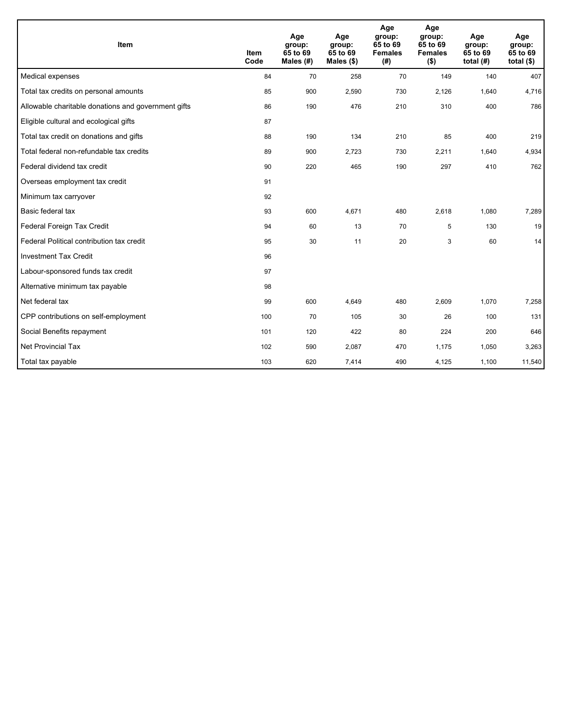| Item | Item Code | Age group: 65 to 69 Males (#) | Age group: 65 to 69 Males ($) | Age group: 65 to 69 Females (#) | Age group: 65 to 69 Females ($) | Age group: 65 to 69 total (#) | Age group: 65 to 69 total ($) |
| --- | --- | --- | --- | --- | --- | --- | --- |
| Medical expenses | 84 | 70 | 258 | 70 | 149 | 140 | 407 |
| Total tax credits on personal amounts | 85 | 900 | 2,590 | 730 | 2,126 | 1,640 | 4,716 |
| Allowable charitable donations and government gifts | 86 | 190 | 476 | 210 | 310 | 400 | 786 |
| Eligible cultural and ecological gifts | 87 | | | | | | |
| Total tax credit on donations and gifts | 88 | 190 | 134 | 210 | 85 | 400 | 219 |
| Total federal non-refundable tax credits | 89 | 900 | 2,723 | 730 | 2,211 | 1,640 | 4,934 |
| Federal dividend tax credit | 90 | 220 | 465 | 190 | 297 | 410 | 762 |
| Overseas employment tax credit | 91 | | | | | | |
| Minimum tax carryover | 92 | | | | | | |
| Basic federal tax | 93 | 600 | 4,671 | 480 | 2,618 | 1,080 | 7,289 |
| Federal Foreign Tax Credit | 94 | 60 | 13 | 70 | 5 | 130 | 19 |
| Federal Political contribution tax credit | 95 | 30 | 11 | 20 | 3 | 60 | 14 |
| Investment Tax Credit | 96 | | | | | | |
| Labour-sponsored funds tax credit | 97 | | | | | | |
| Alternative minimum tax payable | 98 | | | | | | |
| Net federal tax | 99 | 600 | 4,649 | 480 | 2,609 | 1,070 | 7,258 |
| CPP contributions on self-employment | 100 | 70 | 105 | 30 | 26 | 100 | 131 |
| Social Benefits repayment | 101 | 120 | 422 | 80 | 224 | 200 | 646 |
| Net Provincial Tax | 102 | 590 | 2,087 | 470 | 1,175 | 1,050 | 3,263 |
| Total tax payable | 103 | 620 | 7,414 | 490 | 4,125 | 1,100 | 11,540 |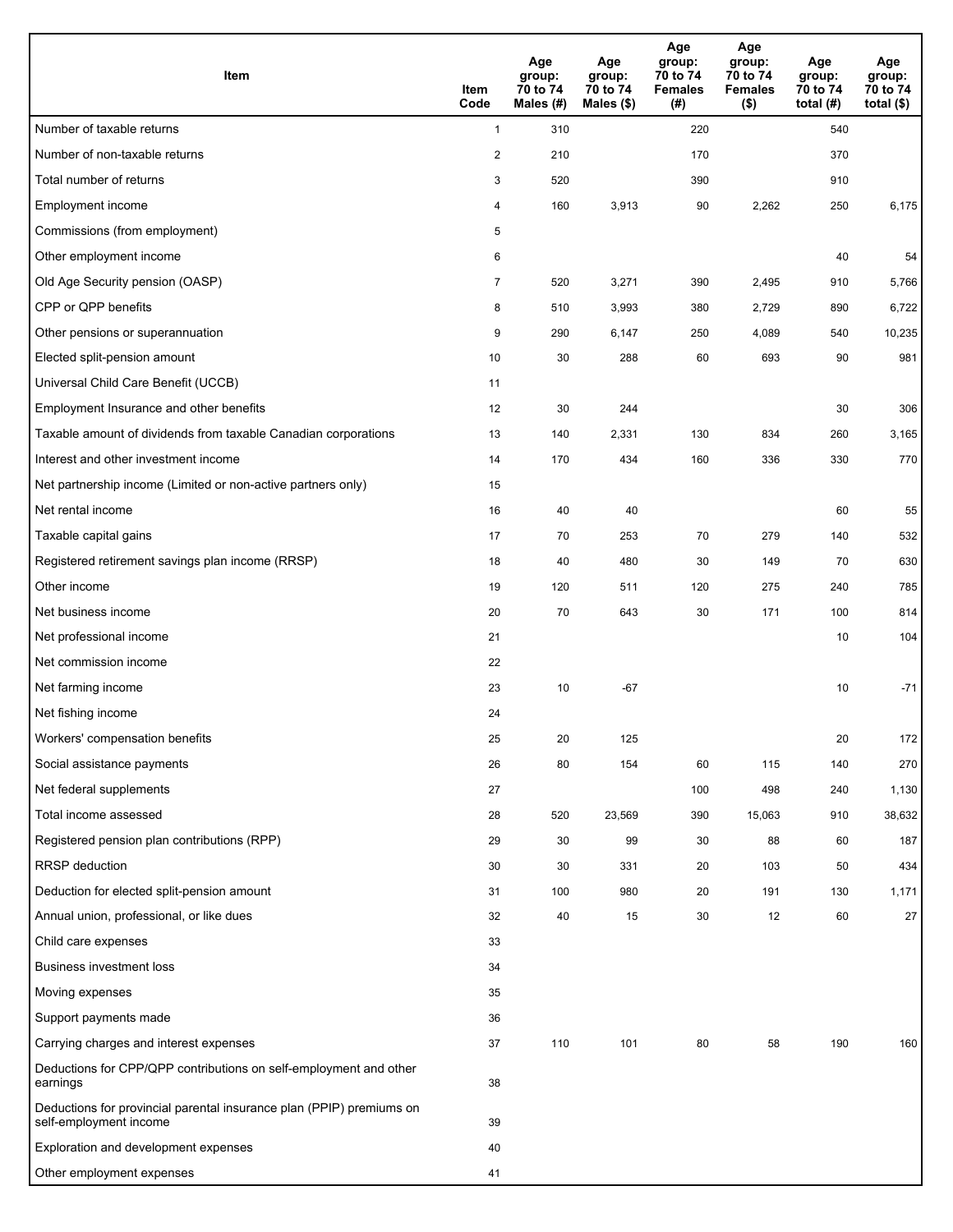| Item | Item Code | Age group: 70 to 74 Males (#) | Age group: 70 to 74 Males ($) | Age group: 70 to 74 Females (#) | Age group: 70 to 74 Females ($) | Age group: 70 to 74 total (#) | Age group: 70 to 74 total ($) |
|---|---|---|---|---|---|---|---|
| Number of taxable returns | 1 | 310 | | 220 | | 540 | |
| Number of non-taxable returns | 2 | 210 | | 170 | | 370 | |
| Total number of returns | 3 | 520 | | 390 | | 910 | |
| Employment income | 4 | 160 | 3,913 | 90 | 2,262 | 250 | 6,175 |
| Commissions (from employment) | 5 | | | | | | |
| Other employment income | 6 | | | | | 40 | 54 |
| Old Age Security pension (OASP) | 7 | 520 | 3,271 | 390 | 2,495 | 910 | 5,766 |
| CPP or QPP benefits | 8 | 510 | 3,993 | 380 | 2,729 | 890 | 6,722 |
| Other pensions or superannuation | 9 | 290 | 6,147 | 250 | 4,089 | 540 | 10,235 |
| Elected split-pension amount | 10 | 30 | 288 | 60 | 693 | 90 | 981 |
| Universal Child Care Benefit (UCCB) | 11 | | | | | | |
| Employment Insurance and other benefits | 12 | 30 | 244 | | | 30 | 306 |
| Taxable amount of dividends from taxable Canadian corporations | 13 | 140 | 2,331 | 130 | 834 | 260 | 3,165 |
| Interest and other investment income | 14 | 170 | 434 | 160 | 336 | 330 | 770 |
| Net partnership income (Limited or non-active partners only) | 15 | | | | | | |
| Net rental income | 16 | 40 | 40 | | | 60 | 55 |
| Taxable capital gains | 17 | 70 | 253 | 70 | 279 | 140 | 532 |
| Registered retirement savings plan income (RRSP) | 18 | 40 | 480 | 30 | 149 | 70 | 630 |
| Other income | 19 | 120 | 511 | 120 | 275 | 240 | 785 |
| Net business income | 20 | 70 | 643 | 30 | 171 | 100 | 814 |
| Net professional income | 21 | | | | | 10 | 104 |
| Net commission income | 22 | | | | | | |
| Net farming income | 23 | 10 | -67 | | | 10 | -71 |
| Net fishing income | 24 | | | | | | |
| Workers' compensation benefits | 25 | 20 | 125 | | | 20 | 172 |
| Social assistance payments | 26 | 80 | 154 | 60 | 115 | 140 | 270 |
| Net federal supplements | 27 | | | 100 | 498 | 240 | 1,130 |
| Total income assessed | 28 | 520 | 23,569 | 390 | 15,063 | 910 | 38,632 |
| Registered pension plan contributions (RPP) | 29 | 30 | 99 | 30 | 88 | 60 | 187 |
| RRSP deduction | 30 | 30 | 331 | 20 | 103 | 50 | 434 |
| Deduction for elected split-pension amount | 31 | 100 | 980 | 20 | 191 | 130 | 1,171 |
| Annual union, professional, or like dues | 32 | 40 | 15 | 30 | 12 | 60 | 27 |
| Child care expenses | 33 | | | | | | |
| Business investment loss | 34 | | | | | | |
| Moving expenses | 35 | | | | | | |
| Support payments made | 36 | | | | | | |
| Carrying charges and interest expenses | 37 | 110 | 101 | 80 | 58 | 190 | 160 |
| Deductions for CPP/QPP contributions on self-employment and other earnings | 38 | | | | | | |
| Deductions for provincial parental insurance plan (PPIP) premiums on self-employment income | 39 | | | | | | |
| Exploration and development expenses | 40 | | | | | | |
| Other employment expenses | 41 | | | | | | |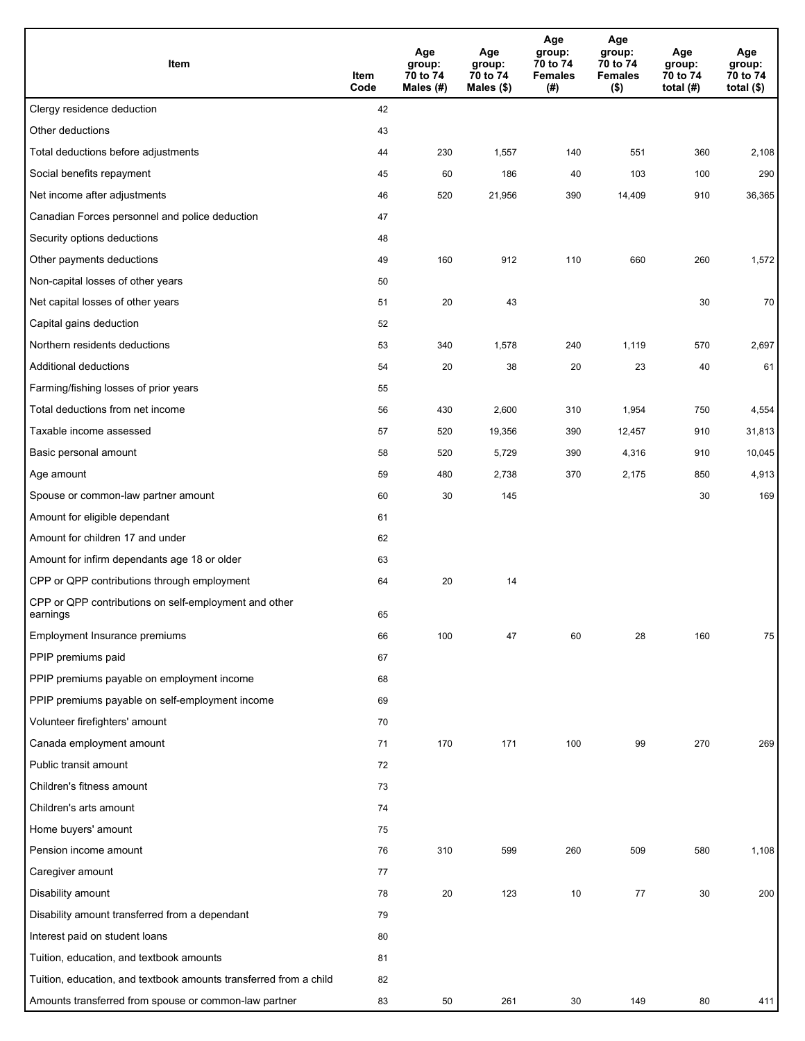| Item | Item Code | Age group: 70 to 74 Males (#) | Age group: 70 to 74 Males ($) | Age group: 70 to 74 Females (#) | Age group: 70 to 74 Females ($) | Age group: 70 to 74 total (#) | Age group: 70 to 74 total ($) |
|---|---|---|---|---|---|---|---|
| Clergy residence deduction | 42 | | | | | | |
| Other deductions | 43 | | | | | | |
| Total deductions before adjustments | 44 | 230 | 1,557 | 140 | 551 | 360 | 2,108 |
| Social benefits repayment | 45 | 60 | 186 | 40 | 103 | 100 | 290 |
| Net income after adjustments | 46 | 520 | 21,956 | 390 | 14,409 | 910 | 36,365 |
| Canadian Forces personnel and police deduction | 47 | | | | | | |
| Security options deductions | 48 | | | | | | |
| Other payments deductions | 49 | 160 | 912 | 110 | 660 | 260 | 1,572 |
| Non-capital losses of other years | 50 | | | | | | |
| Net capital losses of other years | 51 | 20 | 43 | | | 30 | 70 |
| Capital gains deduction | 52 | | | | | | |
| Northern residents deductions | 53 | 340 | 1,578 | 240 | 1,119 | 570 | 2,697 |
| Additional deductions | 54 | 20 | 38 | 20 | 23 | 40 | 61 |
| Farming/fishing losses of prior years | 55 | | | | | | |
| Total deductions from net income | 56 | 430 | 2,600 | 310 | 1,954 | 750 | 4,554 |
| Taxable income assessed | 57 | 520 | 19,356 | 390 | 12,457 | 910 | 31,813 |
| Basic personal amount | 58 | 520 | 5,729 | 390 | 4,316 | 910 | 10,045 |
| Age amount | 59 | 480 | 2,738 | 370 | 2,175 | 850 | 4,913 |
| Spouse or common-law partner amount | 60 | 30 | 145 | | | 30 | 169 |
| Amount for eligible dependant | 61 | | | | | | |
| Amount for children 17 and under | 62 | | | | | | |
| Amount for infirm dependants age 18 or older | 63 | | | | | | |
| CPP or QPP contributions through employment | 64 | 20 | 14 | | | | |
| CPP or QPP contributions on self-employment and other earnings | 65 | | | | | | |
| Employment Insurance premiums | 66 | 100 | 47 | 60 | 28 | 160 | 75 |
| PPIP premiums paid | 67 | | | | | | |
| PPIP premiums payable on employment income | 68 | | | | | | |
| PPIP premiums payable on self-employment income | 69 | | | | | | |
| Volunteer firefighters' amount | 70 | | | | | | |
| Canada employment amount | 71 | 170 | 171 | 100 | 99 | 270 | 269 |
| Public transit amount | 72 | | | | | | |
| Children's fitness amount | 73 | | | | | | |
| Children's arts amount | 74 | | | | | | |
| Home buyers' amount | 75 | | | | | | |
| Pension income amount | 76 | 310 | 599 | 260 | 509 | 580 | 1,108 |
| Caregiver amount | 77 | | | | | | |
| Disability amount | 78 | 20 | 123 | 10 | 77 | 30 | 200 |
| Disability amount transferred from a dependant | 79 | | | | | | |
| Interest paid on student loans | 80 | | | | | | |
| Tuition, education, and textbook amounts | 81 | | | | | | |
| Tuition, education, and textbook amounts transferred from a child | 82 | | | | | | |
| Amounts transferred from spouse or common-law partner | 83 | 50 | 261 | 30 | 149 | 80 | 411 |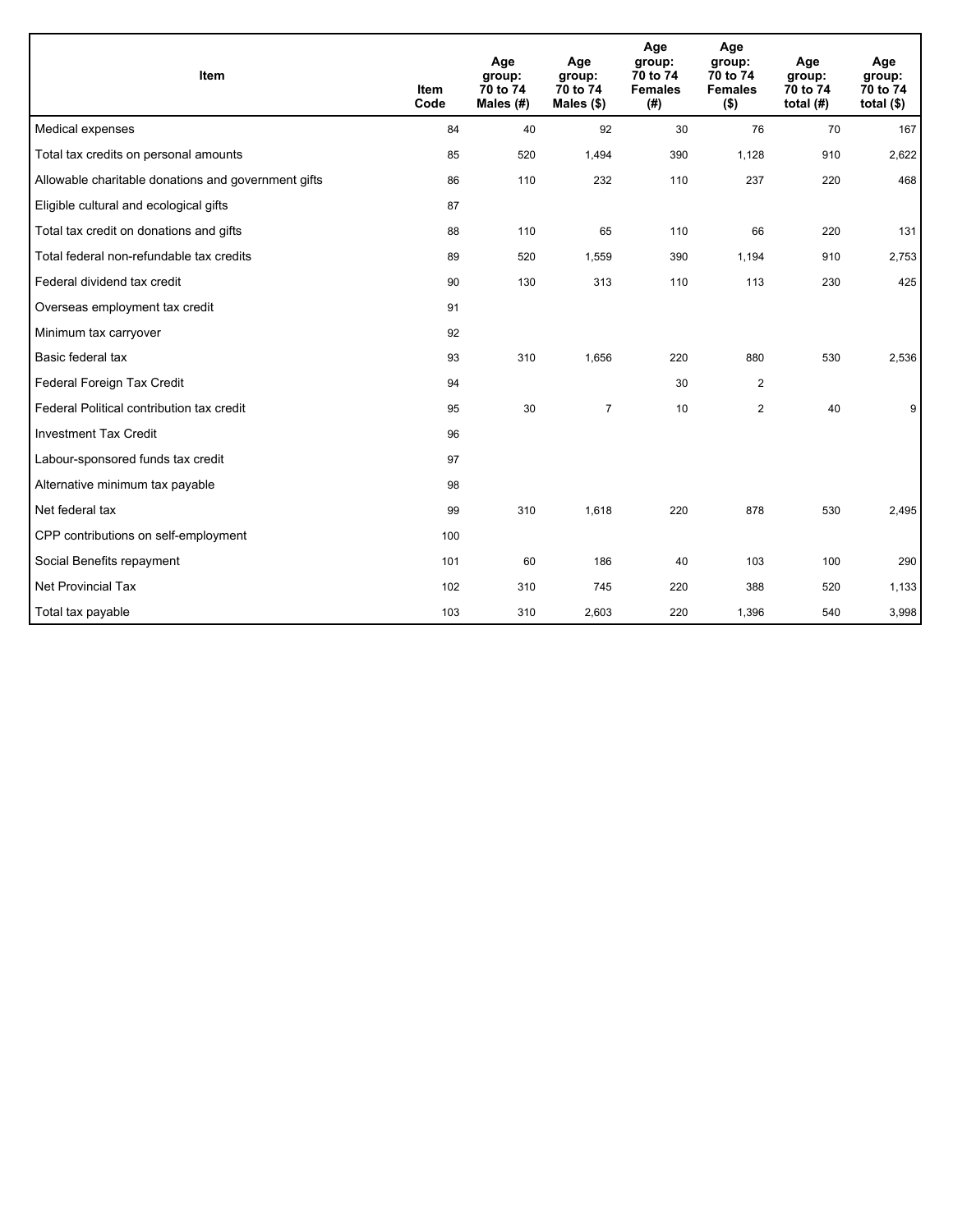| Item | Item Code | Age group: 70 to 74 Males (#) | Age group: 70 to 74 Males ($) | Age group: 70 to 74 Females (#) | Age group: 70 to 74 Females ($) | Age group: 70 to 74 total (#) | Age group: 70 to 74 total ($) |
|---|---|---|---|---|---|---|---|
| Medical expenses | 84 | 40 | 92 | 30 | 76 | 70 | 167 |
| Total tax credits on personal amounts | 85 | 520 | 1,494 | 390 | 1,128 | 910 | 2,622 |
| Allowable charitable donations and government gifts | 86 | 110 | 232 | 110 | 237 | 220 | 468 |
| Eligible cultural and ecological gifts | 87 | | | | | | |
| Total tax credit on donations and gifts | 88 | 110 | 65 | 110 | 66 | 220 | 131 |
| Total federal non-refundable tax credits | 89 | 520 | 1,559 | 390 | 1,194 | 910 | 2,753 |
| Federal dividend tax credit | 90 | 130 | 313 | 110 | 113 | 230 | 425 |
| Overseas employment tax credit | 91 | | | | | | |
| Minimum tax carryover | 92 | | | | | | |
| Basic federal tax | 93 | 310 | 1,656 | 220 | 880 | 530 | 2,536 |
| Federal Foreign Tax Credit | 94 | | | 30 | 2 | | |
| Federal Political contribution tax credit | 95 | 30 | 7 | 10 | 2 | 40 | 9 |
| Investment Tax Credit | 96 | | | | | | |
| Labour-sponsored funds tax credit | 97 | | | | | | |
| Alternative minimum tax payable | 98 | | | | | | |
| Net federal tax | 99 | 310 | 1,618 | 220 | 878 | 530 | 2,495 |
| CPP contributions on self-employment | 100 | | | | | | |
| Social Benefits repayment | 101 | 60 | 186 | 40 | 103 | 100 | 290 |
| Net Provincial Tax | 102 | 310 | 745 | 220 | 388 | 520 | 1,133 |
| Total tax payable | 103 | 310 | 2,603 | 220 | 1,396 | 540 | 3,998 |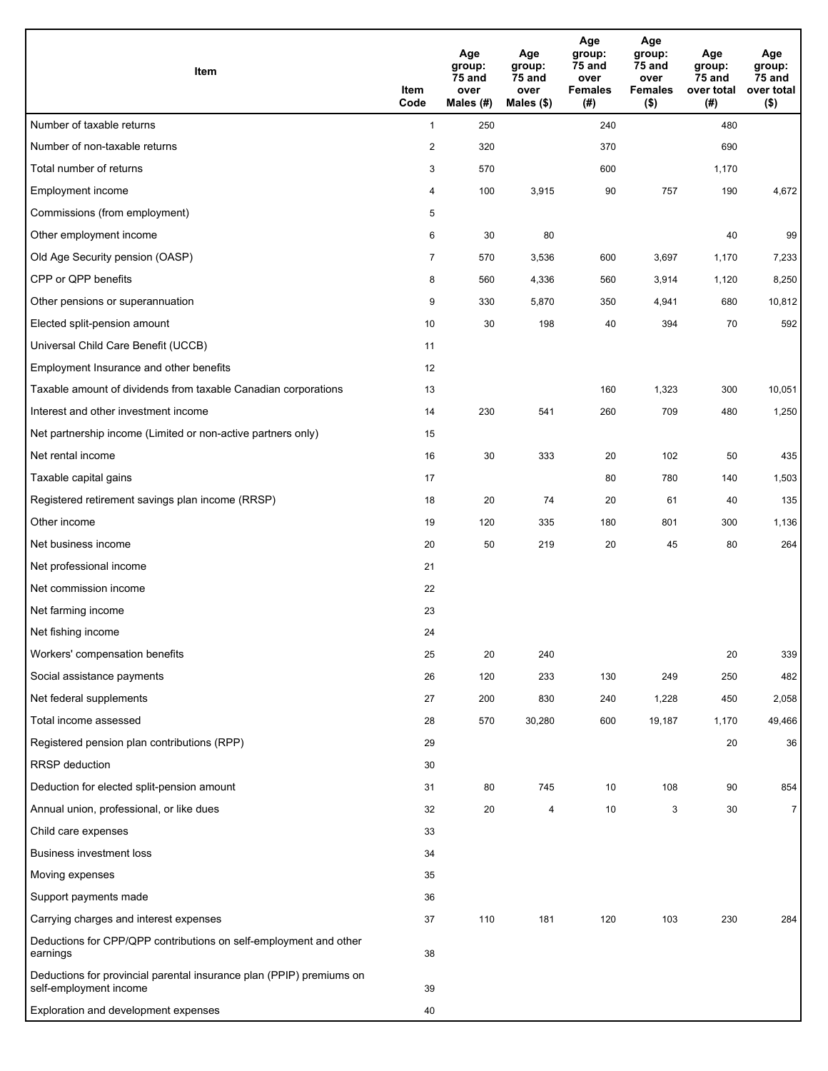| Item | Item Code | Age group: 75 and over Males (#) | Age group: 75 and over Males ($) | Age group: 75 and over Females (#) | Age group: 75 and over Females ($) | Age group: 75 and over total (#) | Age group: 75 and over total ($) |
|---|---|---|---|---|---|---|---|
| Number of taxable returns | 1 | 250 | | 240 | | 480 | |
| Number of non-taxable returns | 2 | 320 | | 370 | | 690 | |
| Total number of returns | 3 | 570 | | 600 | | 1,170 | |
| Employment income | 4 | 100 | 3,915 | 90 | 757 | 190 | 4,672 |
| Commissions (from employment) | 5 | | | | | | |
| Other employment income | 6 | 30 | 80 | | | 40 | 99 |
| Old Age Security pension (OASP) | 7 | 570 | 3,536 | 600 | 3,697 | 1,170 | 7,233 |
| CPP or QPP benefits | 8 | 560 | 4,336 | 560 | 3,914 | 1,120 | 8,250 |
| Other pensions or superannuation | 9 | 330 | 5,870 | 350 | 4,941 | 680 | 10,812 |
| Elected split-pension amount | 10 | 30 | 198 | 40 | 394 | 70 | 592 |
| Universal Child Care Benefit (UCCB) | 11 | | | | | | |
| Employment Insurance and other benefits | 12 | | | | | | |
| Taxable amount of dividends from taxable Canadian corporations | 13 | | | 160 | 1,323 | 300 | 10,051 |
| Interest and other investment income | 14 | 230 | 541 | 260 | 709 | 480 | 1,250 |
| Net partnership income (Limited or non-active partners only) | 15 | | | | | | |
| Net rental income | 16 | 30 | 333 | 20 | 102 | 50 | 435 |
| Taxable capital gains | 17 | | | 80 | 780 | 140 | 1,503 |
| Registered retirement savings plan income (RRSP) | 18 | 20 | 74 | 20 | 61 | 40 | 135 |
| Other income | 19 | 120 | 335 | 180 | 801 | 300 | 1,136 |
| Net business income | 20 | 50 | 219 | 20 | 45 | 80 | 264 |
| Net professional income | 21 | | | | | | |
| Net commission income | 22 | | | | | | |
| Net farming income | 23 | | | | | | |
| Net fishing income | 24 | | | | | | |
| Workers' compensation benefits | 25 | 20 | 240 | | | 20 | 339 |
| Social assistance payments | 26 | 120 | 233 | 130 | 249 | 250 | 482 |
| Net federal supplements | 27 | 200 | 830 | 240 | 1,228 | 450 | 2,058 |
| Total income assessed | 28 | 570 | 30,280 | 600 | 19,187 | 1,170 | 49,466 |
| Registered pension plan contributions (RPP) | 29 | | | | | 20 | 36 |
| RRSP deduction | 30 | | | | | | |
| Deduction for elected split-pension amount | 31 | 80 | 745 | 10 | 108 | 90 | 854 |
| Annual union, professional, or like dues | 32 | 20 | 4 | 10 | 3 | 30 | 7 |
| Child care expenses | 33 | | | | | | |
| Business investment loss | 34 | | | | | | |
| Moving expenses | 35 | | | | | | |
| Support payments made | 36 | | | | | | |
| Carrying charges and interest expenses | 37 | 110 | 181 | 120 | 103 | 230 | 284 |
| Deductions for CPP/QPP contributions on self-employment and other earnings | 38 | | | | | | |
| Deductions for provincial parental insurance plan (PPIP) premiums on self-employment income | 39 | | | | | | |
| Exploration and development expenses | 40 | | | | | | |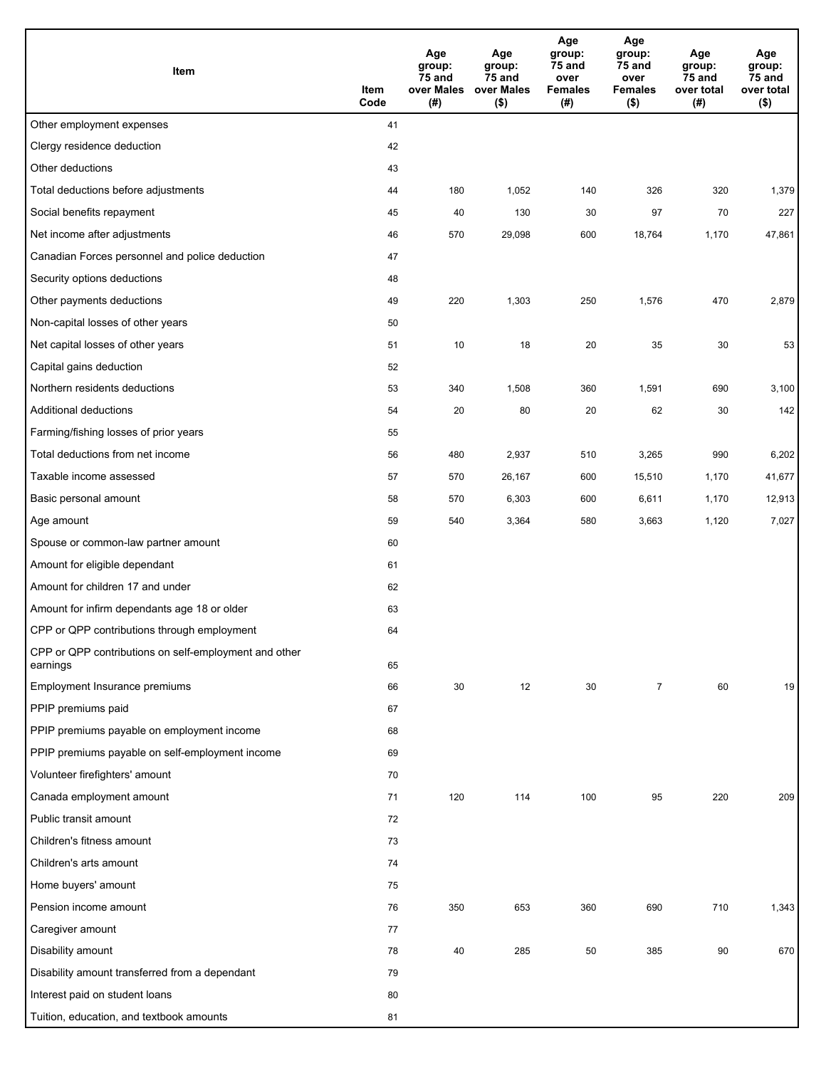| Item | Item Code | Age group: 75 and over Males (#) | Age group: 75 and over Males ($) | Age group: 75 and over Females (#) | Age group: 75 and over Females ($) | Age group: 75 and over total (#) | Age group: 75 and over total ($) |
|---|---|---|---|---|---|---|---|
| Other employment expenses | 41 | | | | | | |
| Clergy residence deduction | 42 | | | | | | |
| Other deductions | 43 | | | | | | |
| Total deductions before adjustments | 44 | 180 | 1,052 | 140 | 326 | 320 | 1,379 |
| Social benefits repayment | 45 | 40 | 130 | 30 | 97 | 70 | 227 |
| Net income after adjustments | 46 | 570 | 29,098 | 600 | 18,764 | 1,170 | 47,861 |
| Canadian Forces personnel and police deduction | 47 | | | | | | |
| Security options deductions | 48 | | | | | | |
| Other payments deductions | 49 | 220 | 1,303 | 250 | 1,576 | 470 | 2,879 |
| Non-capital losses of other years | 50 | | | | | | |
| Net capital losses of other years | 51 | 10 | 18 | 20 | 35 | 30 | 53 |
| Capital gains deduction | 52 | | | | | | |
| Northern residents deductions | 53 | 340 | 1,508 | 360 | 1,591 | 690 | 3,100 |
| Additional deductions | 54 | 20 | 80 | 20 | 62 | 30 | 142 |
| Farming/fishing losses of prior years | 55 | | | | | | |
| Total deductions from net income | 56 | 480 | 2,937 | 510 | 3,265 | 990 | 6,202 |
| Taxable income assessed | 57 | 570 | 26,167 | 600 | 15,510 | 1,170 | 41,677 |
| Basic personal amount | 58 | 570 | 6,303 | 600 | 6,611 | 1,170 | 12,913 |
| Age amount | 59 | 540 | 3,364 | 580 | 3,663 | 1,120 | 7,027 |
| Spouse or common-law partner amount | 60 | | | | | | |
| Amount for eligible dependant | 61 | | | | | | |
| Amount for children 17 and under | 62 | | | | | | |
| Amount for infirm dependants age 18 or older | 63 | | | | | | |
| CPP or QPP contributions through employment | 64 | | | | | | |
| CPP or QPP contributions on self-employment and other earnings | 65 | | | | | | |
| Employment Insurance premiums | 66 | 30 | 12 | 30 | 7 | 60 | 19 |
| PPIP premiums paid | 67 | | | | | | |
| PPIP premiums payable on employment income | 68 | | | | | | |
| PPIP premiums payable on self-employment income | 69 | | | | | | |
| Volunteer firefighters' amount | 70 | | | | | | |
| Canada employment amount | 71 | 120 | 114 | 100 | 95 | 220 | 209 |
| Public transit amount | 72 | | | | | | |
| Children's fitness amount | 73 | | | | | | |
| Children's arts amount | 74 | | | | | | |
| Home buyers' amount | 75 | | | | | | |
| Pension income amount | 76 | 350 | 653 | 360 | 690 | 710 | 1,343 |
| Caregiver amount | 77 | | | | | | |
| Disability amount | 78 | 40 | 285 | 50 | 385 | 90 | 670 |
| Disability amount transferred from a dependant | 79 | | | | | | |
| Interest paid on student loans | 80 | | | | | | |
| Tuition, education, and textbook amounts | 81 | | | | | | |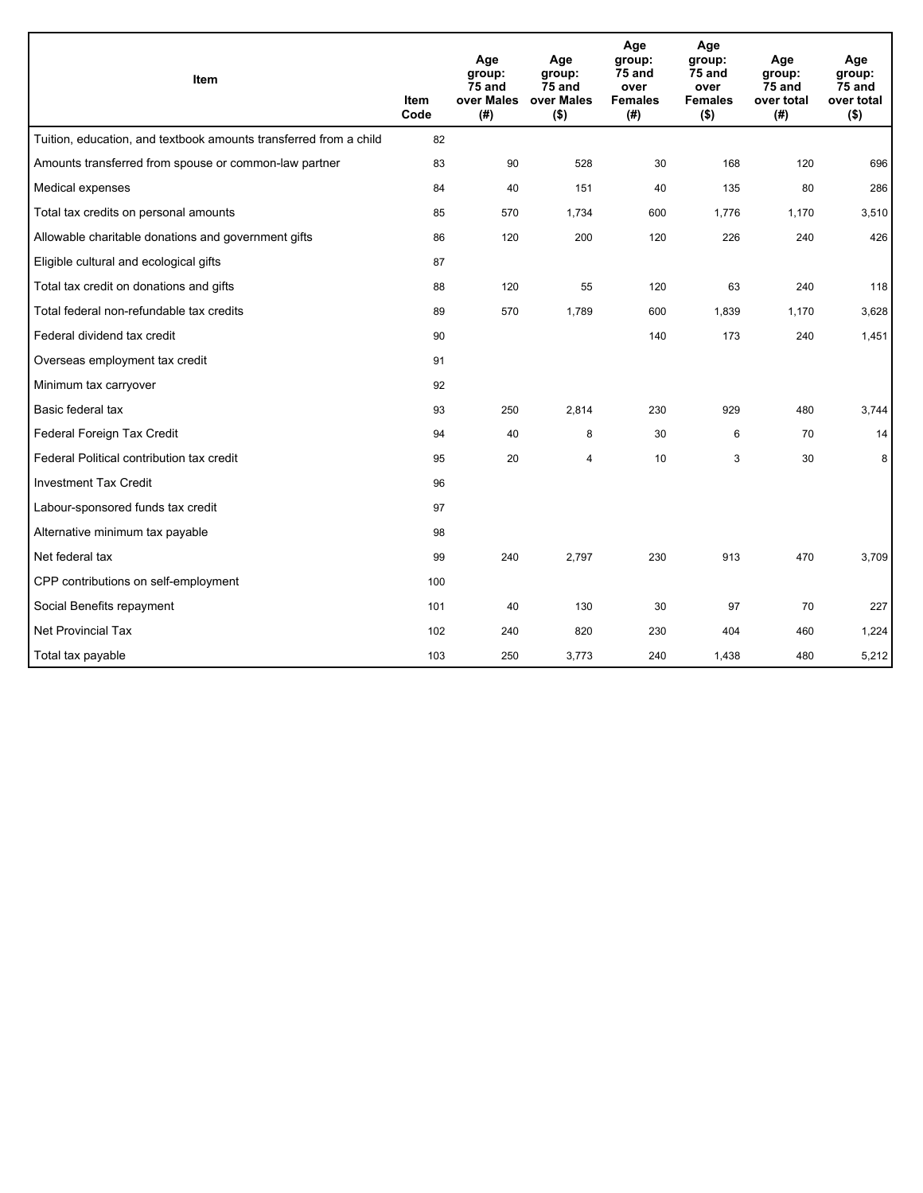| Item | Item Code | Age group: 75 and over Males (#) | Age group: 75 and over Males ($) | Age group: 75 and over Females (#) | Age group: 75 and over Females ($) | Age group: 75 and over total (#) | Age group: 75 and over total ($) |
|---|---|---|---|---|---|---|---|
| Tuition, education, and textbook amounts transferred from a child | 82 | | | | | | |
| Amounts transferred from spouse or common-law partner | 83 | 90 | 528 | 30 | 168 | 120 | 696 |
| Medical expenses | 84 | 40 | 151 | 40 | 135 | 80 | 286 |
| Total tax credits on personal amounts | 85 | 570 | 1,734 | 600 | 1,776 | 1,170 | 3,510 |
| Allowable charitable donations and government gifts | 86 | 120 | 200 | 120 | 226 | 240 | 426 |
| Eligible cultural and ecological gifts | 87 | | | | | | |
| Total tax credit on donations and gifts | 88 | 120 | 55 | 120 | 63 | 240 | 118 |
| Total federal non-refundable tax credits | 89 | 570 | 1,789 | 600 | 1,839 | 1,170 | 3,628 |
| Federal dividend tax credit | 90 | | | 140 | 173 | 240 | 1,451 |
| Overseas employment tax credit | 91 | | | | | | |
| Minimum tax carryover | 92 | | | | | | |
| Basic federal tax | 93 | 250 | 2,814 | 230 | 929 | 480 | 3,744 |
| Federal Foreign Tax Credit | 94 | 40 | 8 | 30 | 6 | 70 | 14 |
| Federal Political contribution tax credit | 95 | 20 | 4 | 10 | 3 | 30 | 8 |
| Investment Tax Credit | 96 | | | | | | |
| Labour-sponsored funds tax credit | 97 | | | | | | |
| Alternative minimum tax payable | 98 | | | | | | |
| Net federal tax | 99 | 240 | 2,797 | 230 | 913 | 470 | 3,709 |
| CPP contributions on self-employment | 100 | | | | | | |
| Social Benefits repayment | 101 | 40 | 130 | 30 | 97 | 70 | 227 |
| Net Provincial Tax | 102 | 240 | 820 | 230 | 404 | 460 | 1,224 |
| Total tax payable | 103 | 250 | 3,773 | 240 | 1,438 | 480 | 5,212 |